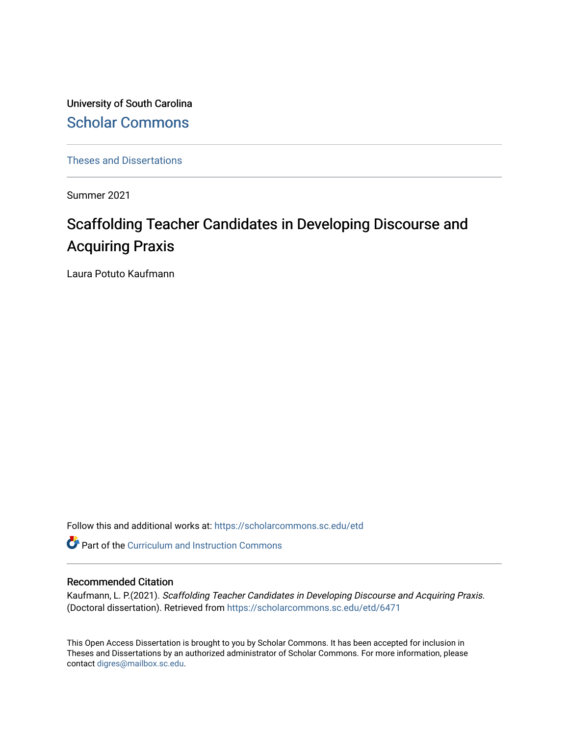University of South Carolina

# Scholar Commons

Theses and Dissertations

Summer 2021

## Scaffolding Teacher Candidates in Developing Discourse and Acquiring Praxis

Laura Potuto Kaufmann

Follow this and additional works at: https://scholarcommons.sc.edu/etd

Part of the Curriculum and Instruction Commons

### Recommended Citation

Kaufmann, L. P.(2021). *Scaffolding Teacher Candidates in Developing Discourse and Acquiring Praxis.* (Doctoral dissertation). Retrieved from https://scholarcommons.sc.edu/etd/6471

This Open Access Dissertation is brought to you by Scholar Commons. It has been accepted for inclusion in Theses and Dissertations by an authorized administrator of Scholar Commons. For more information, please contact digres@mailbox.sc.edu.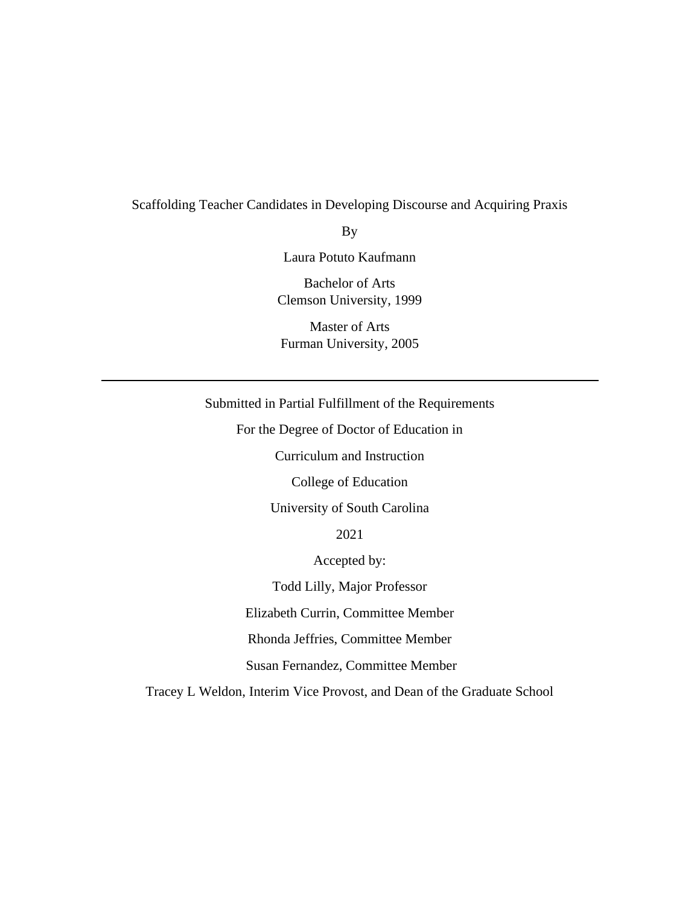Scaffolding Teacher Candidates in Developing Discourse and Acquiring Praxis

By

Laura Potuto Kaufmann

Bachelor of Arts
Clemson University, 1999

Master of Arts
Furman University, 2005

---

Submitted in Partial Fulfillment of the Requirements

For the Degree of Doctor of Education in

Curriculum and Instruction

College of Education

University of South Carolina

2021

Accepted by:

Todd Lilly, Major Professor

Elizabeth Currin, Committee Member

Rhonda Jeffries, Committee Member

Susan Fernandez, Committee Member

Tracey L Weldon, Interim Vice Provost, and Dean of the Graduate School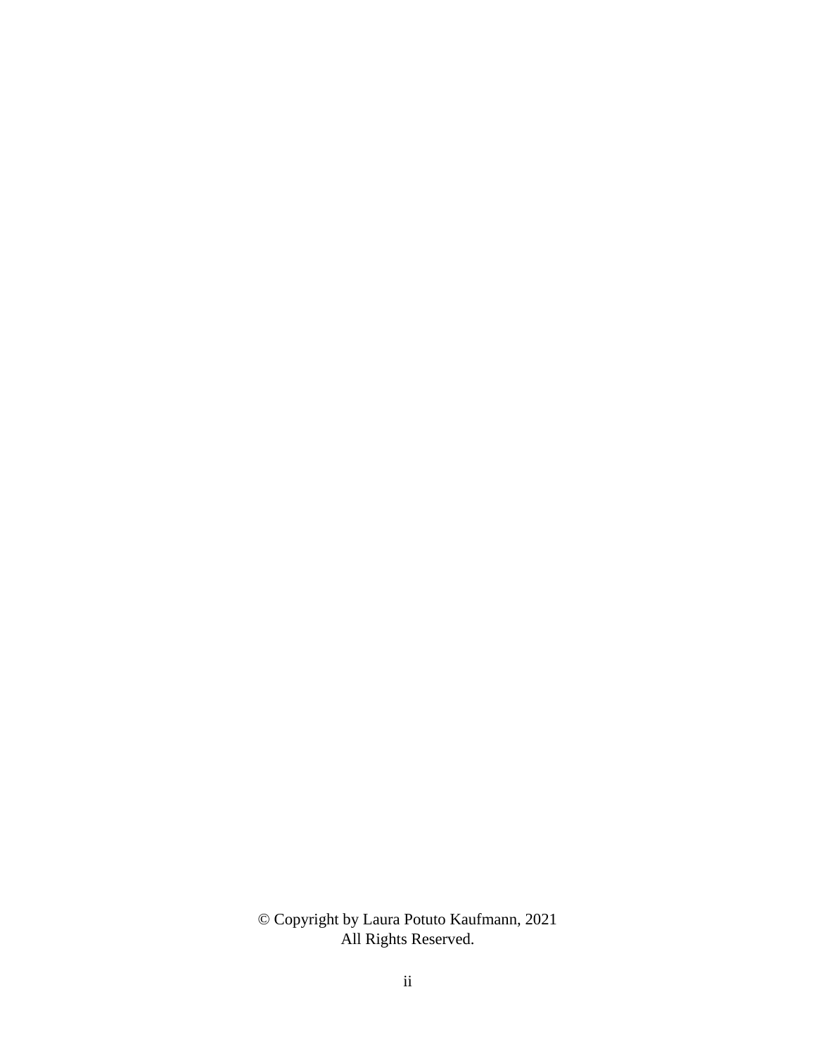© Copyright by Laura Potuto Kaufmann, 2021
All Rights Reserved.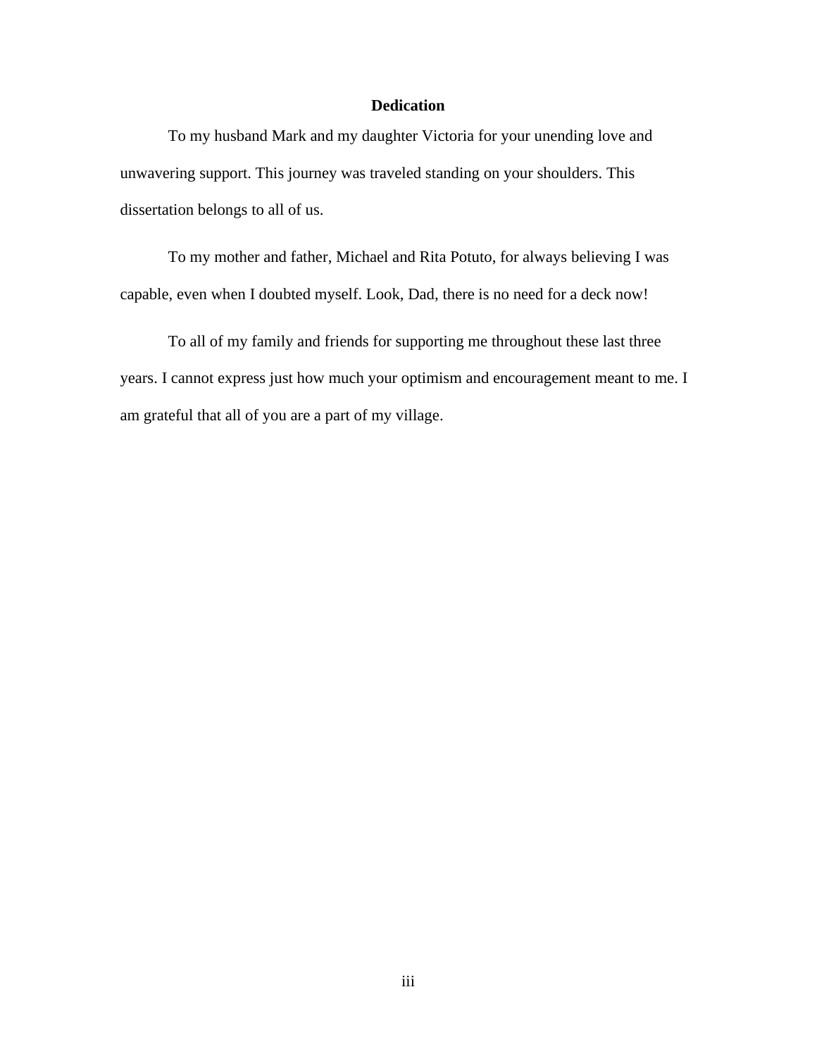# Dedication

To my husband Mark and my daughter Victoria for your unending love and unwavering support. This journey was traveled standing on your shoulders. This dissertation belongs to all of us.

To my mother and father, Michael and Rita Potuto, for always believing I was capable, even when I doubted myself. Look, Dad, there is no need for a deck now!

To all of my family and friends for supporting me throughout these last three years. I cannot express just how much your optimism and encouragement meant to me. I am grateful that all of you are a part of my village.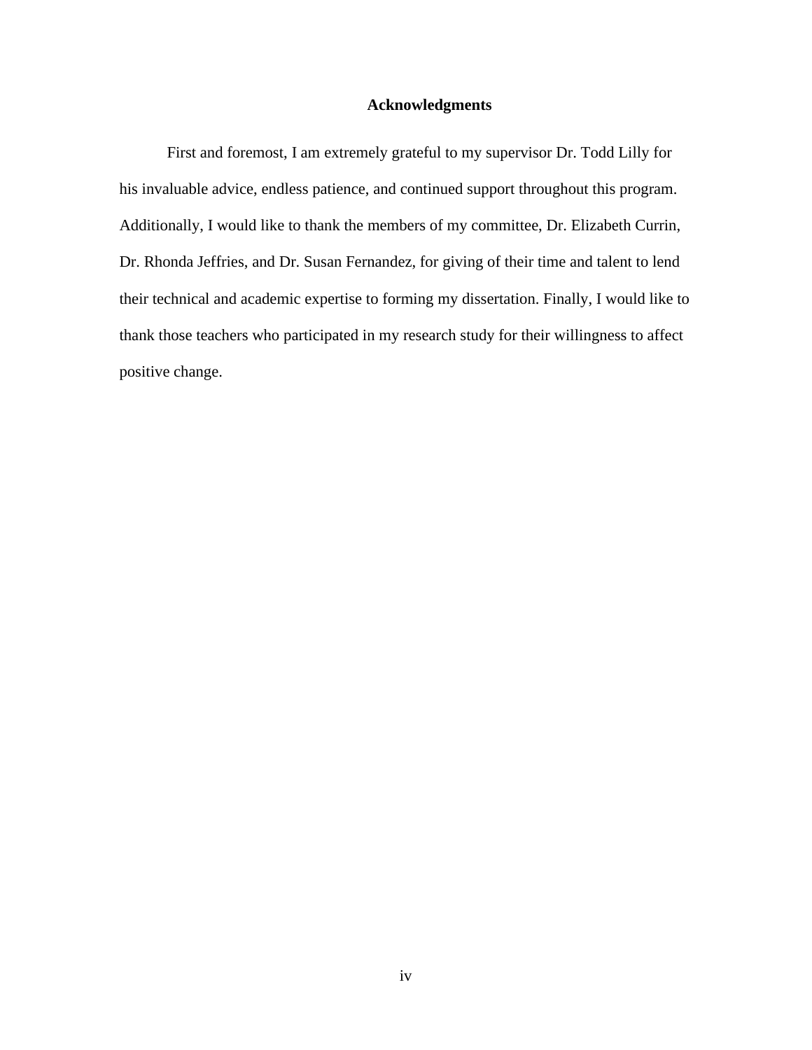# Acknowledgments

First and foremost, I am extremely grateful to my supervisor Dr. Todd Lilly for his invaluable advice, endless patience, and continued support throughout this program. Additionally, I would like to thank the members of my committee, Dr. Elizabeth Currin, Dr. Rhonda Jeffries, and Dr. Susan Fernandez, for giving of their time and talent to lend their technical and academic expertise to forming my dissertation. Finally, I would like to thank those teachers who participated in my research study for their willingness to affect positive change.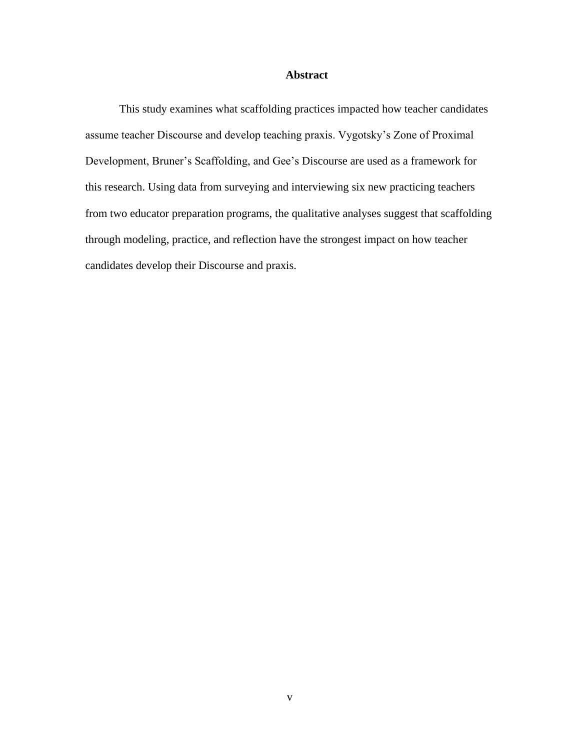# Abstract

This study examines what scaffolding practices impacted how teacher candidates assume teacher Discourse and develop teaching praxis. Vygotsky's Zone of Proximal Development, Bruner's Scaffolding, and Gee's Discourse are used as a framework for this research. Using data from surveying and interviewing six new practicing teachers from two educator preparation programs, the qualitative analyses suggest that scaffolding through modeling, practice, and reflection have the strongest impact on how teacher candidates develop their Discourse and praxis.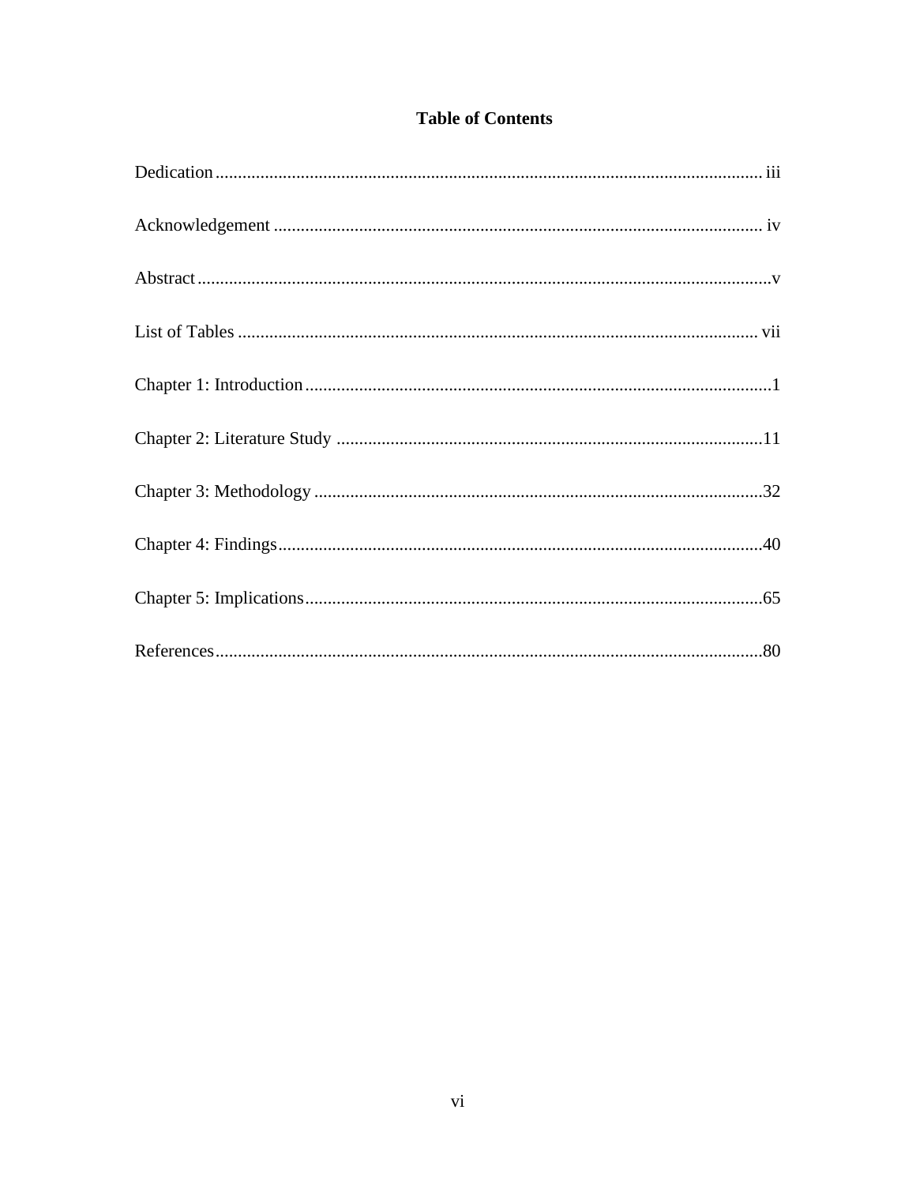# Table of Contents

Dedication ........................................................................................................................ iii

Acknowledgement ........................................................................................................... iv

Abstract .............................................................................................................................v

List of Tables .................................................................................................................. vii

Chapter 1: Introduction ......................................................................................................1

Chapter 2: Literature Study ..............................................................................................11

Chapter 3: Methodology ...................................................................................................32

Chapter 4: Findings ...........................................................................................................40

Chapter 5: Implications .....................................................................................................65

References .........................................................................................................................80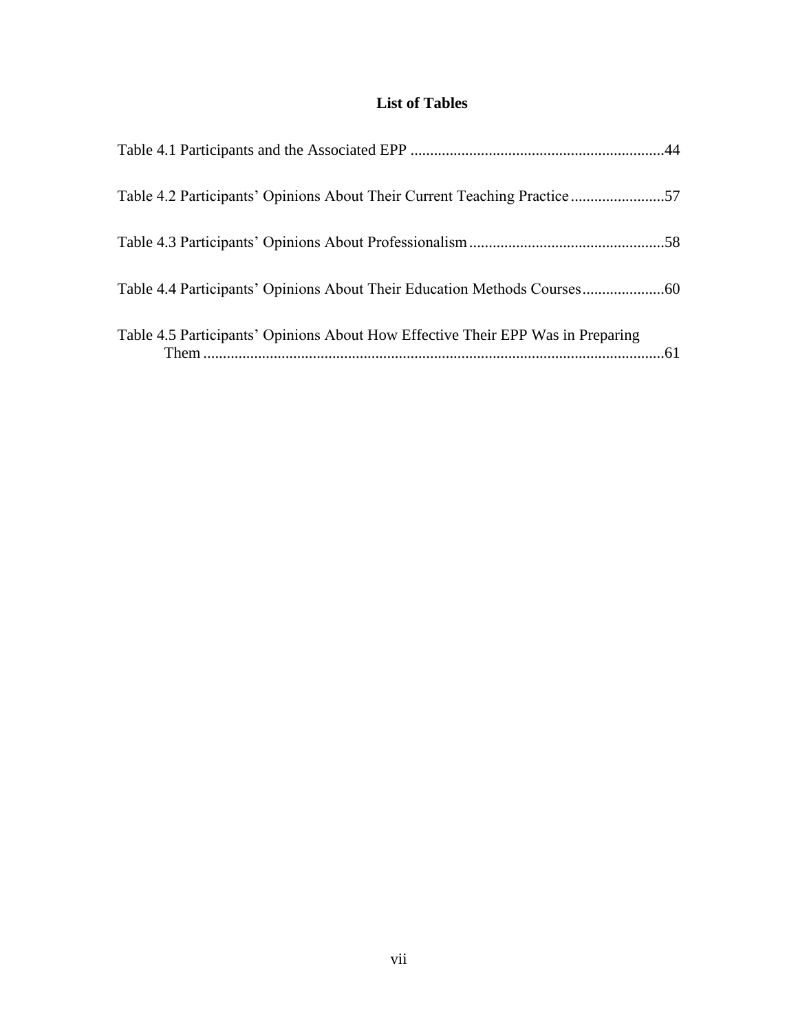# List of Tables

Table 4.1 Participants and the Associated EPP ....................................................................44

Table 4.2 Participants' Opinions About Their Current Teaching Practice ........................57

Table 4.3 Participants' Opinions About Professionalism .................................................58

Table 4.4 Participants' Opinions About Their Education Methods Courses.....................60

Table 4.5 Participants' Opinions About How Effective Their EPP Was in Preparing Them ....................................................................................................................61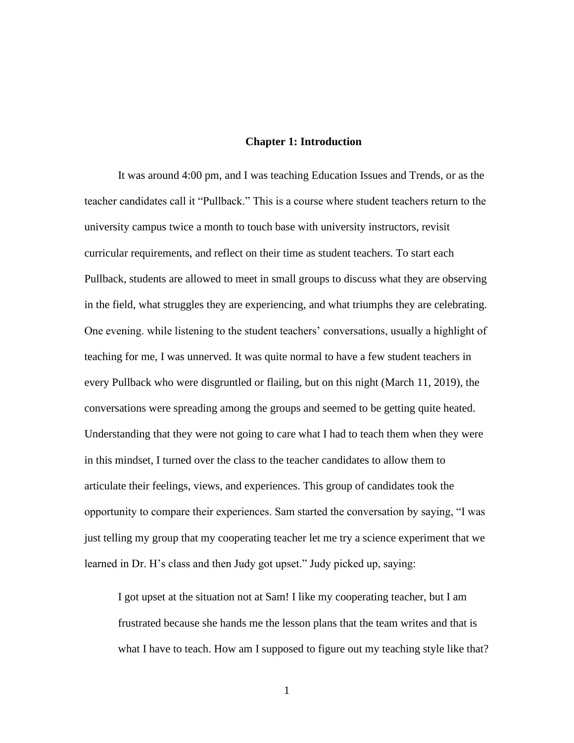# Chapter 1: Introduction

It was around 4:00 pm, and I was teaching Education Issues and Trends, or as the teacher candidates call it "Pullback." This is a course where student teachers return to the university campus twice a month to touch base with university instructors, revisit curricular requirements, and reflect on their time as student teachers. To start each Pullback, students are allowed to meet in small groups to discuss what they are observing in the field, what struggles they are experiencing, and what triumphs they are celebrating. One evening. while listening to the student teachers' conversations, usually a highlight of teaching for me, I was unnerved. It was quite normal to have a few student teachers in every Pullback who were disgruntled or flailing, but on this night (March 11, 2019), the conversations were spreading among the groups and seemed to be getting quite heated. Understanding that they were not going to care what I had to teach them when they were in this mindset, I turned over the class to the teacher candidates to allow them to articulate their feelings, views, and experiences. This group of candidates took the opportunity to compare their experiences. Sam started the conversation by saying, "I was just telling my group that my cooperating teacher let me try a science experiment that we learned in Dr. H's class and then Judy got upset." Judy picked up, saying:

> I got upset at the situation not at Sam! I like my cooperating teacher, but I am frustrated because she hands me the lesson plans that the team writes and that is what I have to teach. How am I supposed to figure out my teaching style like that?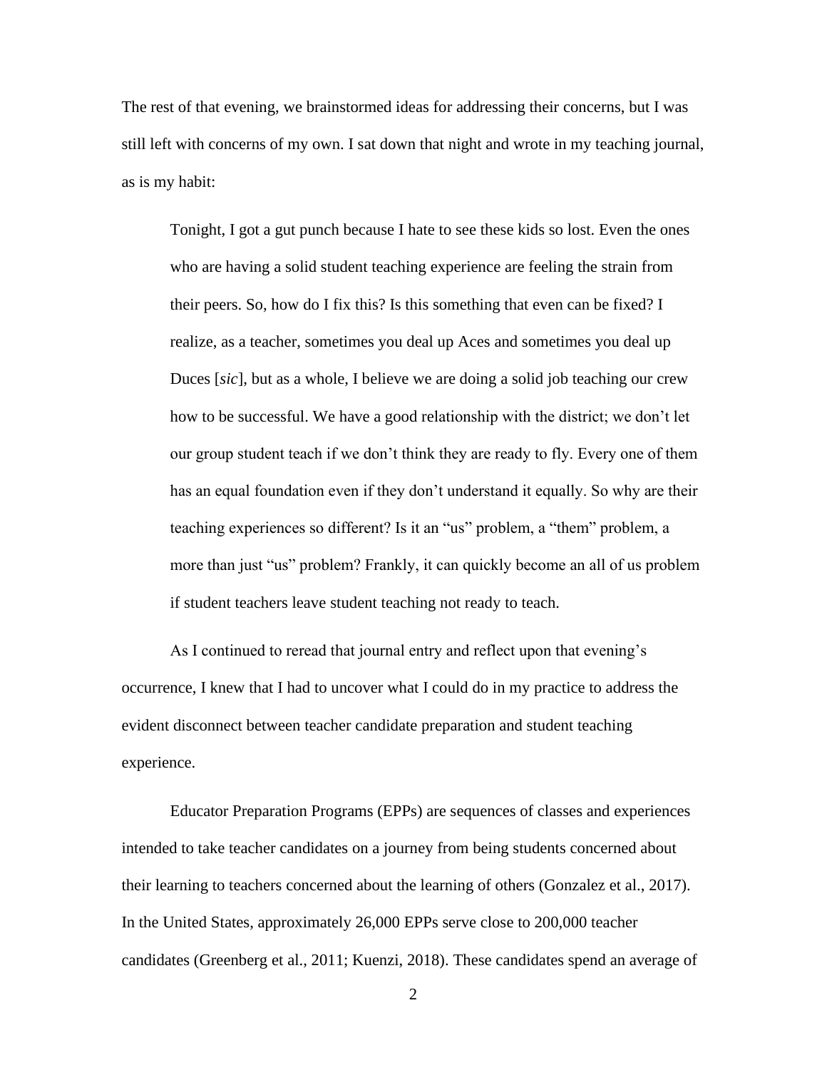The rest of that evening, we brainstormed ideas for addressing their concerns, but I was still left with concerns of my own. I sat down that night and wrote in my teaching journal, as is my habit:

> Tonight, I got a gut punch because I hate to see these kids so lost. Even the ones who are having a solid student teaching experience are feeling the strain from their peers. So, how do I fix this? Is this something that even can be fixed? I realize, as a teacher, sometimes you deal up Aces and sometimes you deal up Duces [*sic*], but as a whole, I believe we are doing a solid job teaching our crew how to be successful. We have a good relationship with the district; we don't let our group student teach if we don't think they are ready to fly. Every one of them has an equal foundation even if they don't understand it equally. So why are their teaching experiences so different? Is it an "us" problem, a "them" problem, a more than just "us" problem? Frankly, it can quickly become an all of us problem if student teachers leave student teaching not ready to teach.

As I continued to reread that journal entry and reflect upon that evening's occurrence, I knew that I had to uncover what I could do in my practice to address the evident disconnect between teacher candidate preparation and student teaching experience.

Educator Preparation Programs (EPPs) are sequences of classes and experiences intended to take teacher candidates on a journey from being students concerned about their learning to teachers concerned about the learning of others (Gonzalez et al., 2017). In the United States, approximately 26,000 EPPs serve close to 200,000 teacher candidates (Greenberg et al., 2011; Kuenzi, 2018). These candidates spend an average of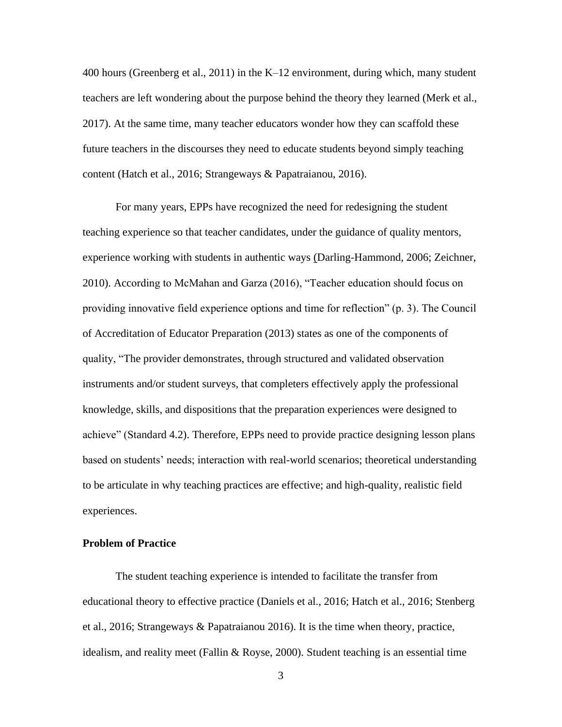400 hours (Greenberg et al., 2011) in the K–12 environment, during which, many student teachers are left wondering about the purpose behind the theory they learned (Merk et al., 2017). At the same time, many teacher educators wonder how they can scaffold these future teachers in the discourses they need to educate students beyond simply teaching content (Hatch et al., 2016; Strangeways & Papatraianou, 2016).

For many years, EPPs have recognized the need for redesigning the student teaching experience so that teacher candidates, under the guidance of quality mentors, experience working with students in authentic ways (Darling-Hammond, 2006; Zeichner, 2010). According to McMahan and Garza (2016), "Teacher education should focus on providing innovative field experience options and time for reflection" (p. 3). The Council of Accreditation of Educator Preparation (2013) states as one of the components of quality, "The provider demonstrates, through structured and validated observation instruments and/or student surveys, that completers effectively apply the professional knowledge, skills, and dispositions that the preparation experiences were designed to achieve" (Standard 4.2). Therefore, EPPs need to provide practice designing lesson plans based on students' needs; interaction with real-world scenarios; theoretical understanding to be articulate in why teaching practices are effective; and high-quality, realistic field experiences.

**Problem of Practice**

The student teaching experience is intended to facilitate the transfer from educational theory to effective practice (Daniels et al., 2016; Hatch et al., 2016; Stenberg et al., 2016; Strangeways & Papatraianou 2016). It is the time when theory, practice, idealism, and reality meet (Fallin & Royse, 2000). Student teaching is an essential time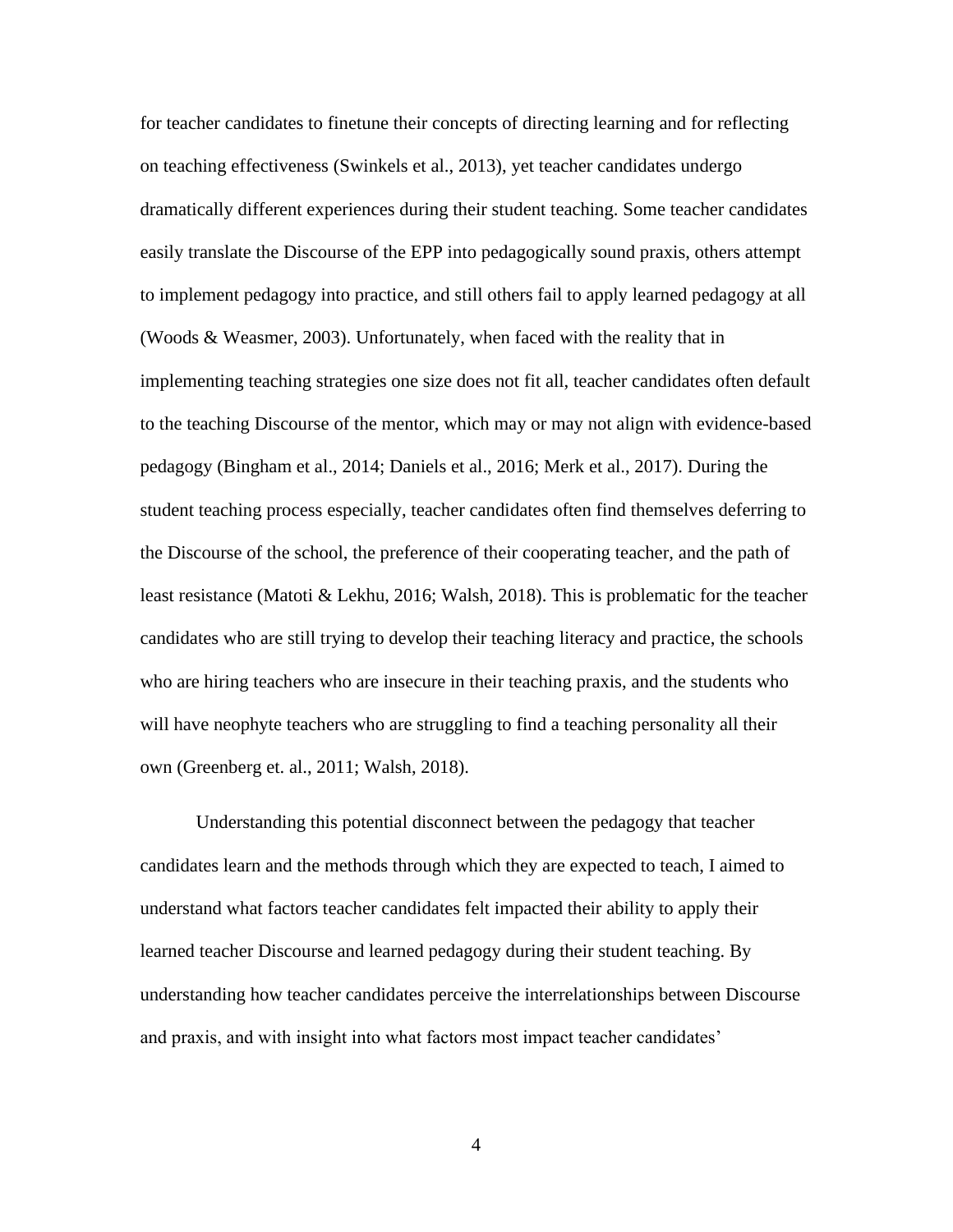for teacher candidates to finetune their concepts of directing learning and for reflecting on teaching effectiveness (Swinkels et al., 2013), yet teacher candidates undergo dramatically different experiences during their student teaching. Some teacher candidates easily translate the Discourse of the EPP into pedagogically sound praxis, others attempt to implement pedagogy into practice, and still others fail to apply learned pedagogy at all (Woods & Weasmer, 2003). Unfortunately, when faced with the reality that in implementing teaching strategies one size does not fit all, teacher candidates often default to the teaching Discourse of the mentor, which may or may not align with evidence-based pedagogy (Bingham et al., 2014; Daniels et al., 2016; Merk et al., 2017). During the student teaching process especially, teacher candidates often find themselves deferring to the Discourse of the school, the preference of their cooperating teacher, and the path of least resistance (Matoti & Lekhu, 2016; Walsh, 2018). This is problematic for the teacher candidates who are still trying to develop their teaching literacy and practice, the schools who are hiring teachers who are insecure in their teaching praxis, and the students who will have neophyte teachers who are struggling to find a teaching personality all their own (Greenberg et. al., 2011; Walsh, 2018).

Understanding this potential disconnect between the pedagogy that teacher candidates learn and the methods through which they are expected to teach, I aimed to understand what factors teacher candidates felt impacted their ability to apply their learned teacher Discourse and learned pedagogy during their student teaching. By understanding how teacher candidates perceive the interrelationships between Discourse and praxis, and with insight into what factors most impact teacher candidates'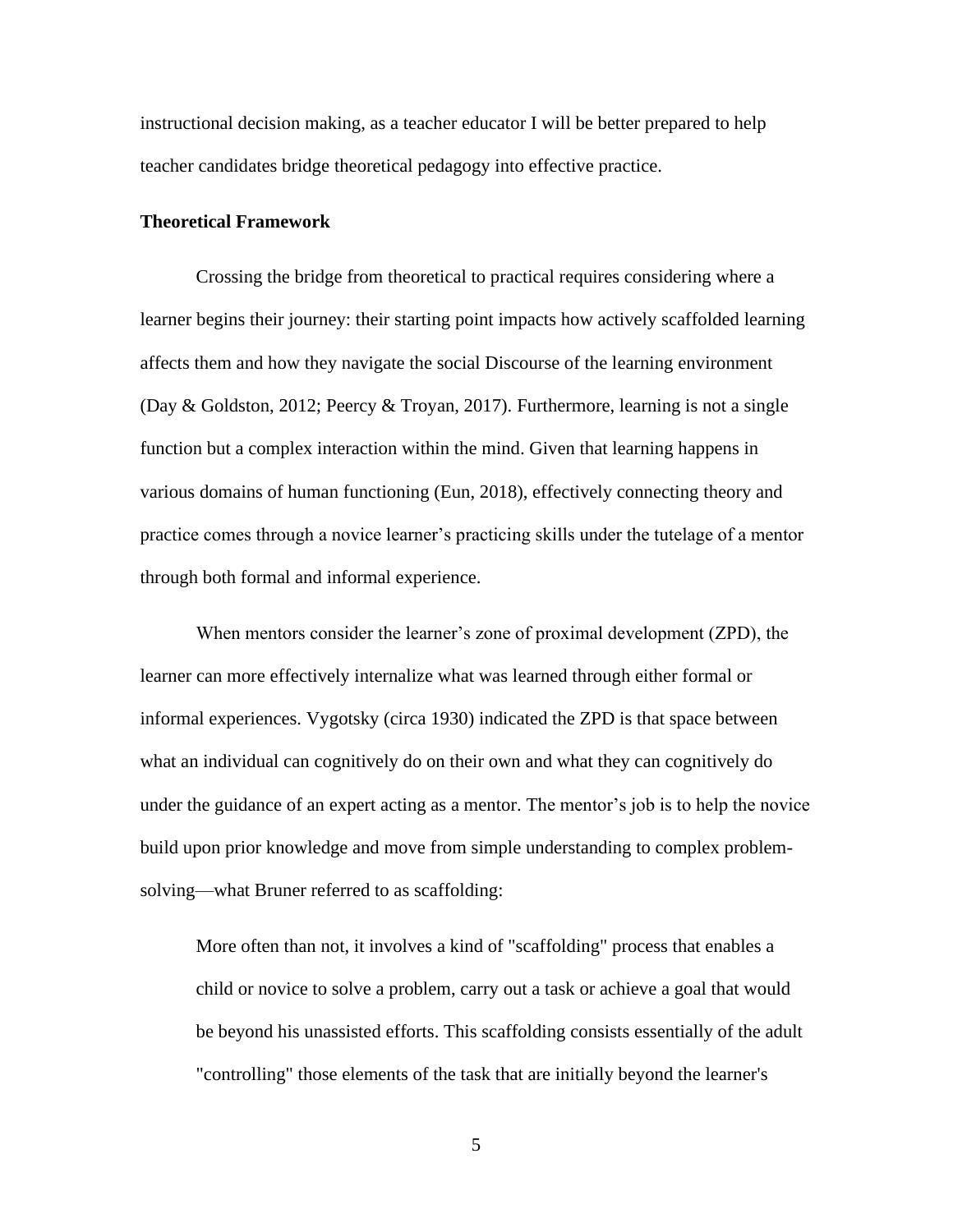instructional decision making, as a teacher educator I will be better prepared to help teacher candidates bridge theoretical pedagogy into effective practice.

**Theoretical Framework**

Crossing the bridge from theoretical to practical requires considering where a learner begins their journey: their starting point impacts how actively scaffolded learning affects them and how they navigate the social Discourse of the learning environment (Day & Goldston, 2012; Peercy & Troyan, 2017). Furthermore, learning is not a single function but a complex interaction within the mind. Given that learning happens in various domains of human functioning (Eun, 2018), effectively connecting theory and practice comes through a novice learner's practicing skills under the tutelage of a mentor through both formal and informal experience.

When mentors consider the learner's zone of proximal development (ZPD), the learner can more effectively internalize what was learned through either formal or informal experiences. Vygotsky (circa 1930) indicated the ZPD is that space between what an individual can cognitively do on their own and what they can cognitively do under the guidance of an expert acting as a mentor. The mentor's job is to help the novice build upon prior knowledge and move from simple understanding to complex problem-solving—what Bruner referred to as scaffolding:

> More often than not, it involves a kind of "scaffolding" process that enables a child or novice to solve a problem, carry out a task or achieve a goal that would be beyond his unassisted efforts. This scaffolding consists essentially of the adult "controlling" those elements of the task that are initially beyond the learner's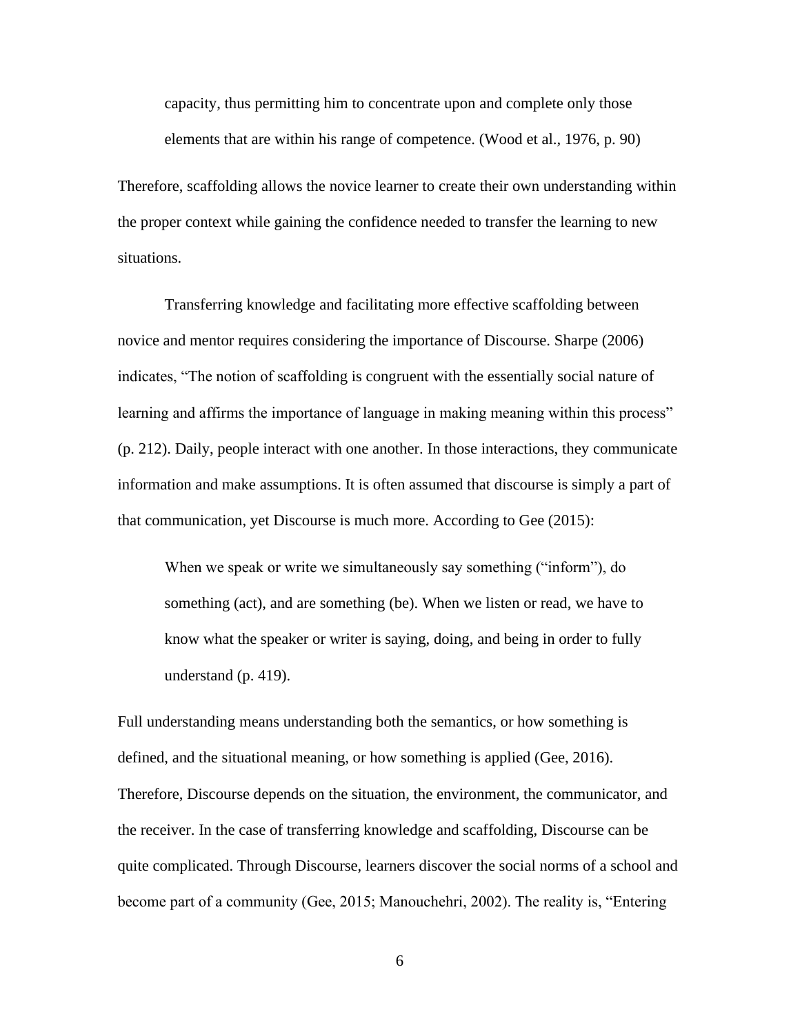> capacity, thus permitting him to concentrate upon and complete only those elements that are within his range of competence. (Wood et al., 1976, p. 90)

Therefore, scaffolding allows the novice learner to create their own understanding within the proper context while gaining the confidence needed to transfer the learning to new situations.

Transferring knowledge and facilitating more effective scaffolding between novice and mentor requires considering the importance of Discourse. Sharpe (2006) indicates, "The notion of scaffolding is congruent with the essentially social nature of learning and affirms the importance of language in making meaning within this process" (p. 212). Daily, people interact with one another. In those interactions, they communicate information and make assumptions. It is often assumed that discourse is simply a part of that communication, yet Discourse is much more. According to Gee (2015):

> When we speak or write we simultaneously say something ("inform"), do something (act), and are something (be). When we listen or read, we have to know what the speaker or writer is saying, doing, and being in order to fully understand (p. 419).

Full understanding means understanding both the semantics, or how something is defined, and the situational meaning, or how something is applied (Gee, 2016). Therefore, Discourse depends on the situation, the environment, the communicator, and the receiver. In the case of transferring knowledge and scaffolding, Discourse can be quite complicated. Through Discourse, learners discover the social norms of a school and become part of a community (Gee, 2015; Manouchehri, 2002). The reality is, "Entering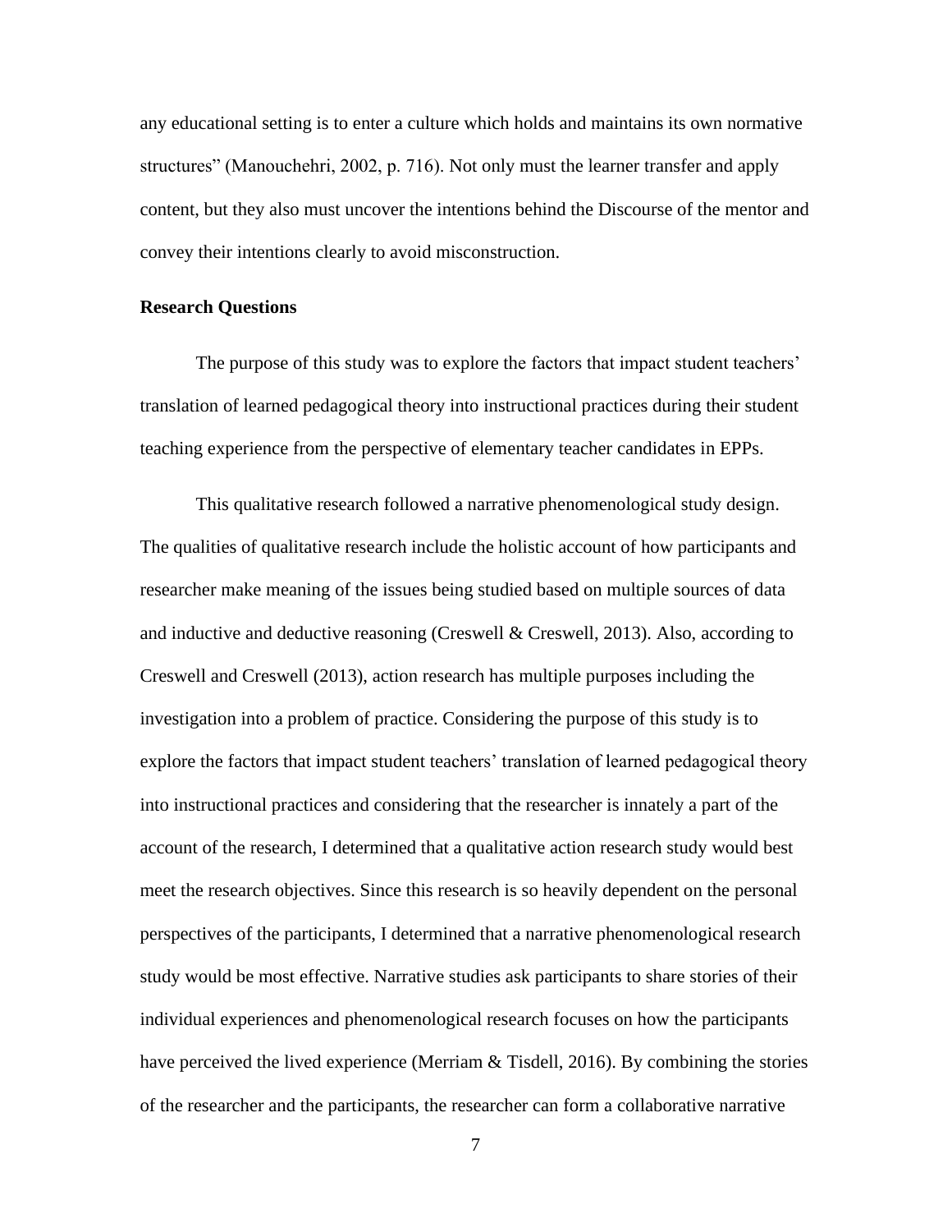any educational setting is to enter a culture which holds and maintains its own normative structures" (Manouchehri, 2002, p. 716). Not only must the learner transfer and apply content, but they also must uncover the intentions behind the Discourse of the mentor and convey their intentions clearly to avoid misconstruction.

**Research Questions**

The purpose of this study was to explore the factors that impact student teachers' translation of learned pedagogical theory into instructional practices during their student teaching experience from the perspective of elementary teacher candidates in EPPs.

This qualitative research followed a narrative phenomenological study design. The qualities of qualitative research include the holistic account of how participants and researcher make meaning of the issues being studied based on multiple sources of data and inductive and deductive reasoning (Creswell & Creswell, 2013). Also, according to Creswell and Creswell (2013), action research has multiple purposes including the investigation into a problem of practice. Considering the purpose of this study is to explore the factors that impact student teachers' translation of learned pedagogical theory into instructional practices and considering that the researcher is innately a part of the account of the research, I determined that a qualitative action research study would best meet the research objectives. Since this research is so heavily dependent on the personal perspectives of the participants, I determined that a narrative phenomenological research study would be most effective. Narrative studies ask participants to share stories of their individual experiences and phenomenological research focuses on how the participants have perceived the lived experience (Merriam & Tisdell, 2016). By combining the stories of the researcher and the participants, the researcher can form a collaborative narrative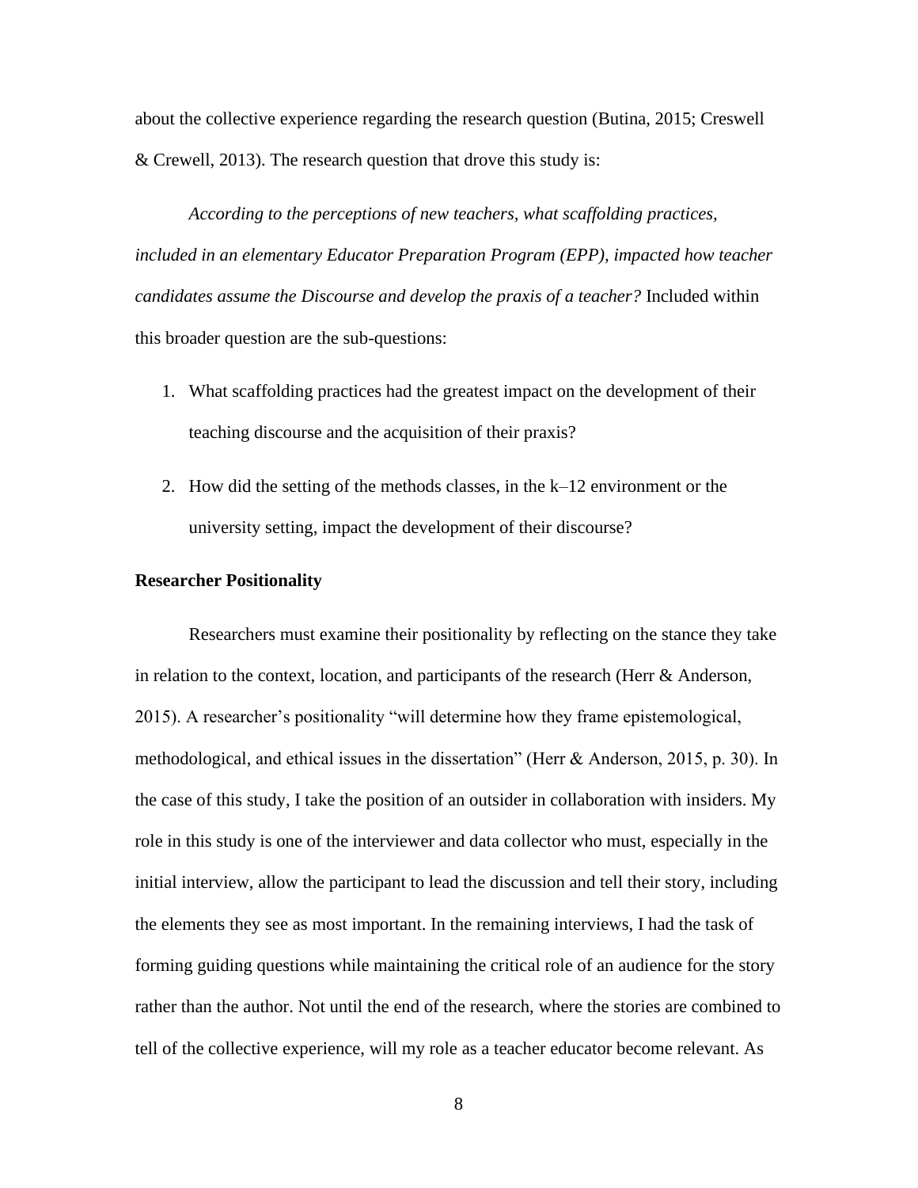about the collective experience regarding the research question (Butina, 2015; Creswell & Crewell, 2013). The research question that drove this study is:

*According to the perceptions of new teachers, what scaffolding practices, included in an elementary Educator Preparation Program (EPP), impacted how teacher candidates assume the Discourse and develop the praxis of a teacher?* Included within this broader question are the sub-questions:

1. What scaffolding practices had the greatest impact on the development of their teaching discourse and the acquisition of their praxis?
2. How did the setting of the methods classes, in the k–12 environment or the university setting, impact the development of their discourse?

**Researcher Positionality**

Researchers must examine their positionality by reflecting on the stance they take in relation to the context, location, and participants of the research (Herr & Anderson, 2015). A researcher's positionality "will determine how they frame epistemological, methodological, and ethical issues in the dissertation" (Herr & Anderson, 2015, p. 30). In the case of this study, I take the position of an outsider in collaboration with insiders. My role in this study is one of the interviewer and data collector who must, especially in the initial interview, allow the participant to lead the discussion and tell their story, including the elements they see as most important. In the remaining interviews, I had the task of forming guiding questions while maintaining the critical role of an audience for the story rather than the author. Not until the end of the research, where the stories are combined to tell of the collective experience, will my role as a teacher educator become relevant. As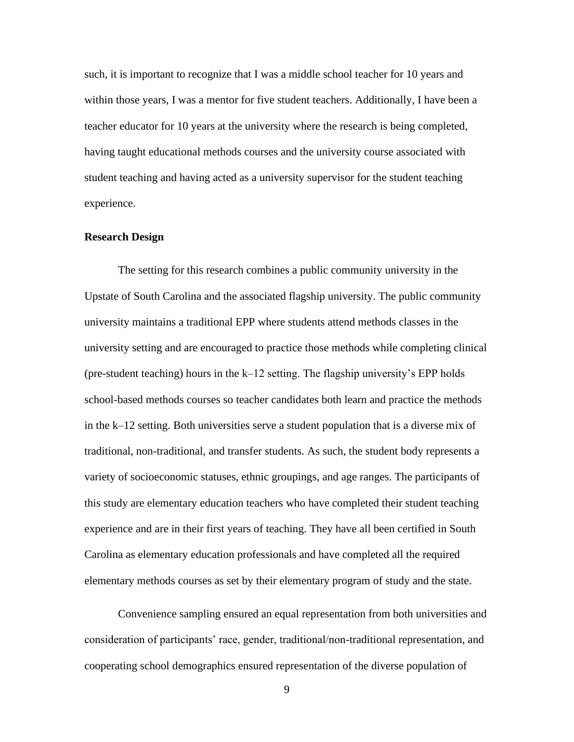such, it is important to recognize that I was a middle school teacher for 10 years and within those years, I was a mentor for five student teachers. Additionally, I have been a teacher educator for 10 years at the university where the research is being completed, having taught educational methods courses and the university course associated with student teaching and having acted as a university supervisor for the student teaching experience.

**Research Design**

The setting for this research combines a public community university in the Upstate of South Carolina and the associated flagship university. The public community university maintains a traditional EPP where students attend methods classes in the university setting and are encouraged to practice those methods while completing clinical (pre-student teaching) hours in the k–12 setting. The flagship university's EPP holds school-based methods courses so teacher candidates both learn and practice the methods in the k–12 setting. Both universities serve a student population that is a diverse mix of traditional, non-traditional, and transfer students. As such, the student body represents a variety of socioeconomic statuses, ethnic groupings, and age ranges. The participants of this study are elementary education teachers who have completed their student teaching experience and are in their first years of teaching. They have all been certified in South Carolina as elementary education professionals and have completed all the required elementary methods courses as set by their elementary program of study and the state.

Convenience sampling ensured an equal representation from both universities and consideration of participants' race, gender, traditional/non-traditional representation, and cooperating school demographics ensured representation of the diverse population of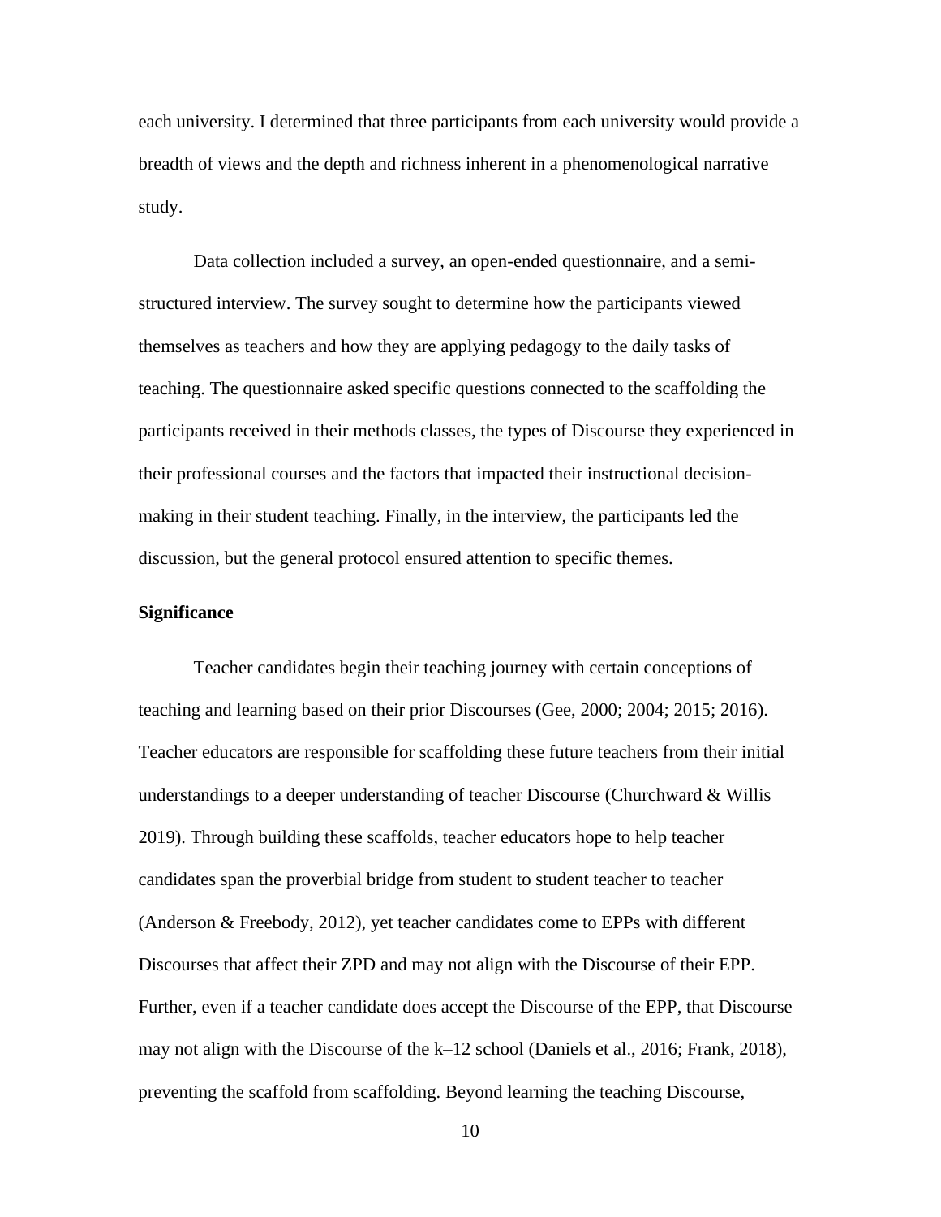each university. I determined that three participants from each university would provide a breadth of views and the depth and richness inherent in a phenomenological narrative study.

Data collection included a survey, an open-ended questionnaire, and a semi-structured interview. The survey sought to determine how the participants viewed themselves as teachers and how they are applying pedagogy to the daily tasks of teaching. The questionnaire asked specific questions connected to the scaffolding the participants received in their methods classes, the types of Discourse they experienced in their professional courses and the factors that impacted their instructional decision-making in their student teaching. Finally, in the interview, the participants led the discussion, but the general protocol ensured attention to specific themes.

## Significance

Teacher candidates begin their teaching journey with certain conceptions of teaching and learning based on their prior Discourses (Gee, 2000; 2004; 2015; 2016). Teacher educators are responsible for scaffolding these future teachers from their initial understandings to a deeper understanding of teacher Discourse (Churchward & Willis 2019). Through building these scaffolds, teacher educators hope to help teacher candidates span the proverbial bridge from student to student teacher to teacher (Anderson & Freebody, 2012), yet teacher candidates come to EPPs with different Discourses that affect their ZPD and may not align with the Discourse of their EPP. Further, even if a teacher candidate does accept the Discourse of the EPP, that Discourse may not align with the Discourse of the k–12 school (Daniels et al., 2016; Frank, 2018), preventing the scaffold from scaffolding. Beyond learning the teaching Discourse,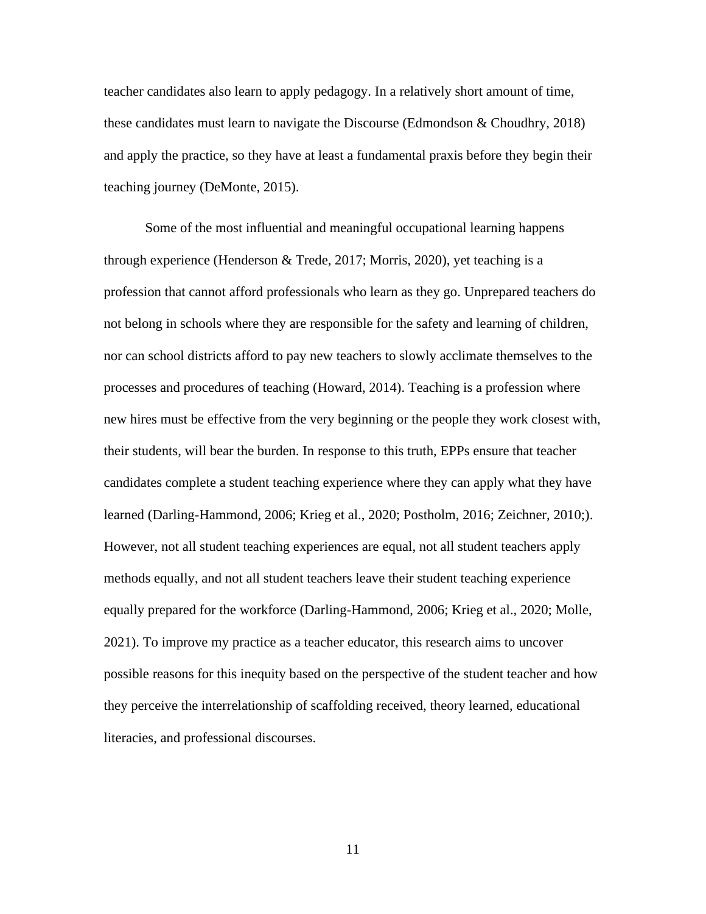teacher candidates also learn to apply pedagogy. In a relatively short amount of time, these candidates must learn to navigate the Discourse (Edmondson & Choudhry, 2018) and apply the practice, so they have at least a fundamental praxis before they begin their teaching journey (DeMonte, 2015).

Some of the most influential and meaningful occupational learning happens through experience (Henderson & Trede, 2017; Morris, 2020), yet teaching is a profession that cannot afford professionals who learn as they go. Unprepared teachers do not belong in schools where they are responsible for the safety and learning of children, nor can school districts afford to pay new teachers to slowly acclimate themselves to the processes and procedures of teaching (Howard, 2014). Teaching is a profession where new hires must be effective from the very beginning or the people they work closest with, their students, will bear the burden. In response to this truth, EPPs ensure that teacher candidates complete a student teaching experience where they can apply what they have learned (Darling-Hammond, 2006; Krieg et al., 2020; Postholm, 2016; Zeichner, 2010;). However, not all student teaching experiences are equal, not all student teachers apply methods equally, and not all student teachers leave their student teaching experience equally prepared for the workforce (Darling-Hammond, 2006; Krieg et al., 2020; Molle, 2021). To improve my practice as a teacher educator, this research aims to uncover possible reasons for this inequity based on the perspective of the student teacher and how they perceive the interrelationship of scaffolding received, theory learned, educational literacies, and professional discourses.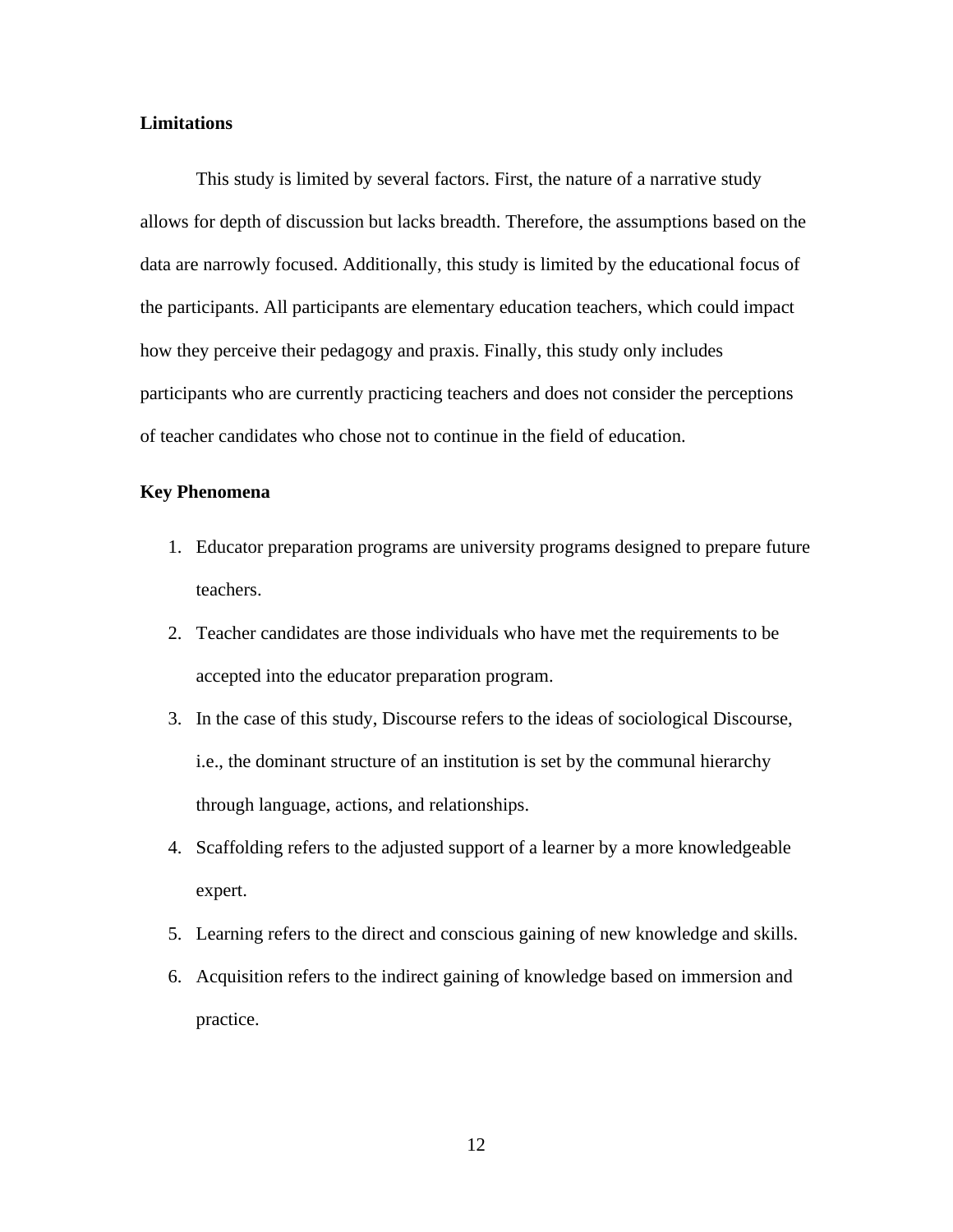**Limitations**

This study is limited by several factors. First, the nature of a narrative study allows for depth of discussion but lacks breadth. Therefore, the assumptions based on the data are narrowly focused. Additionally, this study is limited by the educational focus of the participants. All participants are elementary education teachers, which could impact how they perceive their pedagogy and praxis. Finally, this study only includes participants who are currently practicing teachers and does not consider the perceptions of teacher candidates who chose not to continue in the field of education.

**Key Phenomena**

1. Educator preparation programs are university programs designed to prepare future teachers.
2. Teacher candidates are those individuals who have met the requirements to be accepted into the educator preparation program.
3. In the case of this study, Discourse refers to the ideas of sociological Discourse, i.e., the dominant structure of an institution is set by the communal hierarchy through language, actions, and relationships.
4. Scaffolding refers to the adjusted support of a learner by a more knowledgeable expert.
5. Learning refers to the direct and conscious gaining of new knowledge and skills.
6. Acquisition refers to the indirect gaining of knowledge based on immersion and practice.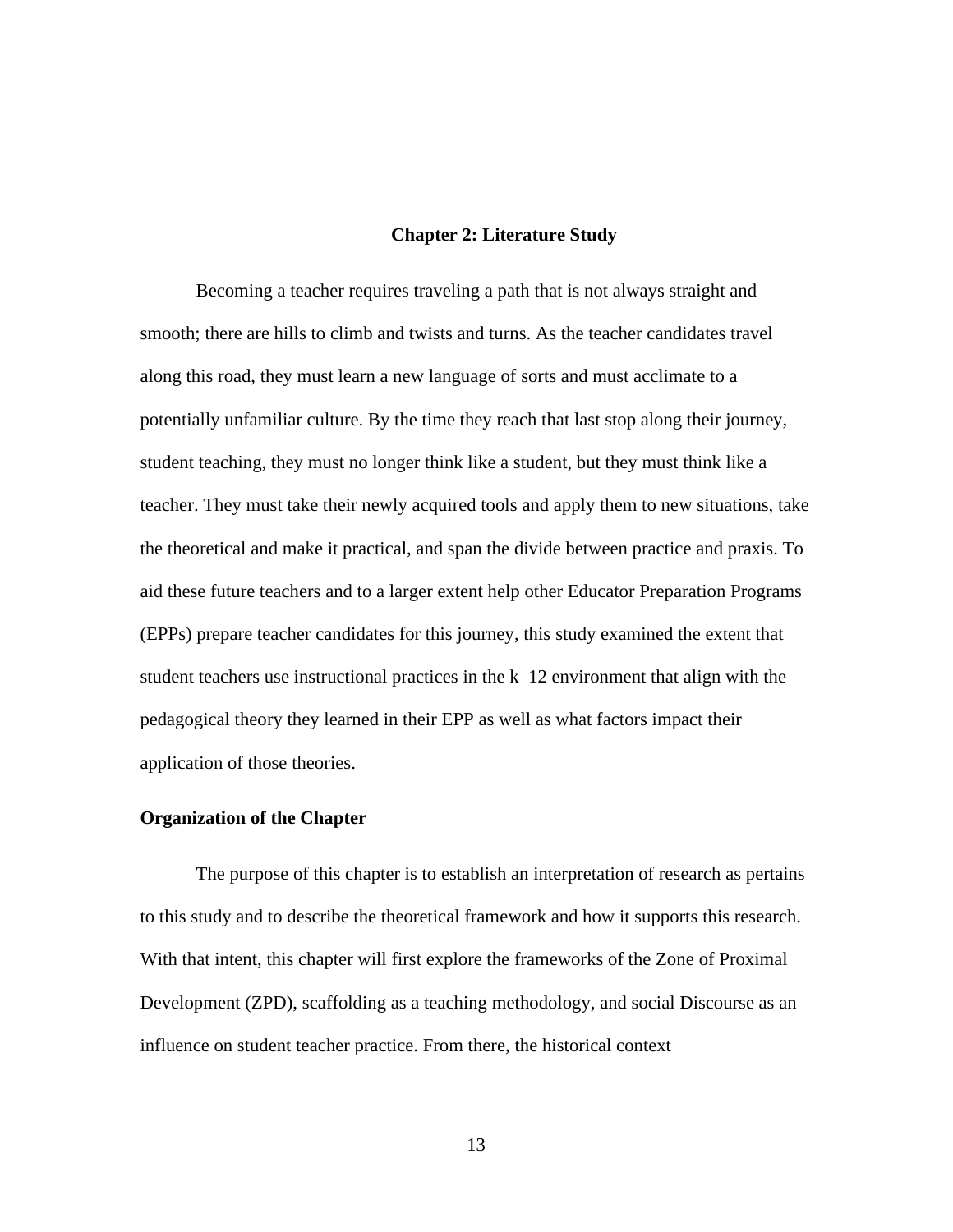# Chapter 2: Literature Study

Becoming a teacher requires traveling a path that is not always straight and smooth; there are hills to climb and twists and turns. As the teacher candidates travel along this road, they must learn a new language of sorts and must acclimate to a potentially unfamiliar culture. By the time they reach that last stop along their journey, student teaching, they must no longer think like a student, but they must think like a teacher. They must take their newly acquired tools and apply them to new situations, take the theoretical and make it practical, and span the divide between practice and praxis. To aid these future teachers and to a larger extent help other Educator Preparation Programs (EPPs) prepare teacher candidates for this journey, this study examined the extent that student teachers use instructional practices in the k–12 environment that align with the pedagogical theory they learned in their EPP as well as what factors impact their application of those theories.

## Organization of the Chapter

The purpose of this chapter is to establish an interpretation of research as pertains to this study and to describe the theoretical framework and how it supports this research. With that intent, this chapter will first explore the frameworks of the Zone of Proximal Development (ZPD), scaffolding as a teaching methodology, and social Discourse as an influence on student teacher practice. From there, the historical context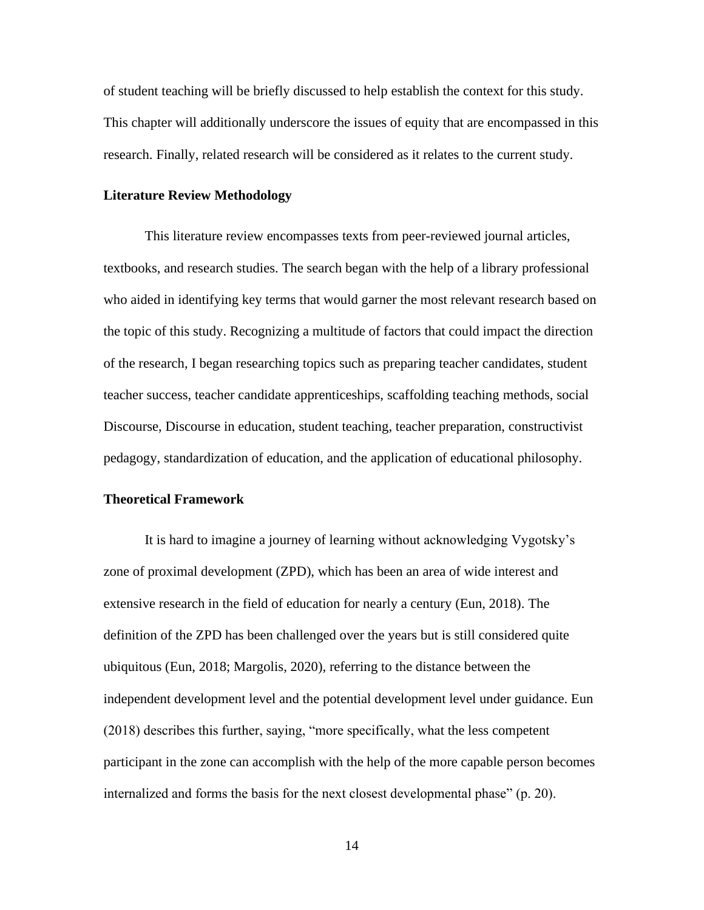of student teaching will be briefly discussed to help establish the context for this study. This chapter will additionally underscore the issues of equity that are encompassed in this research. Finally, related research will be considered as it relates to the current study.

## Literature Review Methodology

This literature review encompasses texts from peer-reviewed journal articles, textbooks, and research studies. The search began with the help of a library professional who aided in identifying key terms that would garner the most relevant research based on the topic of this study. Recognizing a multitude of factors that could impact the direction of the research, I began researching topics such as preparing teacher candidates, student teacher success, teacher candidate apprenticeships, scaffolding teaching methods, social Discourse, Discourse in education, student teaching, teacher preparation, constructivist pedagogy, standardization of education, and the application of educational philosophy.

## Theoretical Framework

It is hard to imagine a journey of learning without acknowledging Vygotsky's zone of proximal development (ZPD), which has been an area of wide interest and extensive research in the field of education for nearly a century (Eun, 2018). The definition of the ZPD has been challenged over the years but is still considered quite ubiquitous (Eun, 2018; Margolis, 2020), referring to the distance between the independent development level and the potential development level under guidance. Eun (2018) describes this further, saying, "more specifically, what the less competent participant in the zone can accomplish with the help of the more capable person becomes internalized and forms the basis for the next closest developmental phase" (p. 20).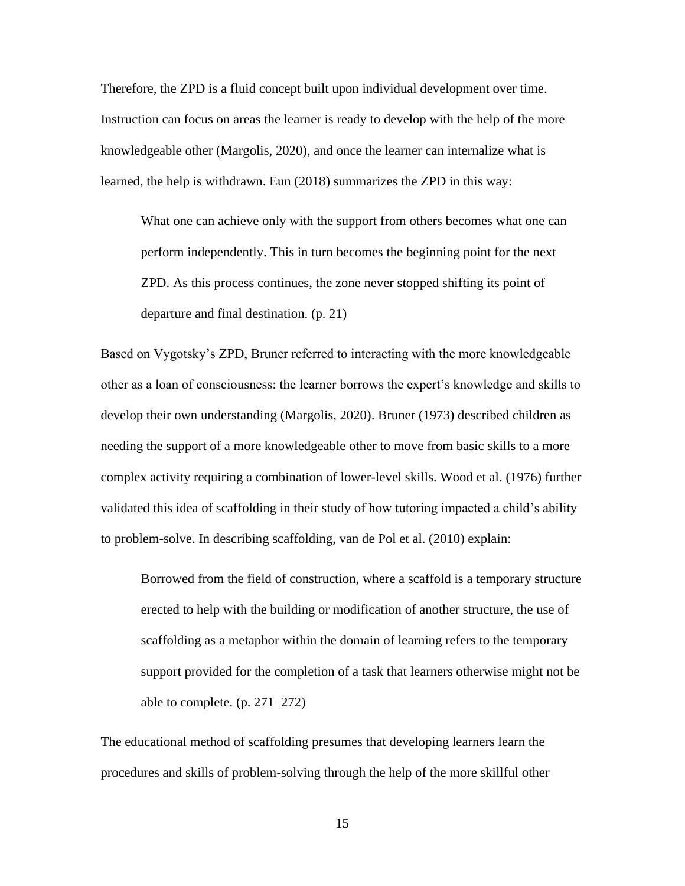Therefore, the ZPD is a fluid concept built upon individual development over time. Instruction can focus on areas the learner is ready to develop with the help of the more knowledgeable other (Margolis, 2020), and once the learner can internalize what is learned, the help is withdrawn. Eun (2018) summarizes the ZPD in this way:

> What one can achieve only with the support from others becomes what one can perform independently. This in turn becomes the beginning point for the next ZPD. As this process continues, the zone never stopped shifting its point of departure and final destination. (p. 21)

Based on Vygotsky's ZPD, Bruner referred to interacting with the more knowledgeable other as a loan of consciousness: the learner borrows the expert's knowledge and skills to develop their own understanding (Margolis, 2020). Bruner (1973) described children as needing the support of a more knowledgeable other to move from basic skills to a more complex activity requiring a combination of lower-level skills. Wood et al. (1976) further validated this idea of scaffolding in their study of how tutoring impacted a child's ability to problem-solve. In describing scaffolding, van de Pol et al. (2010) explain:

> Borrowed from the field of construction, where a scaffold is a temporary structure erected to help with the building or modification of another structure, the use of scaffolding as a metaphor within the domain of learning refers to the temporary support provided for the completion of a task that learners otherwise might not be able to complete. (p. 271–272)

The educational method of scaffolding presumes that developing learners learn the procedures and skills of problem-solving through the help of the more skillful other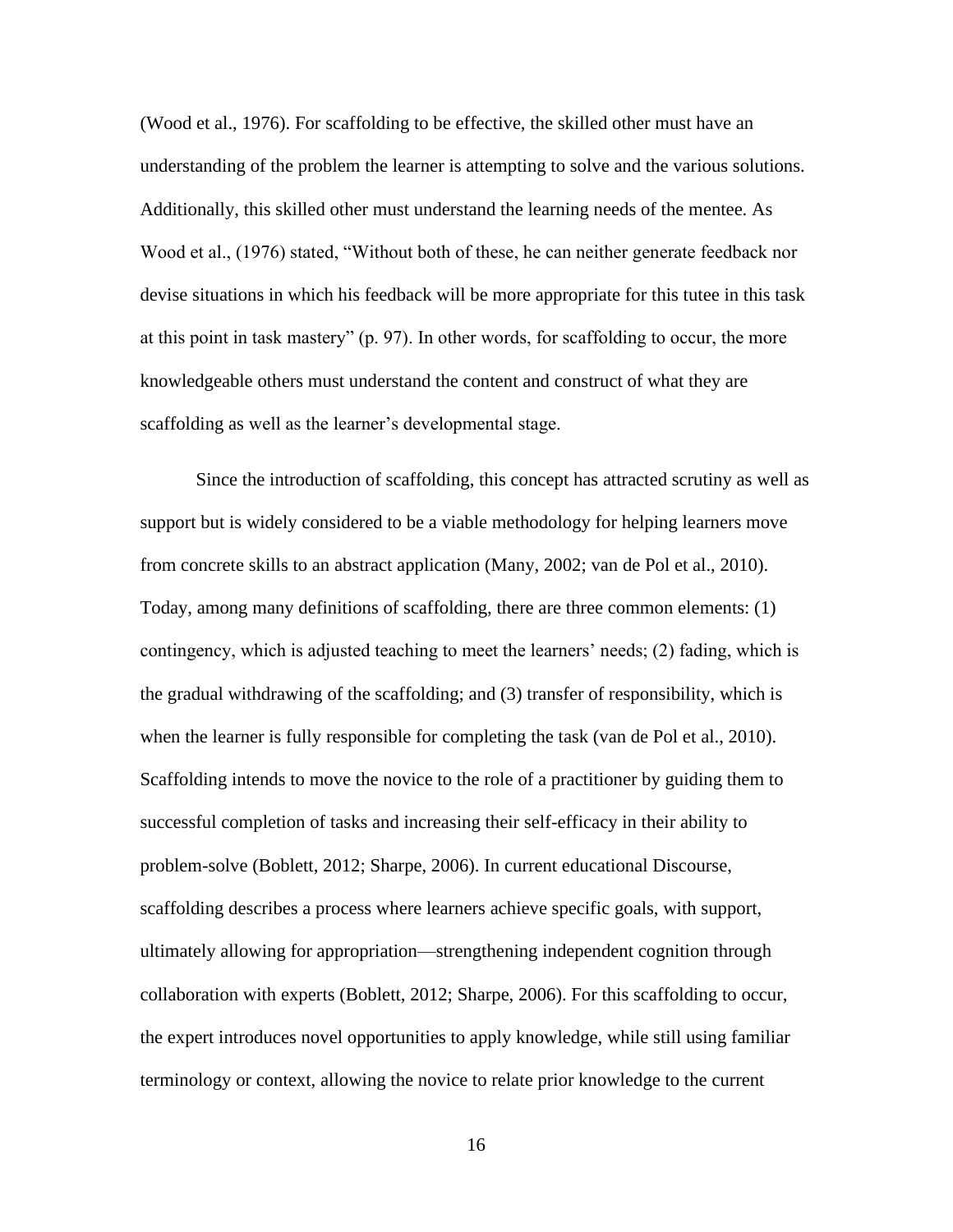(Wood et al., 1976). For scaffolding to be effective, the skilled other must have an understanding of the problem the learner is attempting to solve and the various solutions. Additionally, this skilled other must understand the learning needs of the mentee. As Wood et al., (1976) stated, "Without both of these, he can neither generate feedback nor devise situations in which his feedback will be more appropriate for this tutee in this task at this point in task mastery" (p. 97). In other words, for scaffolding to occur, the more knowledgeable others must understand the content and construct of what they are scaffolding as well as the learner's developmental stage.

Since the introduction of scaffolding, this concept has attracted scrutiny as well as support but is widely considered to be a viable methodology for helping learners move from concrete skills to an abstract application (Many, 2002; van de Pol et al., 2010). Today, among many definitions of scaffolding, there are three common elements: (1) contingency, which is adjusted teaching to meet the learners' needs; (2) fading, which is the gradual withdrawing of the scaffolding; and (3) transfer of responsibility, which is when the learner is fully responsible for completing the task (van de Pol et al., 2010). Scaffolding intends to move the novice to the role of a practitioner by guiding them to successful completion of tasks and increasing their self-efficacy in their ability to problem-solve (Boblett, 2012; Sharpe, 2006). In current educational Discourse, scaffolding describes a process where learners achieve specific goals, with support, ultimately allowing for appropriation—strengthening independent cognition through collaboration with experts (Boblett, 2012; Sharpe, 2006). For this scaffolding to occur, the expert introduces novel opportunities to apply knowledge, while still using familiar terminology or context, allowing the novice to relate prior knowledge to the current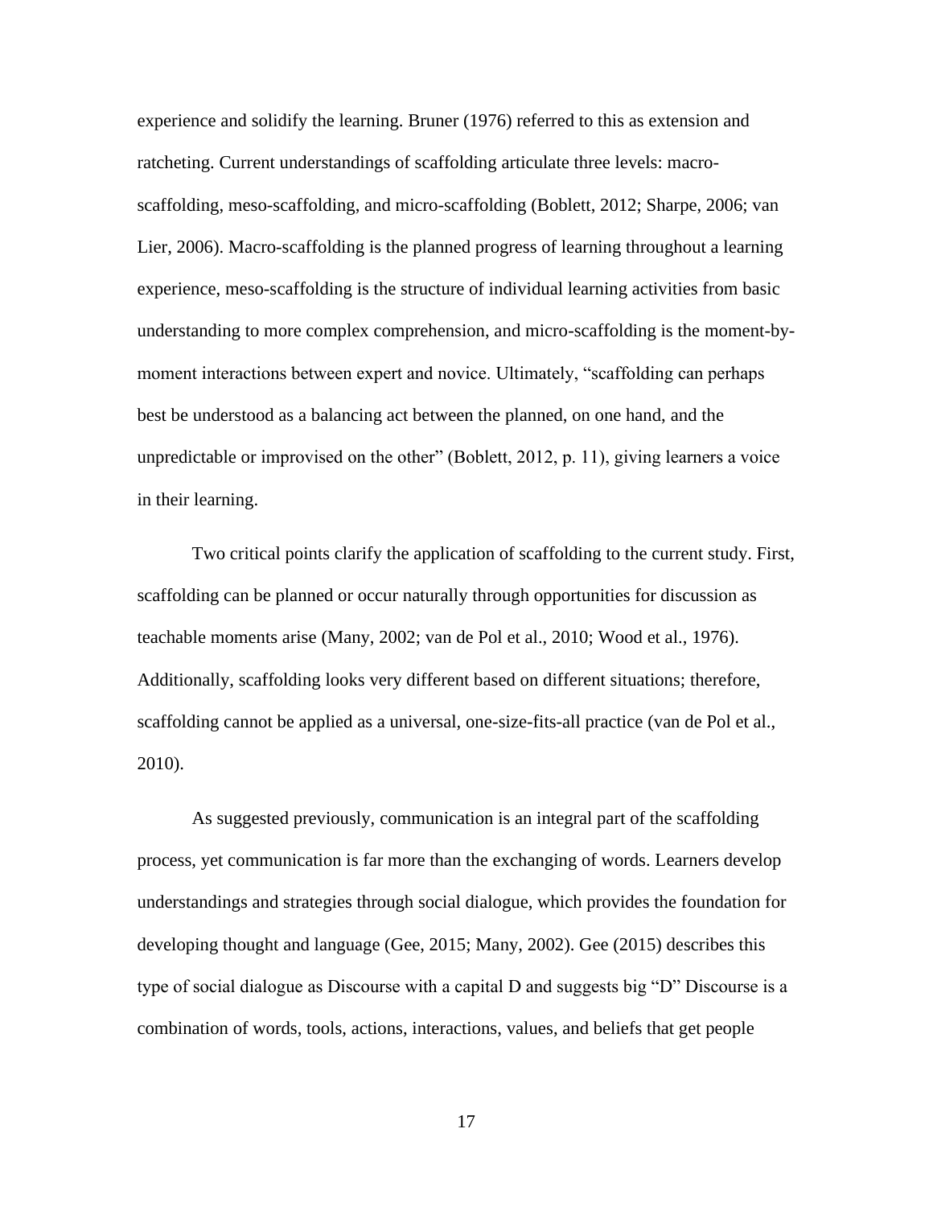experience and solidify the learning. Bruner (1976) referred to this as extension and ratcheting. Current understandings of scaffolding articulate three levels: macro-scaffolding, meso-scaffolding, and micro-scaffolding (Boblett, 2012; Sharpe, 2006; van Lier, 2006). Macro-scaffolding is the planned progress of learning throughout a learning experience, meso-scaffolding is the structure of individual learning activities from basic understanding to more complex comprehension, and micro-scaffolding is the moment-by-moment interactions between expert and novice. Ultimately, "scaffolding can perhaps best be understood as a balancing act between the planned, on one hand, and the unpredictable or improvised on the other" (Boblett, 2012, p. 11), giving learners a voice in their learning.

Two critical points clarify the application of scaffolding to the current study. First, scaffolding can be planned or occur naturally through opportunities for discussion as teachable moments arise (Many, 2002; van de Pol et al., 2010; Wood et al., 1976). Additionally, scaffolding looks very different based on different situations; therefore, scaffolding cannot be applied as a universal, one-size-fits-all practice (van de Pol et al., 2010).

As suggested previously, communication is an integral part of the scaffolding process, yet communication is far more than the exchanging of words. Learners develop understandings and strategies through social dialogue, which provides the foundation for developing thought and language (Gee, 2015; Many, 2002). Gee (2015) describes this type of social dialogue as Discourse with a capital D and suggests big "D" Discourse is a combination of words, tools, actions, interactions, values, and beliefs that get people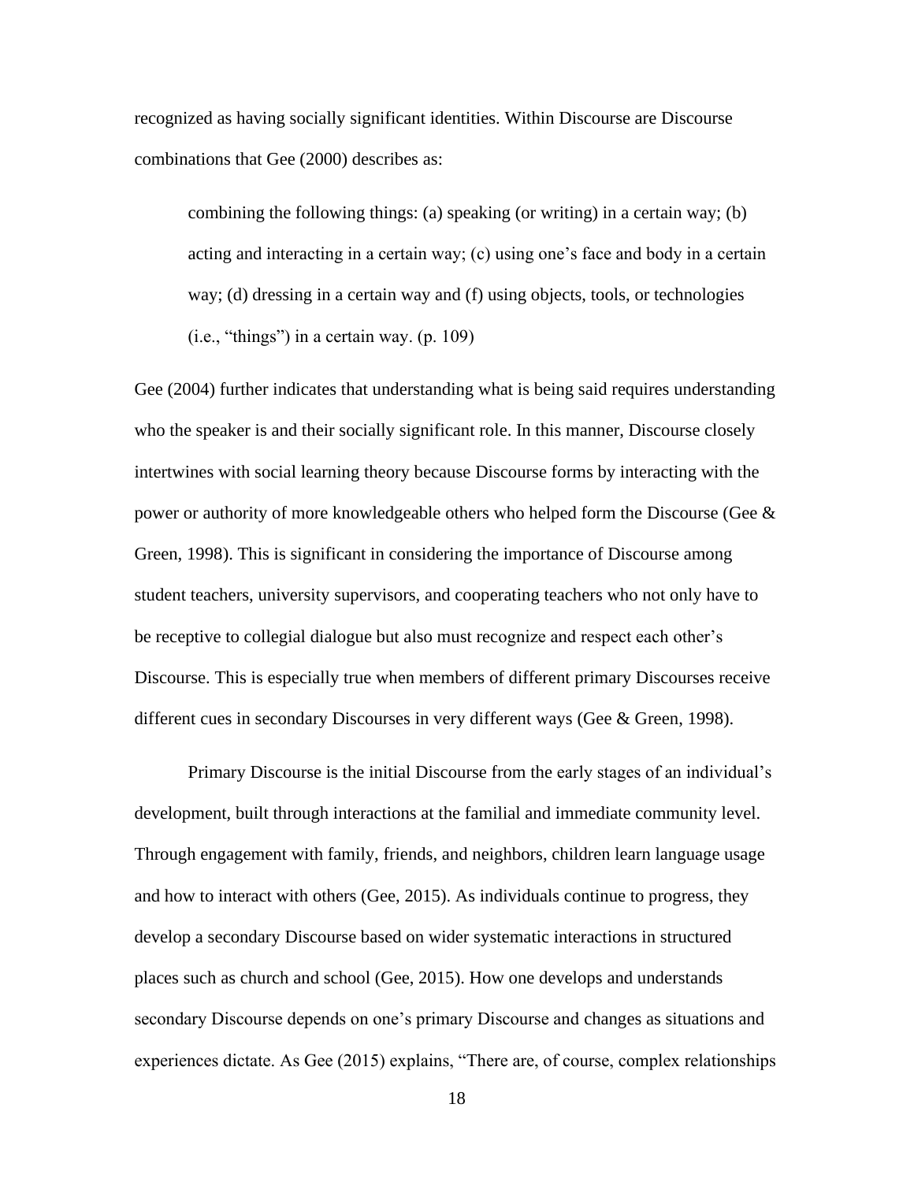recognized as having socially significant identities. Within Discourse are Discourse combinations that Gee (2000) describes as:

> combining the following things: (a) speaking (or writing) in a certain way; (b) acting and interacting in a certain way; (c) using one's face and body in a certain way; (d) dressing in a certain way and (f) using objects, tools, or technologies (i.e., "things") in a certain way. (p. 109)

Gee (2004) further indicates that understanding what is being said requires understanding who the speaker is and their socially significant role. In this manner, Discourse closely intertwines with social learning theory because Discourse forms by interacting with the power or authority of more knowledgeable others who helped form the Discourse (Gee & Green, 1998). This is significant in considering the importance of Discourse among student teachers, university supervisors, and cooperating teachers who not only have to be receptive to collegial dialogue but also must recognize and respect each other's Discourse. This is especially true when members of different primary Discourses receive different cues in secondary Discourses in very different ways (Gee & Green, 1998).

Primary Discourse is the initial Discourse from the early stages of an individual's development, built through interactions at the familial and immediate community level. Through engagement with family, friends, and neighbors, children learn language usage and how to interact with others (Gee, 2015). As individuals continue to progress, they develop a secondary Discourse based on wider systematic interactions in structured places such as church and school (Gee, 2015). How one develops and understands secondary Discourse depends on one's primary Discourse and changes as situations and experiences dictate. As Gee (2015) explains, "There are, of course, complex relationships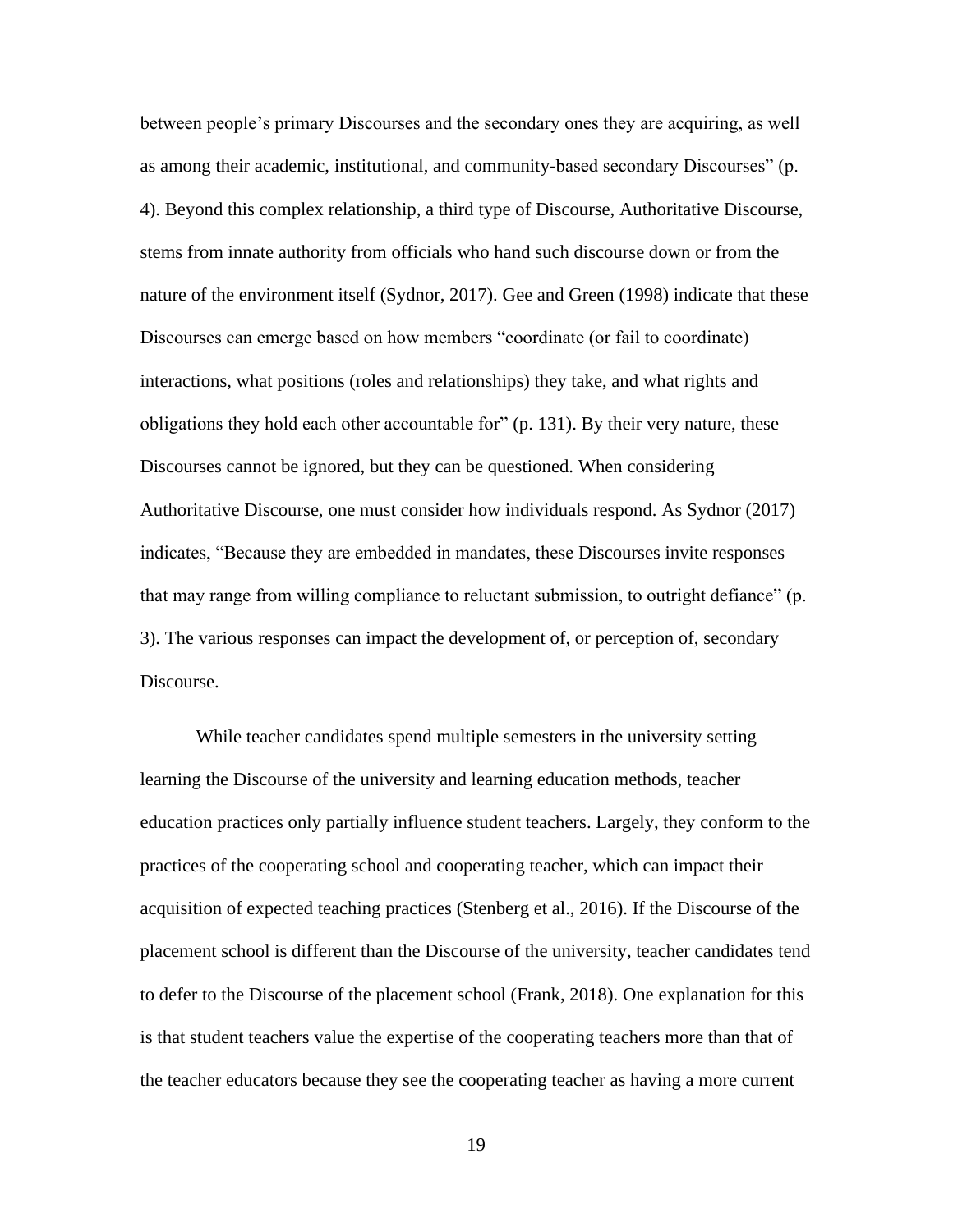between people's primary Discourses and the secondary ones they are acquiring, as well as among their academic, institutional, and community-based secondary Discourses" (p. 4). Beyond this complex relationship, a third type of Discourse, Authoritative Discourse, stems from innate authority from officials who hand such discourse down or from the nature of the environment itself (Sydnor, 2017). Gee and Green (1998) indicate that these Discourses can emerge based on how members "coordinate (or fail to coordinate) interactions, what positions (roles and relationships) they take, and what rights and obligations they hold each other accountable for" (p. 131). By their very nature, these Discourses cannot be ignored, but they can be questioned. When considering Authoritative Discourse, one must consider how individuals respond. As Sydnor (2017) indicates, "Because they are embedded in mandates, these Discourses invite responses that may range from willing compliance to reluctant submission, to outright defiance" (p. 3). The various responses can impact the development of, or perception of, secondary Discourse.

While teacher candidates spend multiple semesters in the university setting learning the Discourse of the university and learning education methods, teacher education practices only partially influence student teachers. Largely, they conform to the practices of the cooperating school and cooperating teacher, which can impact their acquisition of expected teaching practices (Stenberg et al., 2016). If the Discourse of the placement school is different than the Discourse of the university, teacher candidates tend to defer to the Discourse of the placement school (Frank, 2018). One explanation for this is that student teachers value the expertise of the cooperating teachers more than that of the teacher educators because they see the cooperating teacher as having a more current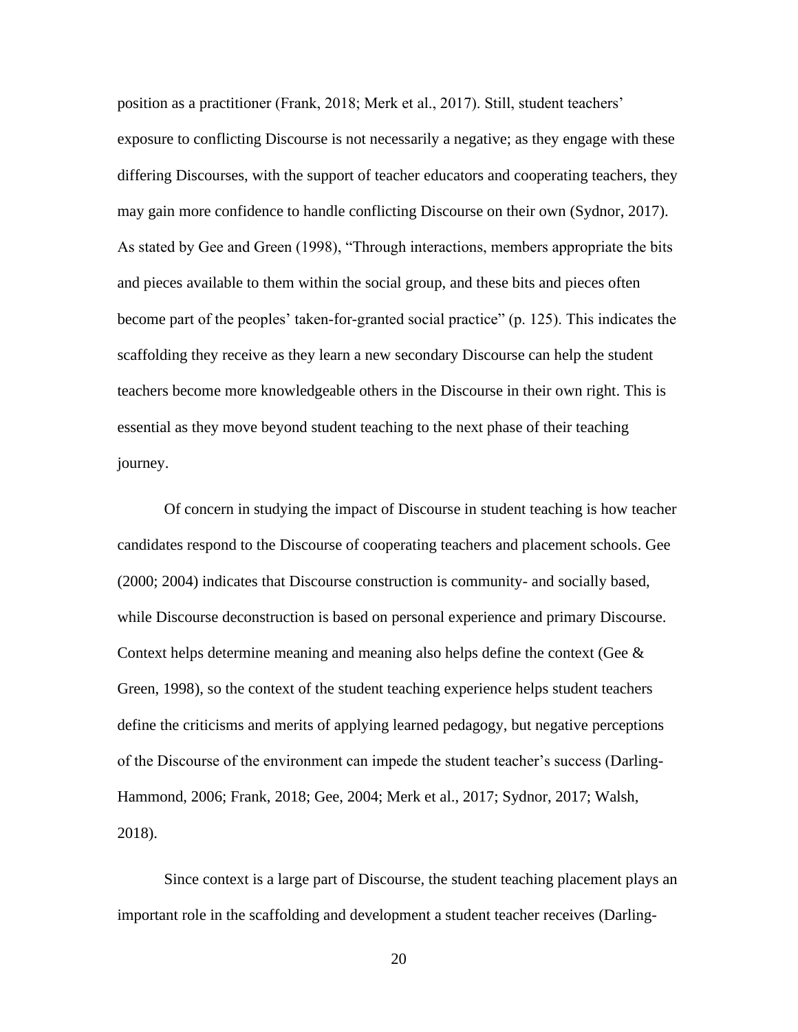position as a practitioner (Frank, 2018; Merk et al., 2017). Still, student teachers' exposure to conflicting Discourse is not necessarily a negative; as they engage with these differing Discourses, with the support of teacher educators and cooperating teachers, they may gain more confidence to handle conflicting Discourse on their own (Sydnor, 2017). As stated by Gee and Green (1998), "Through interactions, members appropriate the bits and pieces available to them within the social group, and these bits and pieces often become part of the peoples' taken-for-granted social practice" (p. 125). This indicates the scaffolding they receive as they learn a new secondary Discourse can help the student teachers become more knowledgeable others in the Discourse in their own right. This is essential as they move beyond student teaching to the next phase of their teaching journey.

Of concern in studying the impact of Discourse in student teaching is how teacher candidates respond to the Discourse of cooperating teachers and placement schools. Gee (2000; 2004) indicates that Discourse construction is community- and socially based, while Discourse deconstruction is based on personal experience and primary Discourse. Context helps determine meaning and meaning also helps define the context (Gee & Green, 1998), so the context of the student teaching experience helps student teachers define the criticisms and merits of applying learned pedagogy, but negative perceptions of the Discourse of the environment can impede the student teacher's success (Darling-Hammond, 2006; Frank, 2018; Gee, 2004; Merk et al., 2017; Sydnor, 2017; Walsh, 2018).

Since context is a large part of Discourse, the student teaching placement plays an important role in the scaffolding and development a student teacher receives (Darling-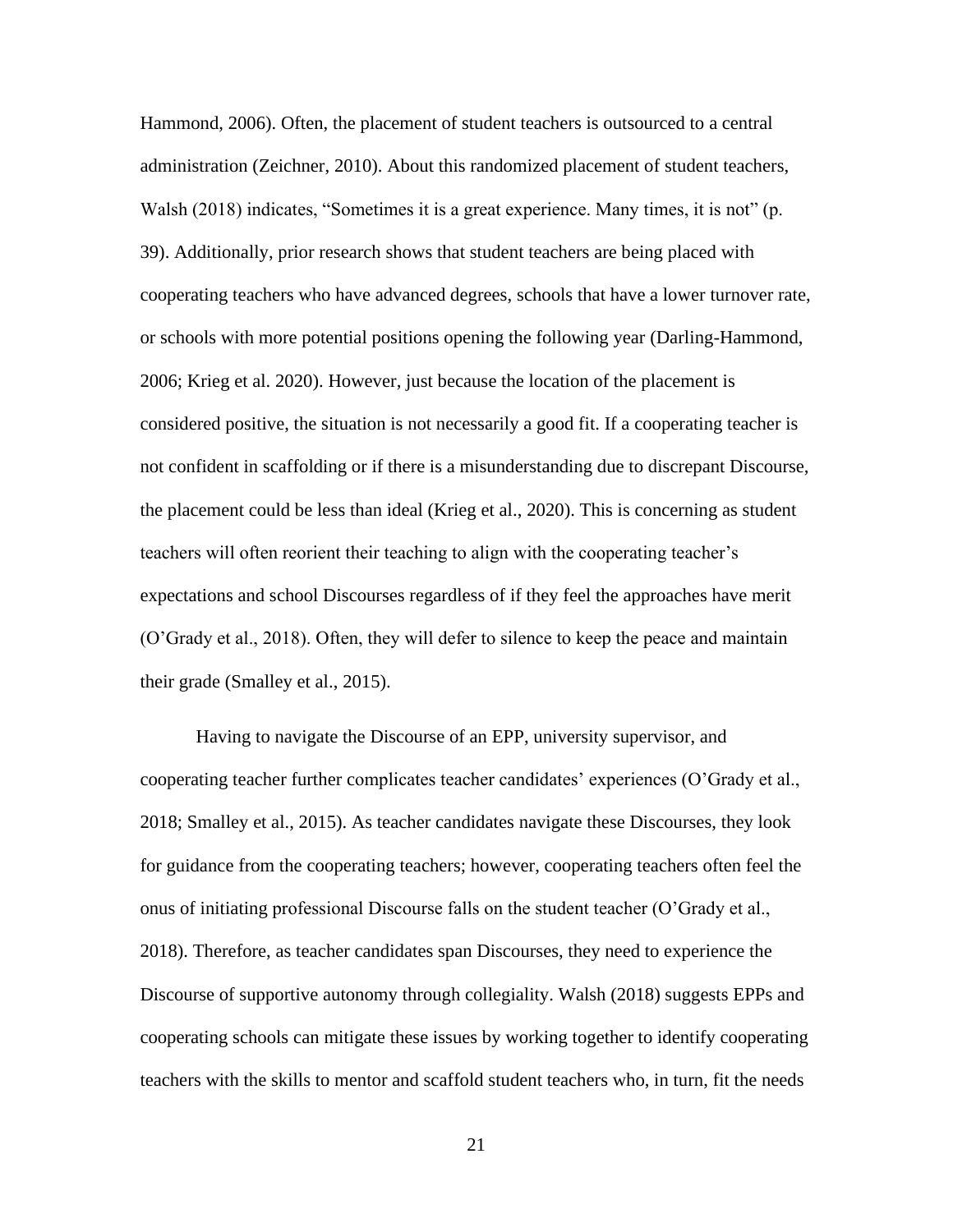Hammond, 2006). Often, the placement of student teachers is outsourced to a central administration (Zeichner, 2010). About this randomized placement of student teachers, Walsh (2018) indicates, "Sometimes it is a great experience. Many times, it is not" (p. 39). Additionally, prior research shows that student teachers are being placed with cooperating teachers who have advanced degrees, schools that have a lower turnover rate, or schools with more potential positions opening the following year (Darling-Hammond, 2006; Krieg et al. 2020). However, just because the location of the placement is considered positive, the situation is not necessarily a good fit. If a cooperating teacher is not confident in scaffolding or if there is a misunderstanding due to discrepant Discourse, the placement could be less than ideal (Krieg et al., 2020). This is concerning as student teachers will often reorient their teaching to align with the cooperating teacher's expectations and school Discourses regardless of if they feel the approaches have merit (O'Grady et al., 2018). Often, they will defer to silence to keep the peace and maintain their grade (Smalley et al., 2015).

Having to navigate the Discourse of an EPP, university supervisor, and cooperating teacher further complicates teacher candidates' experiences (O'Grady et al., 2018; Smalley et al., 2015). As teacher candidates navigate these Discourses, they look for guidance from the cooperating teachers; however, cooperating teachers often feel the onus of initiating professional Discourse falls on the student teacher (O'Grady et al., 2018). Therefore, as teacher candidates span Discourses, they need to experience the Discourse of supportive autonomy through collegiality. Walsh (2018) suggests EPPs and cooperating schools can mitigate these issues by working together to identify cooperating teachers with the skills to mentor and scaffold student teachers who, in turn, fit the needs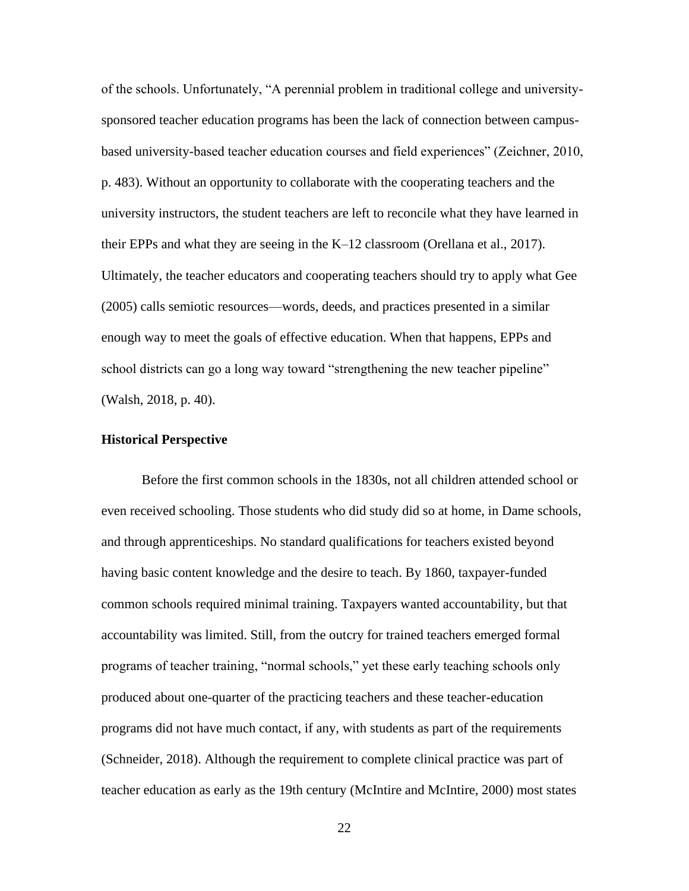of the schools. Unfortunately, "A perennial problem in traditional college and university-sponsored teacher education programs has been the lack of connection between campus-based university-based teacher education courses and field experiences" (Zeichner, 2010, p. 483). Without an opportunity to collaborate with the cooperating teachers and the university instructors, the student teachers are left to reconcile what they have learned in their EPPs and what they are seeing in the K–12 classroom (Orellana et al., 2017). Ultimately, the teacher educators and cooperating teachers should try to apply what Gee (2005) calls semiotic resources—words, deeds, and practices presented in a similar enough way to meet the goals of effective education. When that happens, EPPs and school districts can go a long way toward "strengthening the new teacher pipeline" (Walsh, 2018, p. 40).

### Historical Perspective

Before the first common schools in the 1830s, not all children attended school or even received schooling. Those students who did study did so at home, in Dame schools, and through apprenticeships. No standard qualifications for teachers existed beyond having basic content knowledge and the desire to teach. By 1860, taxpayer-funded common schools required minimal training. Taxpayers wanted accountability, but that accountability was limited. Still, from the outcry for trained teachers emerged formal programs of teacher training, "normal schools," yet these early teaching schools only produced about one-quarter of the practicing teachers and these teacher-education programs did not have much contact, if any, with students as part of the requirements (Schneider, 2018). Although the requirement to complete clinical practice was part of teacher education as early as the 19th century (McIntire and McIntire, 2000) most states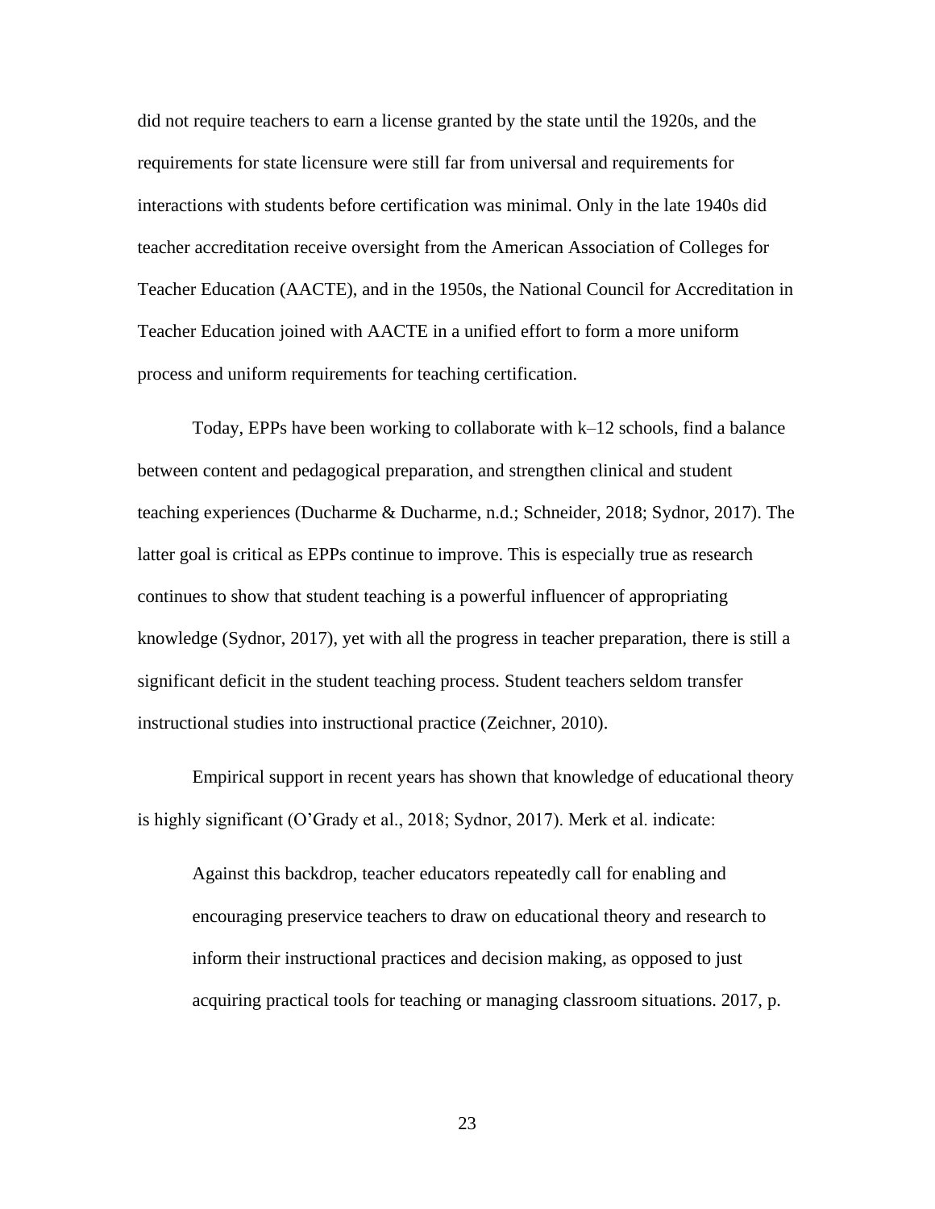did not require teachers to earn a license granted by the state until the 1920s, and the requirements for state licensure were still far from universal and requirements for interactions with students before certification was minimal. Only in the late 1940s did teacher accreditation receive oversight from the American Association of Colleges for Teacher Education (AACTE), and in the 1950s, the National Council for Accreditation in Teacher Education joined with AACTE in a unified effort to form a more uniform process and uniform requirements for teaching certification.

Today, EPPs have been working to collaborate with k–12 schools, find a balance between content and pedagogical preparation, and strengthen clinical and student teaching experiences (Ducharme & Ducharme, n.d.; Schneider, 2018; Sydnor, 2017). The latter goal is critical as EPPs continue to improve. This is especially true as research continues to show that student teaching is a powerful influencer of appropriating knowledge (Sydnor, 2017), yet with all the progress in teacher preparation, there is still a significant deficit in the student teaching process. Student teachers seldom transfer instructional studies into instructional practice (Zeichner, 2010).

Empirical support in recent years has shown that knowledge of educational theory is highly significant (O'Grady et al., 2018; Sydnor, 2017). Merk et al. indicate:

> Against this backdrop, teacher educators repeatedly call for enabling and encouraging preservice teachers to draw on educational theory and research to inform their instructional practices and decision making, as opposed to just acquiring practical tools for teaching or managing classroom situations. 2017, p.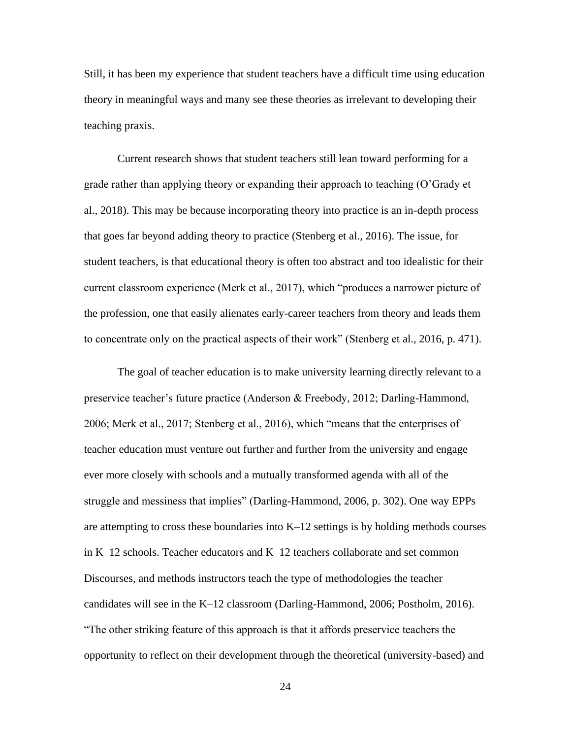Still, it has been my experience that student teachers have a difficult time using education theory in meaningful ways and many see these theories as irrelevant to developing their teaching praxis.

Current research shows that student teachers still lean toward performing for a grade rather than applying theory or expanding their approach to teaching (O'Grady et al., 2018). This may be because incorporating theory into practice is an in-depth process that goes far beyond adding theory to practice (Stenberg et al., 2016). The issue, for student teachers, is that educational theory is often too abstract and too idealistic for their current classroom experience (Merk et al., 2017), which "produces a narrower picture of the profession, one that easily alienates early-career teachers from theory and leads them to concentrate only on the practical aspects of their work" (Stenberg et al., 2016, p. 471).

The goal of teacher education is to make university learning directly relevant to a preservice teacher's future practice (Anderson & Freebody, 2012; Darling-Hammond, 2006; Merk et al., 2017; Stenberg et al., 2016), which "means that the enterprises of teacher education must venture out further and further from the university and engage ever more closely with schools and a mutually transformed agenda with all of the struggle and messiness that implies" (Darling-Hammond, 2006, p. 302). One way EPPs are attempting to cross these boundaries into K–12 settings is by holding methods courses in K–12 schools. Teacher educators and K–12 teachers collaborate and set common Discourses, and methods instructors teach the type of methodologies the teacher candidates will see in the K–12 classroom (Darling-Hammond, 2006; Postholm, 2016). "The other striking feature of this approach is that it affords preservice teachers the opportunity to reflect on their development through the theoretical (university-based) and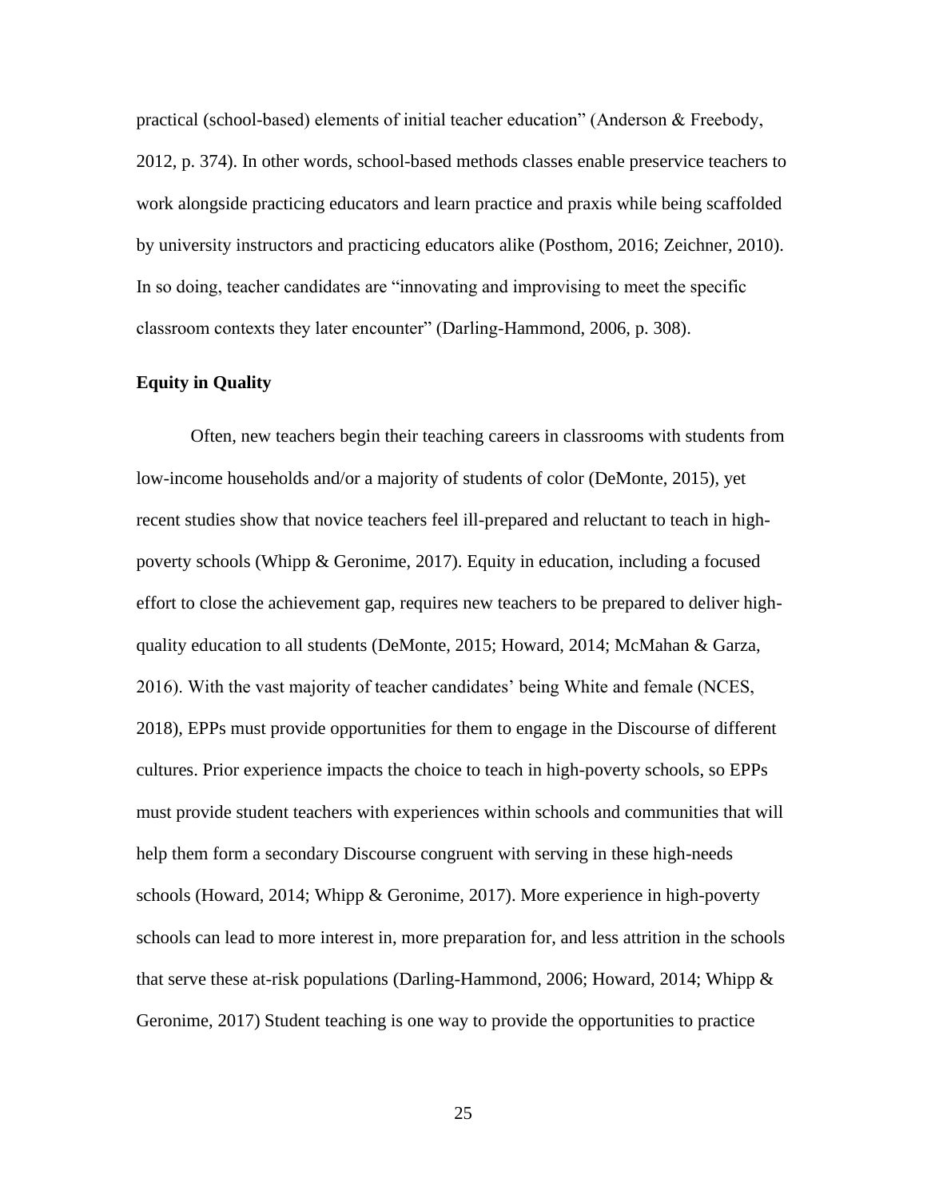practical (school-based) elements of initial teacher education" (Anderson & Freebody, 2012, p. 374). In other words, school-based methods classes enable preservice teachers to work alongside practicing educators and learn practice and praxis while being scaffolded by university instructors and practicing educators alike (Posthom, 2016; Zeichner, 2010). In so doing, teacher candidates are "innovating and improvising to meet the specific classroom contexts they later encounter" (Darling-Hammond, 2006, p. 308).

### Equity in Quality

Often, new teachers begin their teaching careers in classrooms with students from low-income households and/or a majority of students of color (DeMonte, 2015), yet recent studies show that novice teachers feel ill-prepared and reluctant to teach in high-poverty schools (Whipp & Geronime, 2017). Equity in education, including a focused effort to close the achievement gap, requires new teachers to be prepared to deliver high-quality education to all students (DeMonte, 2015; Howard, 2014; McMahan & Garza, 2016). With the vast majority of teacher candidates' being White and female (NCES, 2018), EPPs must provide opportunities for them to engage in the Discourse of different cultures. Prior experience impacts the choice to teach in high-poverty schools, so EPPs must provide student teachers with experiences within schools and communities that will help them form a secondary Discourse congruent with serving in these high-needs schools (Howard, 2014; Whipp & Geronime, 2017). More experience in high-poverty schools can lead to more interest in, more preparation for, and less attrition in the schools that serve these at-risk populations (Darling-Hammond, 2006; Howard, 2014; Whipp & Geronime, 2017) Student teaching is one way to provide the opportunities to practice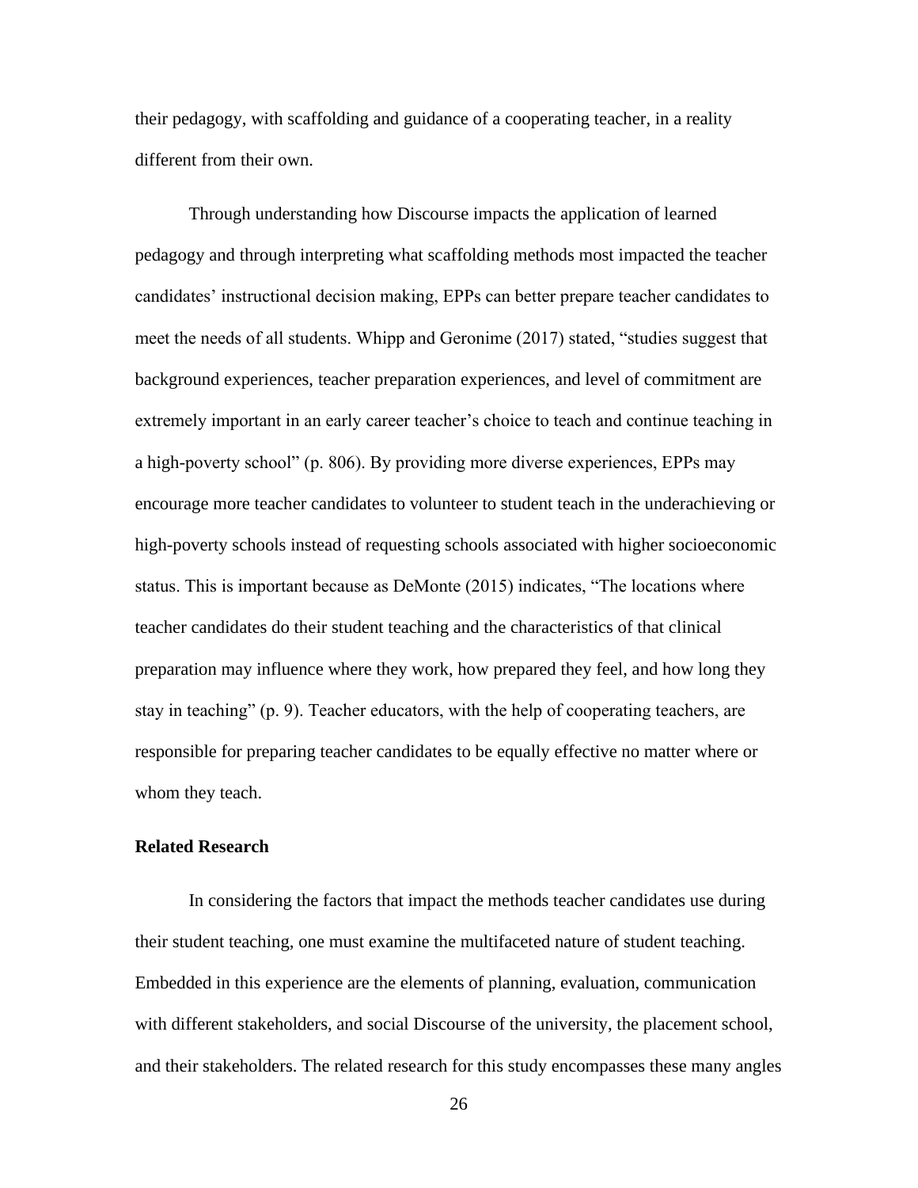their pedagogy, with scaffolding and guidance of a cooperating teacher, in a reality different from their own.

Through understanding how Discourse impacts the application of learned pedagogy and through interpreting what scaffolding methods most impacted the teacher candidates' instructional decision making, EPPs can better prepare teacher candidates to meet the needs of all students. Whipp and Geronime (2017) stated, "studies suggest that background experiences, teacher preparation experiences, and level of commitment are extremely important in an early career teacher's choice to teach and continue teaching in a high-poverty school" (p. 806). By providing more diverse experiences, EPPs may encourage more teacher candidates to volunteer to student teach in the underachieving or high-poverty schools instead of requesting schools associated with higher socioeconomic status. This is important because as DeMonte (2015) indicates, "The locations where teacher candidates do their student teaching and the characteristics of that clinical preparation may influence where they work, how prepared they feel, and how long they stay in teaching" (p. 9). Teacher educators, with the help of cooperating teachers, are responsible for preparing teacher candidates to be equally effective no matter where or whom they teach.

## Related Research

In considering the factors that impact the methods teacher candidates use during their student teaching, one must examine the multifaceted nature of student teaching. Embedded in this experience are the elements of planning, evaluation, communication with different stakeholders, and social Discourse of the university, the placement school, and their stakeholders. The related research for this study encompasses these many angles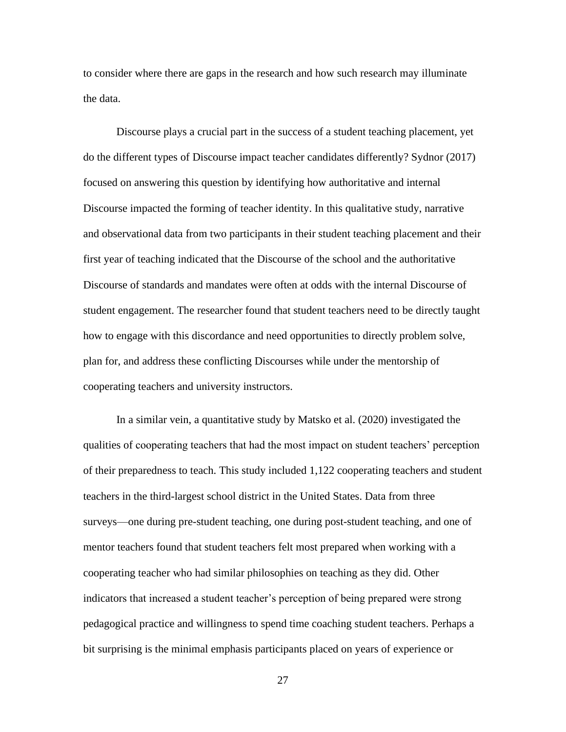to consider where there are gaps in the research and how such research may illuminate the data.

Discourse plays a crucial part in the success of a student teaching placement, yet do the different types of Discourse impact teacher candidates differently? Sydnor (2017) focused on answering this question by identifying how authoritative and internal Discourse impacted the forming of teacher identity. In this qualitative study, narrative and observational data from two participants in their student teaching placement and their first year of teaching indicated that the Discourse of the school and the authoritative Discourse of standards and mandates were often at odds with the internal Discourse of student engagement. The researcher found that student teachers need to be directly taught how to engage with this discordance and need opportunities to directly problem solve, plan for, and address these conflicting Discourses while under the mentorship of cooperating teachers and university instructors.

In a similar vein, a quantitative study by Matsko et al. (2020) investigated the qualities of cooperating teachers that had the most impact on student teachers' perception of their preparedness to teach. This study included 1,122 cooperating teachers and student teachers in the third-largest school district in the United States. Data from three surveys—one during pre-student teaching, one during post-student teaching, and one of mentor teachers found that student teachers felt most prepared when working with a cooperating teacher who had similar philosophies on teaching as they did. Other indicators that increased a student teacher's perception of being prepared were strong pedagogical practice and willingness to spend time coaching student teachers. Perhaps a bit surprising is the minimal emphasis participants placed on years of experience or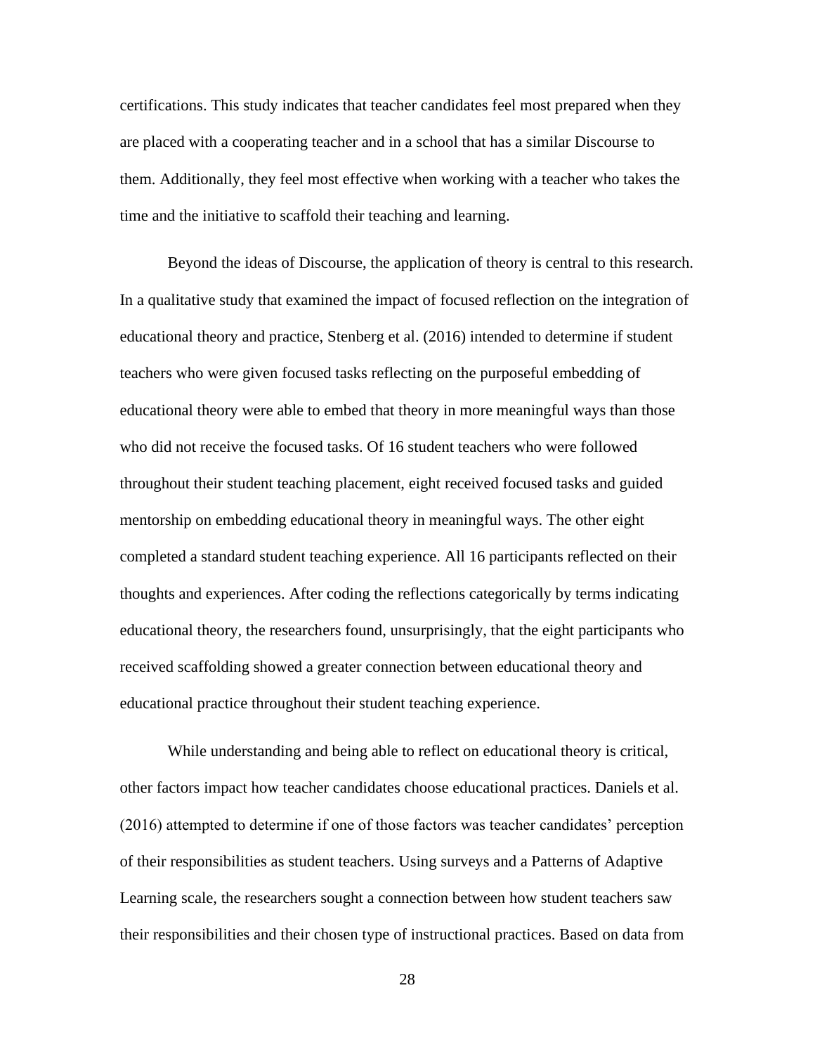certifications. This study indicates that teacher candidates feel most prepared when they are placed with a cooperating teacher and in a school that has a similar Discourse to them. Additionally, they feel most effective when working with a teacher who takes the time and the initiative to scaffold their teaching and learning.

Beyond the ideas of Discourse, the application of theory is central to this research. In a qualitative study that examined the impact of focused reflection on the integration of educational theory and practice, Stenberg et al. (2016) intended to determine if student teachers who were given focused tasks reflecting on the purposeful embedding of educational theory were able to embed that theory in more meaningful ways than those who did not receive the focused tasks. Of 16 student teachers who were followed throughout their student teaching placement, eight received focused tasks and guided mentorship on embedding educational theory in meaningful ways. The other eight completed a standard student teaching experience. All 16 participants reflected on their thoughts and experiences. After coding the reflections categorically by terms indicating educational theory, the researchers found, unsurprisingly, that the eight participants who received scaffolding showed a greater connection between educational theory and educational practice throughout their student teaching experience.

While understanding and being able to reflect on educational theory is critical, other factors impact how teacher candidates choose educational practices. Daniels et al. (2016) attempted to determine if one of those factors was teacher candidates' perception of their responsibilities as student teachers. Using surveys and a Patterns of Adaptive Learning scale, the researchers sought a connection between how student teachers saw their responsibilities and their chosen type of instructional practices. Based on data from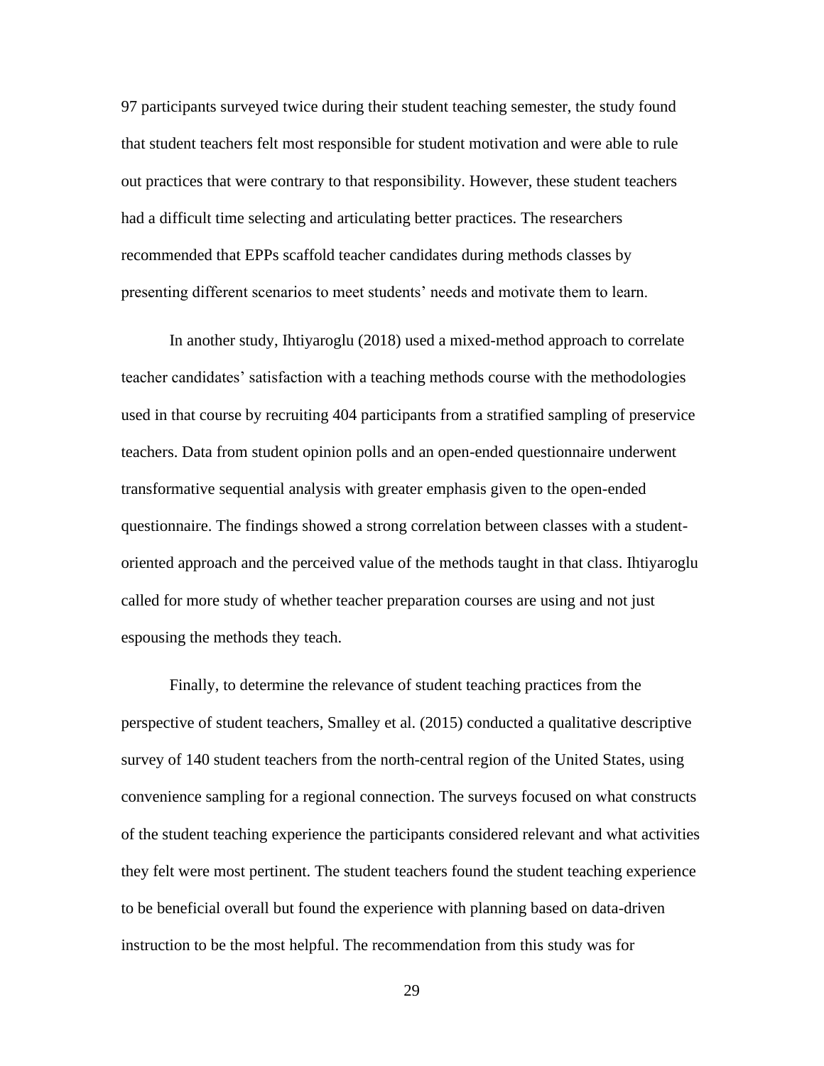97 participants surveyed twice during their student teaching semester, the study found that student teachers felt most responsible for student motivation and were able to rule out practices that were contrary to that responsibility. However, these student teachers had a difficult time selecting and articulating better practices. The researchers recommended that EPPs scaffold teacher candidates during methods classes by presenting different scenarios to meet students' needs and motivate them to learn.

In another study, Ihtiyaroglu (2018) used a mixed-method approach to correlate teacher candidates' satisfaction with a teaching methods course with the methodologies used in that course by recruiting 404 participants from a stratified sampling of preservice teachers. Data from student opinion polls and an open-ended questionnaire underwent transformative sequential analysis with greater emphasis given to the open-ended questionnaire. The findings showed a strong correlation between classes with a student-oriented approach and the perceived value of the methods taught in that class. Ihtiyaroglu called for more study of whether teacher preparation courses are using and not just espousing the methods they teach.

Finally, to determine the relevance of student teaching practices from the perspective of student teachers, Smalley et al. (2015) conducted a qualitative descriptive survey of 140 student teachers from the north-central region of the United States, using convenience sampling for a regional connection. The surveys focused on what constructs of the student teaching experience the participants considered relevant and what activities they felt were most pertinent. The student teachers found the student teaching experience to be beneficial overall but found the experience with planning based on data-driven instruction to be the most helpful. The recommendation from this study was for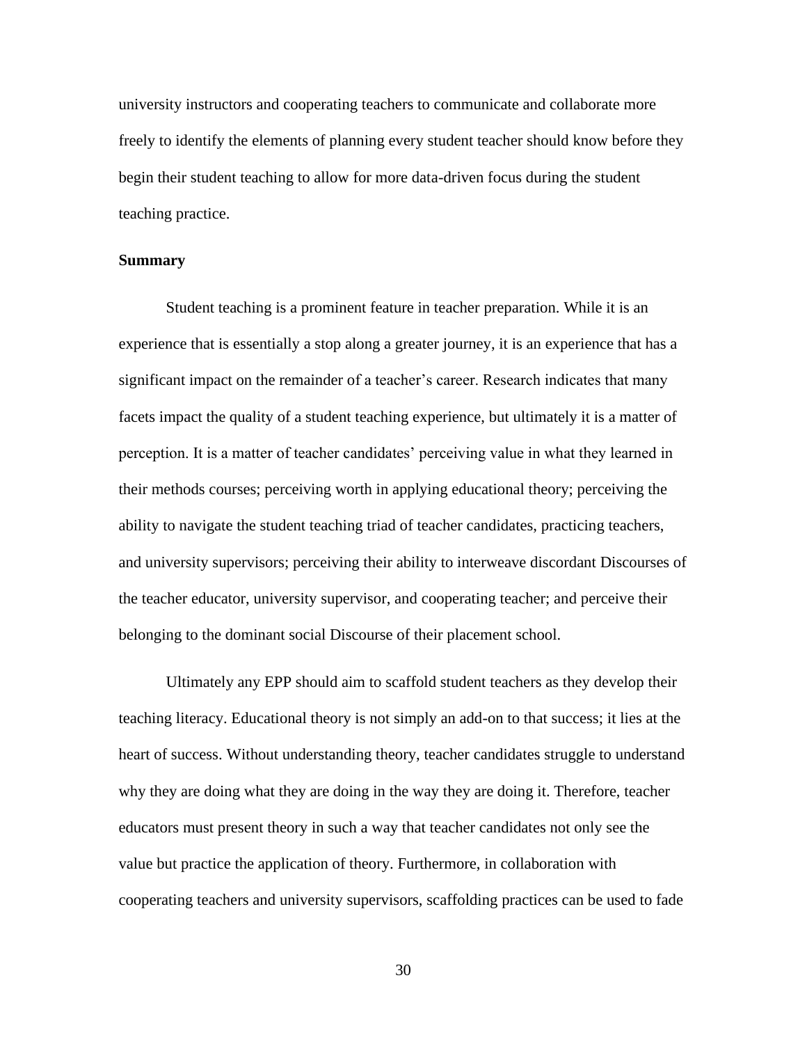university instructors and cooperating teachers to communicate and collaborate more freely to identify the elements of planning every student teacher should know before they begin their student teaching to allow for more data-driven focus during the student teaching practice.

**Summary**

Student teaching is a prominent feature in teacher preparation. While it is an experience that is essentially a stop along a greater journey, it is an experience that has a significant impact on the remainder of a teacher's career. Research indicates that many facets impact the quality of a student teaching experience, but ultimately it is a matter of perception. It is a matter of teacher candidates' perceiving value in what they learned in their methods courses; perceiving worth in applying educational theory; perceiving the ability to navigate the student teaching triad of teacher candidates, practicing teachers, and university supervisors; perceiving their ability to interweave discordant Discourses of the teacher educator, university supervisor, and cooperating teacher; and perceive their belonging to the dominant social Discourse of their placement school.

Ultimately any EPP should aim to scaffold student teachers as they develop their teaching literacy. Educational theory is not simply an add-on to that success; it lies at the heart of success. Without understanding theory, teacher candidates struggle to understand why they are doing what they are doing in the way they are doing it. Therefore, teacher educators must present theory in such a way that teacher candidates not only see the value but practice the application of theory. Furthermore, in collaboration with cooperating teachers and university supervisors, scaffolding practices can be used to fade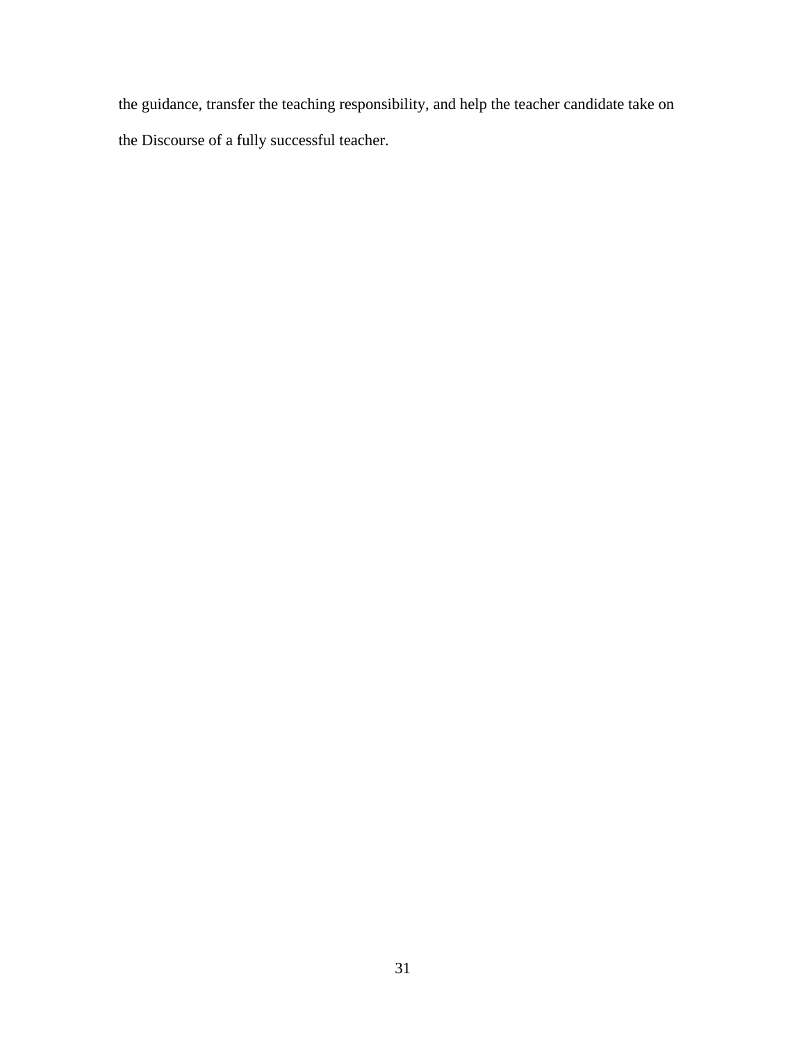the guidance, transfer the teaching responsibility, and help the teacher candidate take on the Discourse of a fully successful teacher.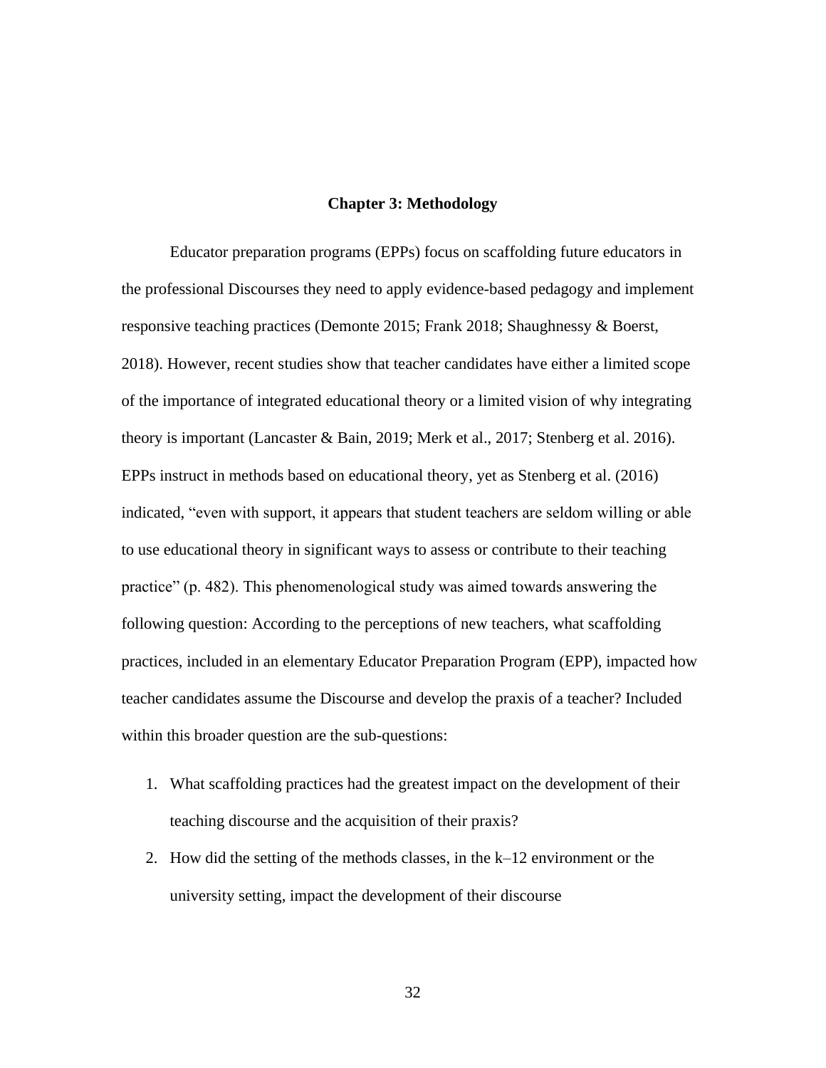# Chapter 3: Methodology

Educator preparation programs (EPPs) focus on scaffolding future educators in the professional Discourses they need to apply evidence-based pedagogy and implement responsive teaching practices (Demonte 2015; Frank 2018; Shaughnessy & Boerst, 2018). However, recent studies show that teacher candidates have either a limited scope of the importance of integrated educational theory or a limited vision of why integrating theory is important (Lancaster & Bain, 2019; Merk et al., 2017; Stenberg et al. 2016). EPPs instruct in methods based on educational theory, yet as Stenberg et al. (2016) indicated, "even with support, it appears that student teachers are seldom willing or able to use educational theory in significant ways to assess or contribute to their teaching practice" (p. 482). This phenomenological study was aimed towards answering the following question: According to the perceptions of new teachers, what scaffolding practices, included in an elementary Educator Preparation Program (EPP), impacted how teacher candidates assume the Discourse and develop the praxis of a teacher? Included within this broader question are the sub-questions:

1. What scaffolding practices had the greatest impact on the development of their teaching discourse and the acquisition of their praxis?
2. How did the setting of the methods classes, in the k–12 environment or the university setting, impact the development of their discourse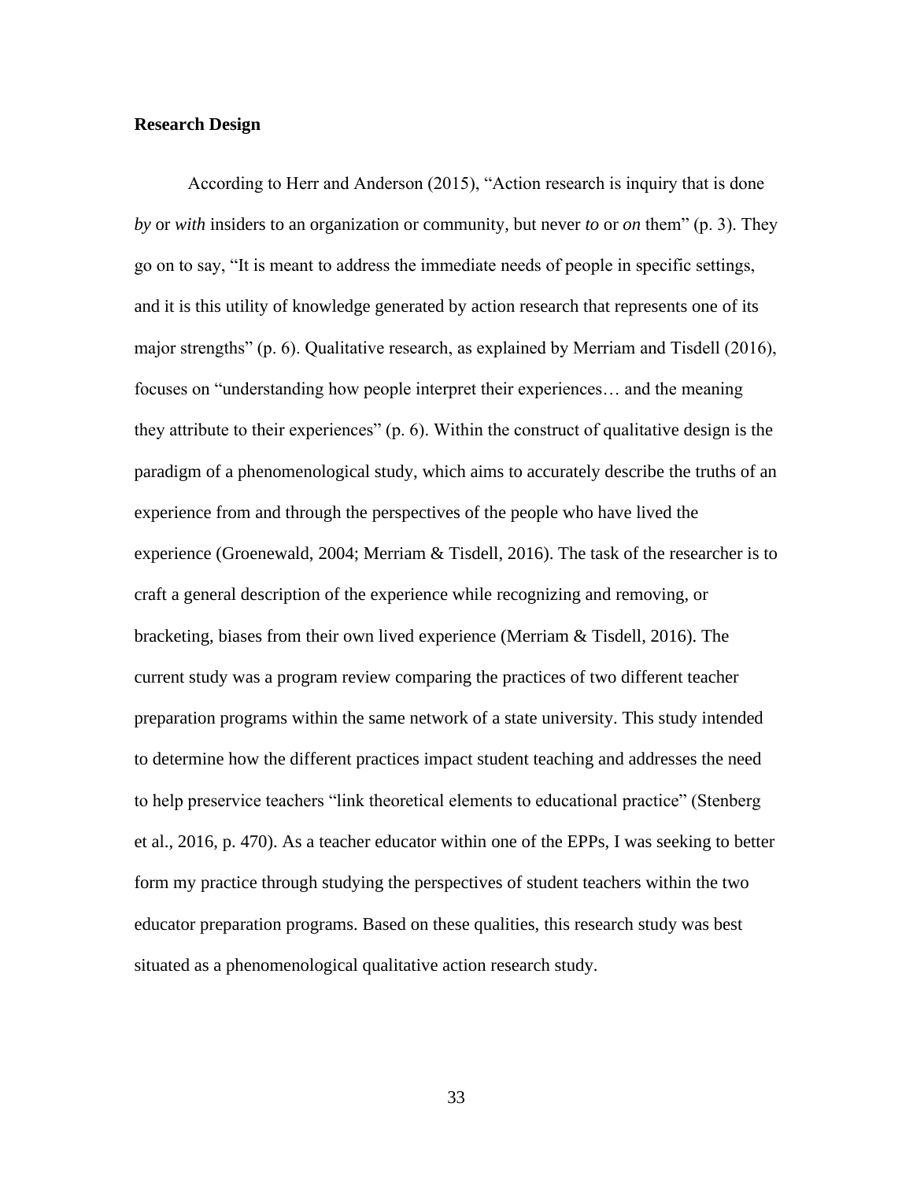**Research Design**

According to Herr and Anderson (2015), "Action research is inquiry that is done *by* or *with* insiders to an organization or community, but never *to* or *on* them" (p. 3). They go on to say, "It is meant to address the immediate needs of people in specific settings, and it is this utility of knowledge generated by action research that represents one of its major strengths" (p. 6). Qualitative research, as explained by Merriam and Tisdell (2016), focuses on "understanding how people interpret their experiences… and the meaning they attribute to their experiences" (p. 6). Within the construct of qualitative design is the paradigm of a phenomenological study, which aims to accurately describe the truths of an experience from and through the perspectives of the people who have lived the experience (Groenewald, 2004; Merriam & Tisdell, 2016). The task of the researcher is to craft a general description of the experience while recognizing and removing, or bracketing, biases from their own lived experience (Merriam & Tisdell, 2016). The current study was a program review comparing the practices of two different teacher preparation programs within the same network of a state university. This study intended to determine how the different practices impact student teaching and addresses the need to help preservice teachers "link theoretical elements to educational practice" (Stenberg et al., 2016, p. 470). As a teacher educator within one of the EPPs, I was seeking to better form my practice through studying the perspectives of student teachers within the two educator preparation programs. Based on these qualities, this research study was best situated as a phenomenological qualitative action research study.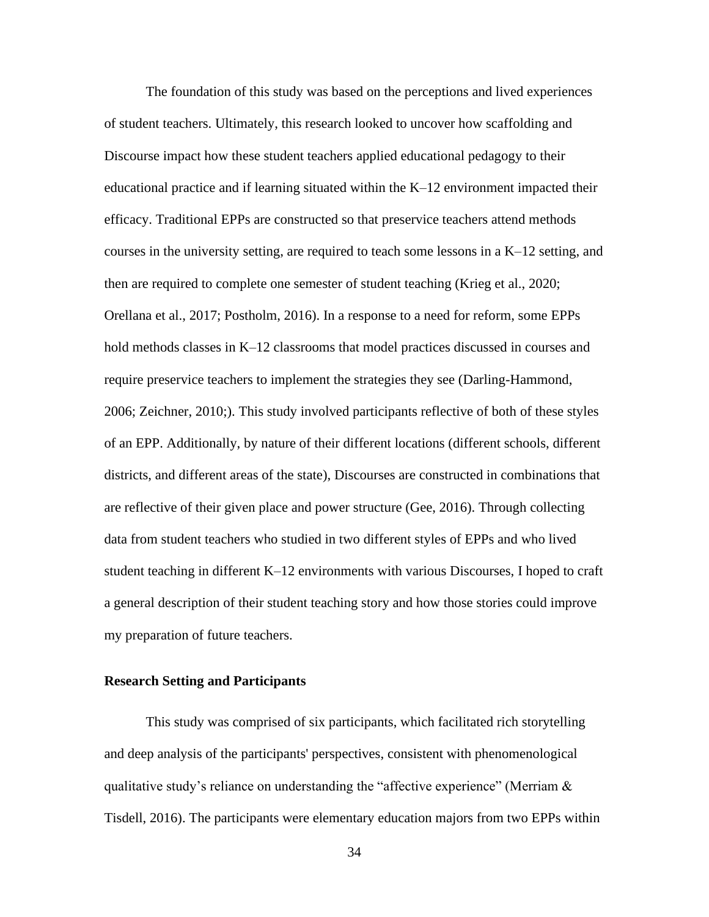The foundation of this study was based on the perceptions and lived experiences of student teachers. Ultimately, this research looked to uncover how scaffolding and Discourse impact how these student teachers applied educational pedagogy to their educational practice and if learning situated within the K–12 environment impacted their efficacy. Traditional EPPs are constructed so that preservice teachers attend methods courses in the university setting, are required to teach some lessons in a K–12 setting, and then are required to complete one semester of student teaching (Krieg et al., 2020; Orellana et al., 2017; Postholm, 2016). In a response to a need for reform, some EPPs hold methods classes in K–12 classrooms that model practices discussed in courses and require preservice teachers to implement the strategies they see (Darling-Hammond, 2006; Zeichner, 2010;). This study involved participants reflective of both of these styles of an EPP. Additionally, by nature of their different locations (different schools, different districts, and different areas of the state), Discourses are constructed in combinations that are reflective of their given place and power structure (Gee, 2016). Through collecting data from student teachers who studied in two different styles of EPPs and who lived student teaching in different K–12 environments with various Discourses, I hoped to craft a general description of their student teaching story and how those stories could improve my preparation of future teachers.

**Research Setting and Participants**

This study was comprised of six participants, which facilitated rich storytelling and deep analysis of the participants' perspectives, consistent with phenomenological qualitative study's reliance on understanding the "affective experience" (Merriam & Tisdell, 2016). The participants were elementary education majors from two EPPs within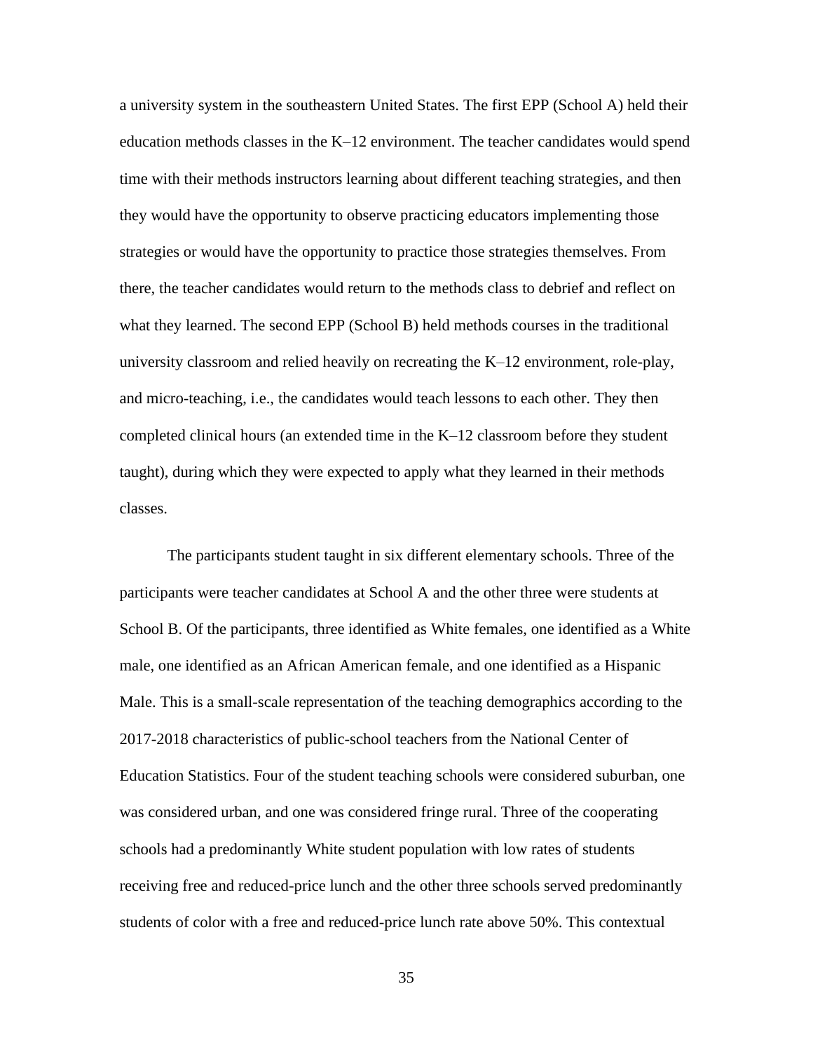a university system in the southeastern United States. The first EPP (School A) held their education methods classes in the K–12 environment. The teacher candidates would spend time with their methods instructors learning about different teaching strategies, and then they would have the opportunity to observe practicing educators implementing those strategies or would have the opportunity to practice those strategies themselves. From there, the teacher candidates would return to the methods class to debrief and reflect on what they learned. The second EPP (School B) held methods courses in the traditional university classroom and relied heavily on recreating the K–12 environment, role-play, and micro-teaching, i.e., the candidates would teach lessons to each other. They then completed clinical hours (an extended time in the K–12 classroom before they student taught), during which they were expected to apply what they learned in their methods classes.

The participants student taught in six different elementary schools. Three of the participants were teacher candidates at School A and the other three were students at School B. Of the participants, three identified as White females, one identified as a White male, one identified as an African American female, and one identified as a Hispanic Male. This is a small-scale representation of the teaching demographics according to the 2017-2018 characteristics of public-school teachers from the National Center of Education Statistics. Four of the student teaching schools were considered suburban, one was considered urban, and one was considered fringe rural. Three of the cooperating schools had a predominantly White student population with low rates of students receiving free and reduced-price lunch and the other three schools served predominantly students of color with a free and reduced-price lunch rate above 50%. This contextual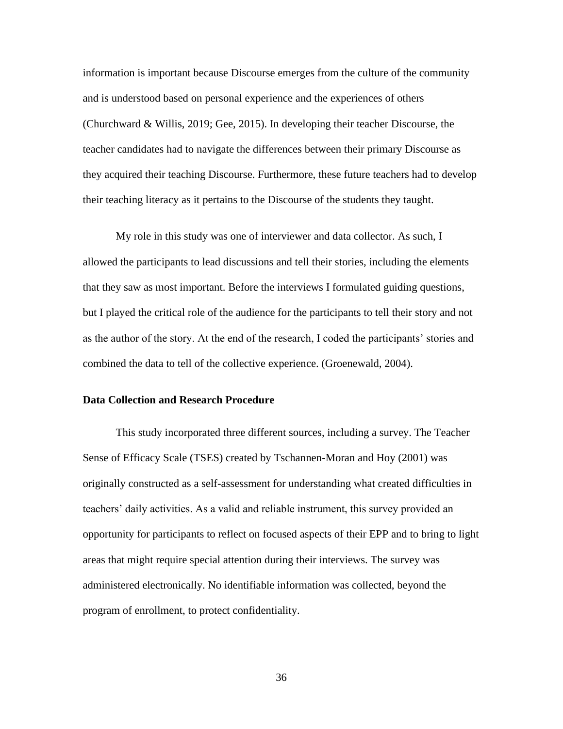information is important because Discourse emerges from the culture of the community and is understood based on personal experience and the experiences of others (Churchward & Willis, 2019; Gee, 2015). In developing their teacher Discourse, the teacher candidates had to navigate the differences between their primary Discourse as they acquired their teaching Discourse. Furthermore, these future teachers had to develop their teaching literacy as it pertains to the Discourse of the students they taught.

My role in this study was one of interviewer and data collector. As such, I allowed the participants to lead discussions and tell their stories, including the elements that they saw as most important. Before the interviews I formulated guiding questions, but I played the critical role of the audience for the participants to tell their story and not as the author of the story. At the end of the research, I coded the participants' stories and combined the data to tell of the collective experience. (Groenewald, 2004).

### Data Collection and Research Procedure

This study incorporated three different sources, including a survey. The Teacher Sense of Efficacy Scale (TSES) created by Tschannen-Moran and Hoy (2001) was originally constructed as a self-assessment for understanding what created difficulties in teachers' daily activities. As a valid and reliable instrument, this survey provided an opportunity for participants to reflect on focused aspects of their EPP and to bring to light areas that might require special attention during their interviews. The survey was administered electronically. No identifiable information was collected, beyond the program of enrollment, to protect confidentiality.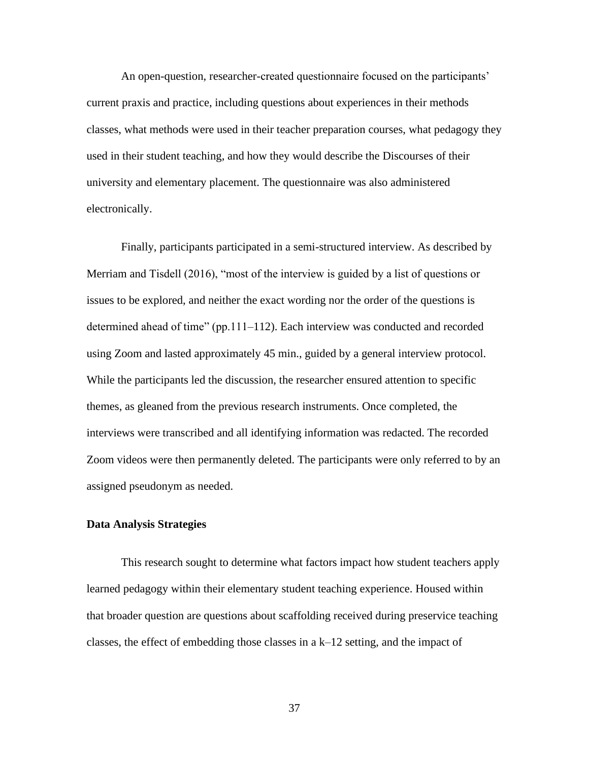An open-question, researcher-created questionnaire focused on the participants' current praxis and practice, including questions about experiences in their methods classes, what methods were used in their teacher preparation courses, what pedagogy they used in their student teaching, and how they would describe the Discourses of their university and elementary placement. The questionnaire was also administered electronically.

Finally, participants participated in a semi-structured interview. As described by Merriam and Tisdell (2016), "most of the interview is guided by a list of questions or issues to be explored, and neither the exact wording nor the order of the questions is determined ahead of time" (pp.111–112). Each interview was conducted and recorded using Zoom and lasted approximately 45 min., guided by a general interview protocol. While the participants led the discussion, the researcher ensured attention to specific themes, as gleaned from the previous research instruments. Once completed, the interviews were transcribed and all identifying information was redacted. The recorded Zoom videos were then permanently deleted. The participants were only referred to by an assigned pseudonym as needed.

**Data Analysis Strategies**

This research sought to determine what factors impact how student teachers apply learned pedagogy within their elementary student teaching experience. Housed within that broader question are questions about scaffolding received during preservice teaching classes, the effect of embedding those classes in a k–12 setting, and the impact of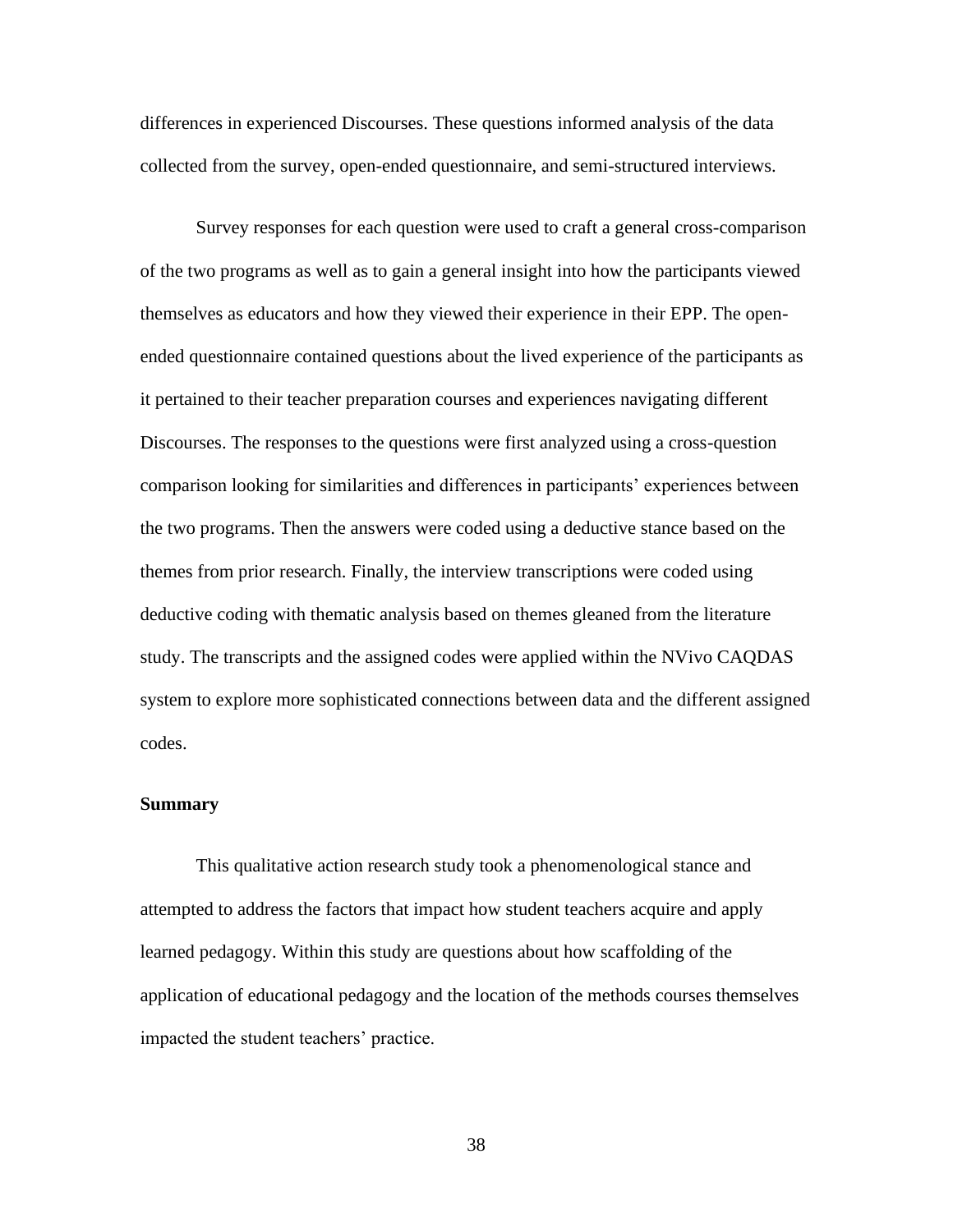differences in experienced Discourses. These questions informed analysis of the data collected from the survey, open-ended questionnaire, and semi-structured interviews.

Survey responses for each question were used to craft a general cross-comparison of the two programs as well as to gain a general insight into how the participants viewed themselves as educators and how they viewed their experience in their EPP. The open-ended questionnaire contained questions about the lived experience of the participants as it pertained to their teacher preparation courses and experiences navigating different Discourses. The responses to the questions were first analyzed using a cross-question comparison looking for similarities and differences in participants' experiences between the two programs. Then the answers were coded using a deductive stance based on the themes from prior research. Finally, the interview transcriptions were coded using deductive coding with thematic analysis based on themes gleaned from the literature study. The transcripts and the assigned codes were applied within the NVivo CAQDAS system to explore more sophisticated connections between data and the different assigned codes.

### Summary

This qualitative action research study took a phenomenological stance and attempted to address the factors that impact how student teachers acquire and apply learned pedagogy. Within this study are questions about how scaffolding of the application of educational pedagogy and the location of the methods courses themselves impacted the student teachers' practice.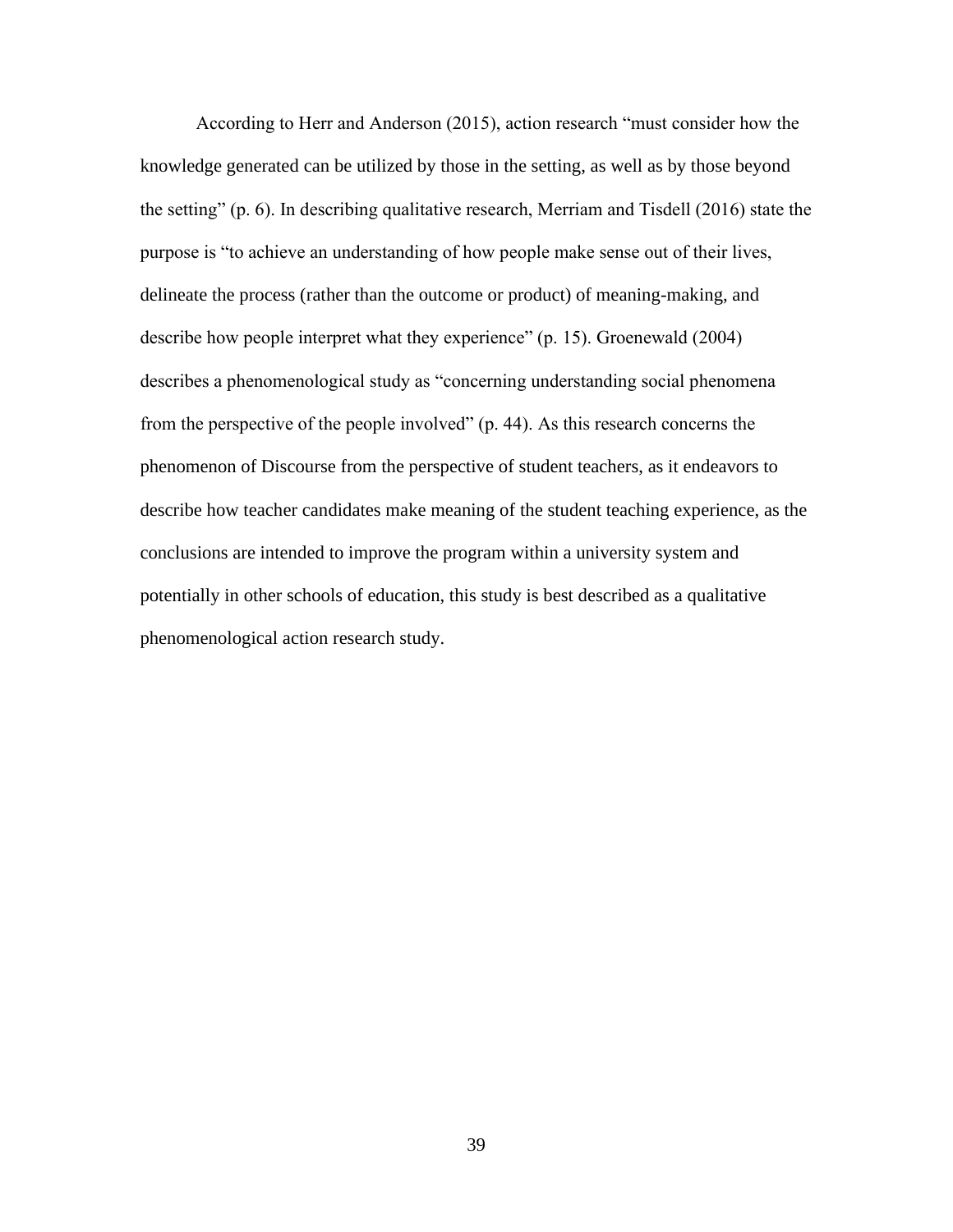According to Herr and Anderson (2015), action research "must consider how the knowledge generated can be utilized by those in the setting, as well as by those beyond the setting" (p. 6). In describing qualitative research, Merriam and Tisdell (2016) state the purpose is "to achieve an understanding of how people make sense out of their lives, delineate the process (rather than the outcome or product) of meaning-making, and describe how people interpret what they experience" (p. 15). Groenewald (2004) describes a phenomenological study as "concerning understanding social phenomena from the perspective of the people involved" (p. 44). As this research concerns the phenomenon of Discourse from the perspective of student teachers, as it endeavors to describe how teacher candidates make meaning of the student teaching experience, as the conclusions are intended to improve the program within a university system and potentially in other schools of education, this study is best described as a qualitative phenomenological action research study.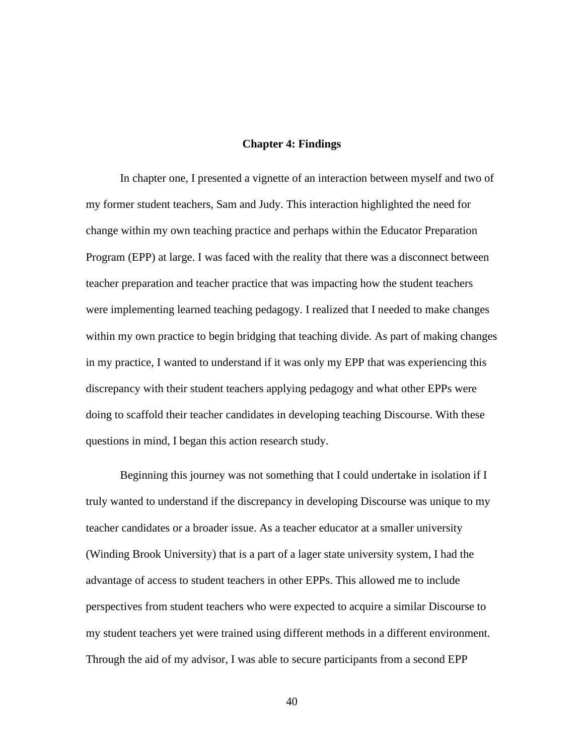# Chapter 4: Findings

In chapter one, I presented a vignette of an interaction between myself and two of my former student teachers, Sam and Judy. This interaction highlighted the need for change within my own teaching practice and perhaps within the Educator Preparation Program (EPP) at large. I was faced with the reality that there was a disconnect between teacher preparation and teacher practice that was impacting how the student teachers were implementing learned teaching pedagogy. I realized that I needed to make changes within my own practice to begin bridging that teaching divide. As part of making changes in my practice, I wanted to understand if it was only my EPP that was experiencing this discrepancy with their student teachers applying pedagogy and what other EPPs were doing to scaffold their teacher candidates in developing teaching Discourse. With these questions in mind, I began this action research study.

Beginning this journey was not something that I could undertake in isolation if I truly wanted to understand if the discrepancy in developing Discourse was unique to my teacher candidates or a broader issue. As a teacher educator at a smaller university (Winding Brook University) that is a part of a lager state university system, I had the advantage of access to student teachers in other EPPs. This allowed me to include perspectives from student teachers who were expected to acquire a similar Discourse to my student teachers yet were trained using different methods in a different environment. Through the aid of my advisor, I was able to secure participants from a second EPP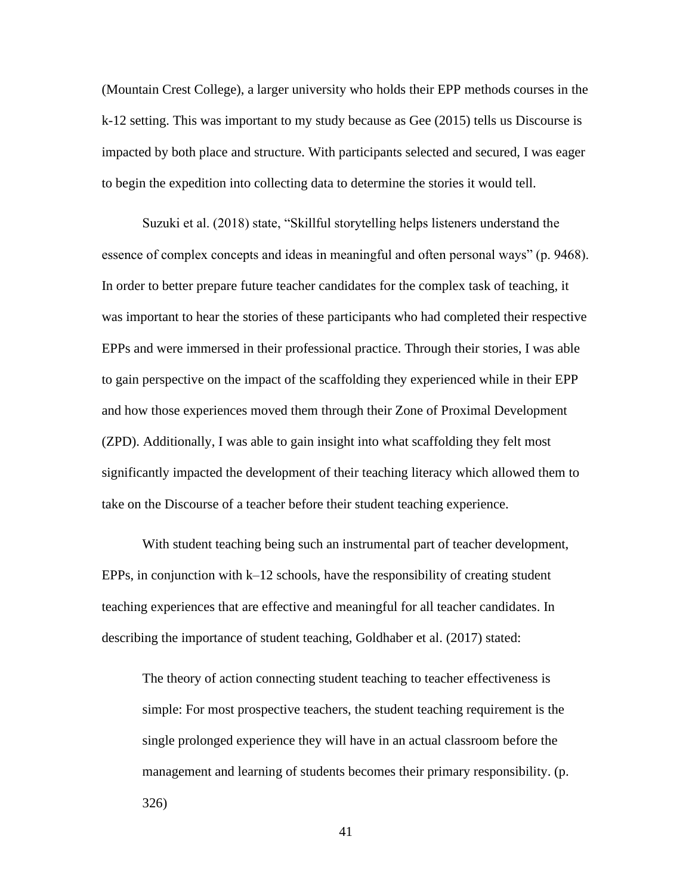(Mountain Crest College), a larger university who holds their EPP methods courses in the k-12 setting. This was important to my study because as Gee (2015) tells us Discourse is impacted by both place and structure. With participants selected and secured, I was eager to begin the expedition into collecting data to determine the stories it would tell.

Suzuki et al. (2018) state, "Skillful storytelling helps listeners understand the essence of complex concepts and ideas in meaningful and often personal ways" (p. 9468). In order to better prepare future teacher candidates for the complex task of teaching, it was important to hear the stories of these participants who had completed their respective EPPs and were immersed in their professional practice. Through their stories, I was able to gain perspective on the impact of the scaffolding they experienced while in their EPP and how those experiences moved them through their Zone of Proximal Development (ZPD). Additionally, I was able to gain insight into what scaffolding they felt most significantly impacted the development of their teaching literacy which allowed them to take on the Discourse of a teacher before their student teaching experience.

With student teaching being such an instrumental part of teacher development, EPPs, in conjunction with k–12 schools, have the responsibility of creating student teaching experiences that are effective and meaningful for all teacher candidates. In describing the importance of student teaching, Goldhaber et al. (2017) stated:

> The theory of action connecting student teaching to teacher effectiveness is simple: For most prospective teachers, the student teaching requirement is the single prolonged experience they will have in an actual classroom before the management and learning of students becomes their primary responsibility. (p. 326)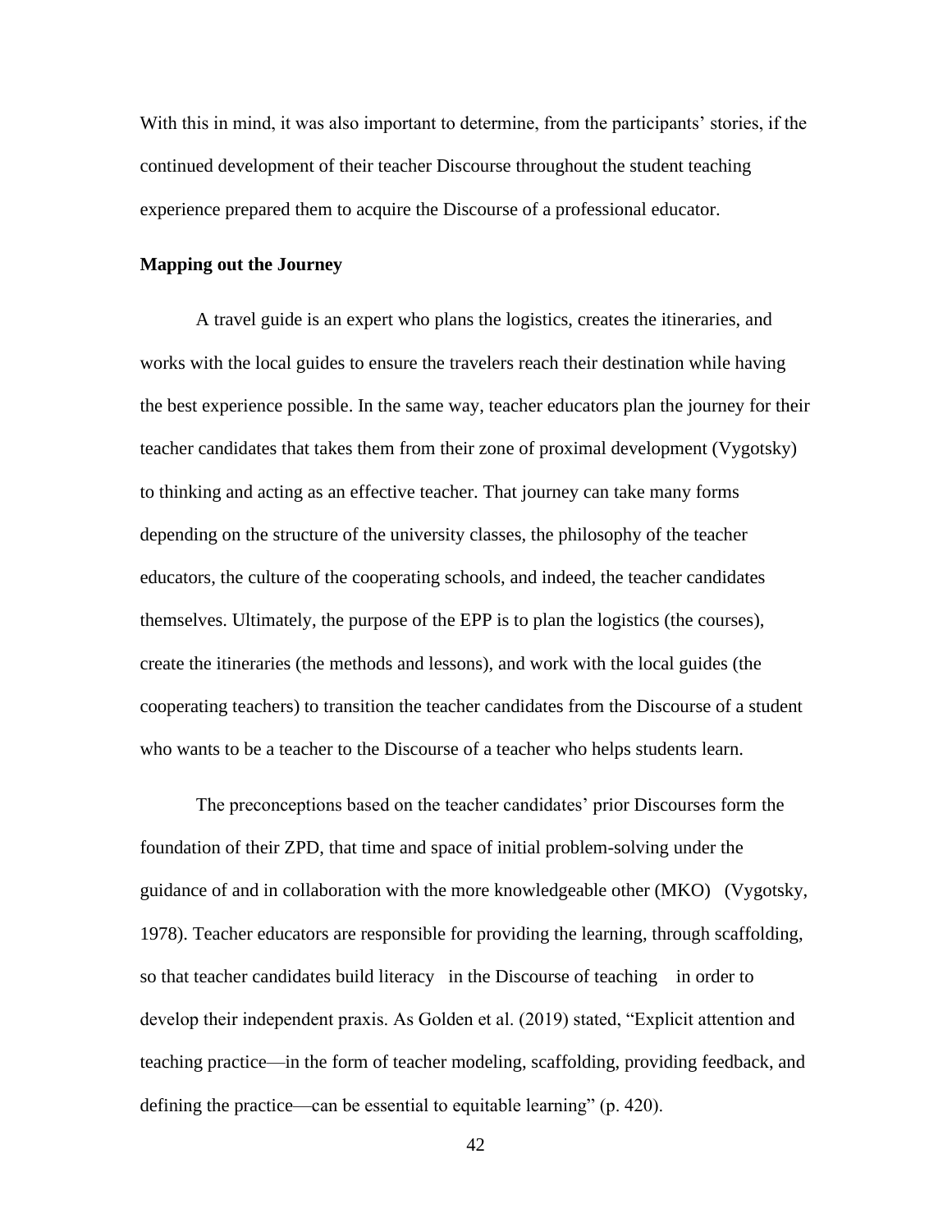With this in mind, it was also important to determine, from the participants' stories, if the continued development of their teacher Discourse throughout the student teaching experience prepared them to acquire the Discourse of a professional educator.

**Mapping out the Journey**

A travel guide is an expert who plans the logistics, creates the itineraries, and works with the local guides to ensure the travelers reach their destination while having the best experience possible. In the same way, teacher educators plan the journey for their teacher candidates that takes them from their zone of proximal development (Vygotsky) to thinking and acting as an effective teacher. That journey can take many forms depending on the structure of the university classes, the philosophy of the teacher educators, the culture of the cooperating schools, and indeed, the teacher candidates themselves. Ultimately, the purpose of the EPP is to plan the logistics (the courses), create the itineraries (the methods and lessons), and work with the local guides (the cooperating teachers) to transition the teacher candidates from the Discourse of a student who wants to be a teacher to the Discourse of a teacher who helps students learn.

The preconceptions based on the teacher candidates' prior Discourses form the foundation of their ZPD, that time and space of initial problem-solving under the guidance of and in collaboration with the more knowledgeable other (MKO) (Vygotsky, 1978). Teacher educators are responsible for providing the learning, through scaffolding, so that teacher candidates build literacy in the Discourse of teaching in order to develop their independent praxis. As Golden et al. (2019) stated, "Explicit attention and teaching practice—in the form of teacher modeling, scaffolding, providing feedback, and defining the practice—can be essential to equitable learning" (p. 420).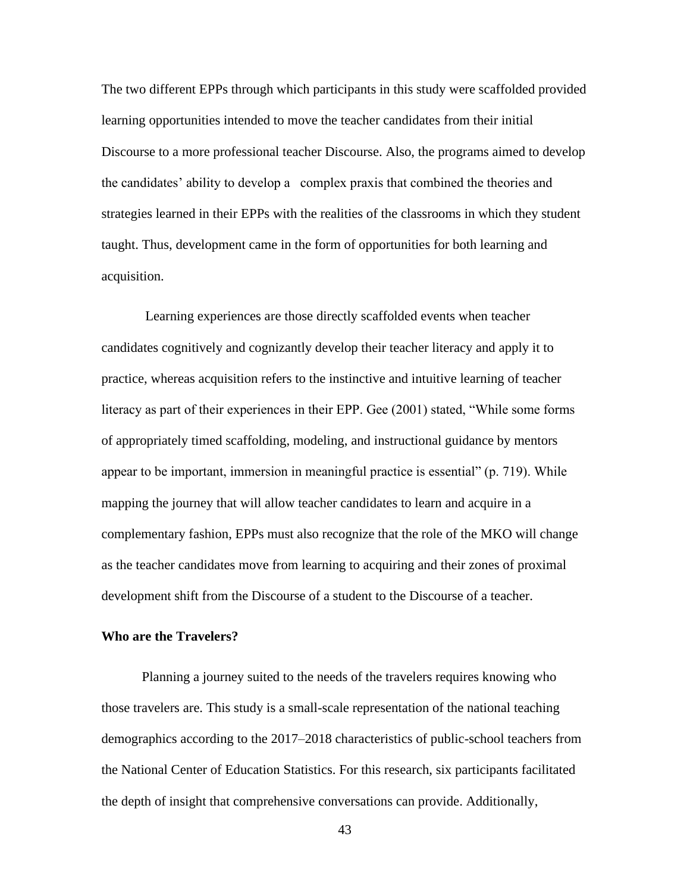The two different EPPs through which participants in this study were scaffolded provided learning opportunities intended to move the teacher candidates from their initial Discourse to a more professional teacher Discourse. Also, the programs aimed to develop the candidates' ability to develop a complex praxis that combined the theories and strategies learned in their EPPs with the realities of the classrooms in which they student taught. Thus, development came in the form of opportunities for both learning and acquisition.

Learning experiences are those directly scaffolded events when teacher candidates cognitively and cognizantly develop their teacher literacy and apply it to practice, whereas acquisition refers to the instinctive and intuitive learning of teacher literacy as part of their experiences in their EPP. Gee (2001) stated, "While some forms of appropriately timed scaffolding, modeling, and instructional guidance by mentors appear to be important, immersion in meaningful practice is essential" (p. 719). While mapping the journey that will allow teacher candidates to learn and acquire in a complementary fashion, EPPs must also recognize that the role of the MKO will change as the teacher candidates move from learning to acquiring and their zones of proximal development shift from the Discourse of a student to the Discourse of a teacher.

**Who are the Travelers?**

Planning a journey suited to the needs of the travelers requires knowing who those travelers are. This study is a small-scale representation of the national teaching demographics according to the 2017–2018 characteristics of public-school teachers from the National Center of Education Statistics. For this research, six participants facilitated the depth of insight that comprehensive conversations can provide. Additionally,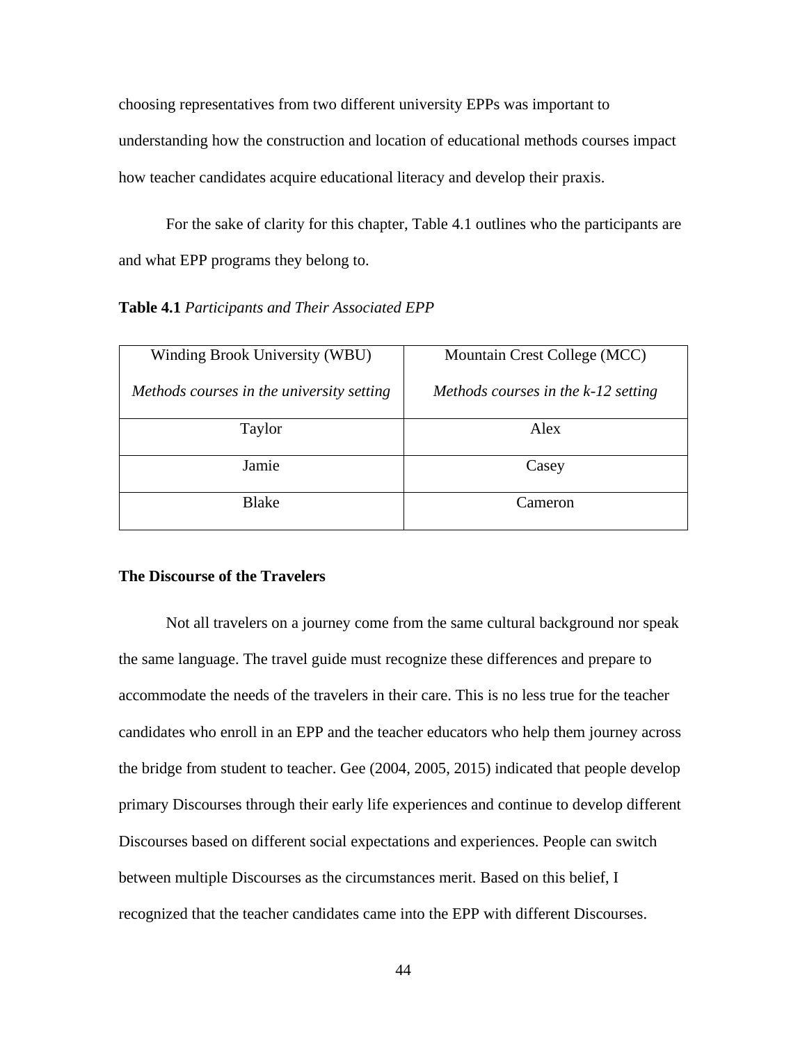choosing representatives from two different university EPPs was important to understanding how the construction and location of educational methods courses impact how teacher candidates acquire educational literacy and develop their praxis.

For the sake of clarity for this chapter, Table 4.1 outlines who the participants are and what EPP programs they belong to.

**Table 4.1** *Participants and Their Associated EPP*

| Winding Brook University (WBU)<br><br>*Methods courses in the university setting* | Mountain Crest College (MCC)<br><br>*Methods courses in the k-12 setting* |
|---|---|
| Taylor | Alex |
| Jamie | Casey |
| Blake | Cameron |

### The Discourse of the Travelers

Not all travelers on a journey come from the same cultural background nor speak the same language. The travel guide must recognize these differences and prepare to accommodate the needs of the travelers in their care. This is no less true for the teacher candidates who enroll in an EPP and the teacher educators who help them journey across the bridge from student to teacher. Gee (2004, 2005, 2015) indicated that people develop primary Discourses through their early life experiences and continue to develop different Discourses based on different social expectations and experiences. People can switch between multiple Discourses as the circumstances merit. Based on this belief, I recognized that the teacher candidates came into the EPP with different Discourses.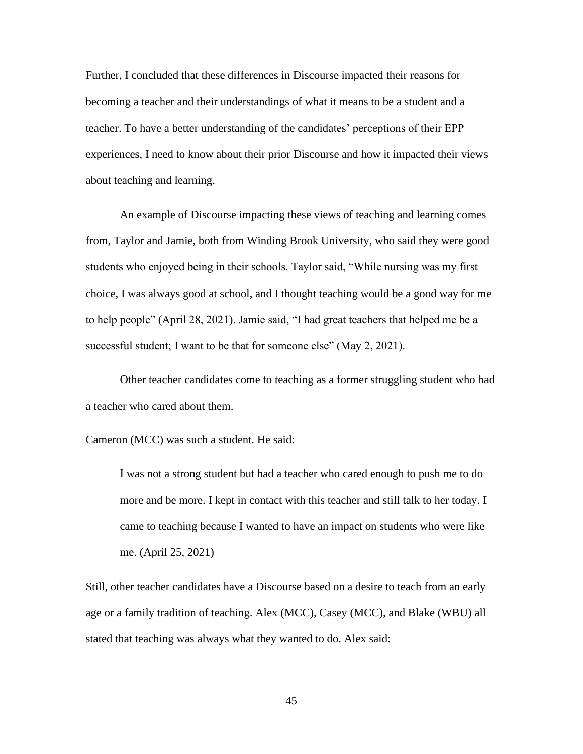Further, I concluded that these differences in Discourse impacted their reasons for becoming a teacher and their understandings of what it means to be a student and a teacher. To have a better understanding of the candidates' perceptions of their EPP experiences, I need to know about their prior Discourse and how it impacted their views about teaching and learning.

An example of Discourse impacting these views of teaching and learning comes from, Taylor and Jamie, both from Winding Brook University, who said they were good students who enjoyed being in their schools. Taylor said, "While nursing was my first choice, I was always good at school, and I thought teaching would be a good way for me to help people" (April 28, 2021). Jamie said, "I had great teachers that helped me be a successful student; I want to be that for someone else" (May 2, 2021).

Other teacher candidates come to teaching as a former struggling student who had a teacher who cared about them.

Cameron (MCC) was such a student. He said:

> I was not a strong student but had a teacher who cared enough to push me to do more and be more. I kept in contact with this teacher and still talk to her today. I came to teaching because I wanted to have an impact on students who were like me. (April 25, 2021)

Still, other teacher candidates have a Discourse based on a desire to teach from an early age or a family tradition of teaching. Alex (MCC), Casey (MCC), and Blake (WBU) all stated that teaching was always what they wanted to do. Alex said: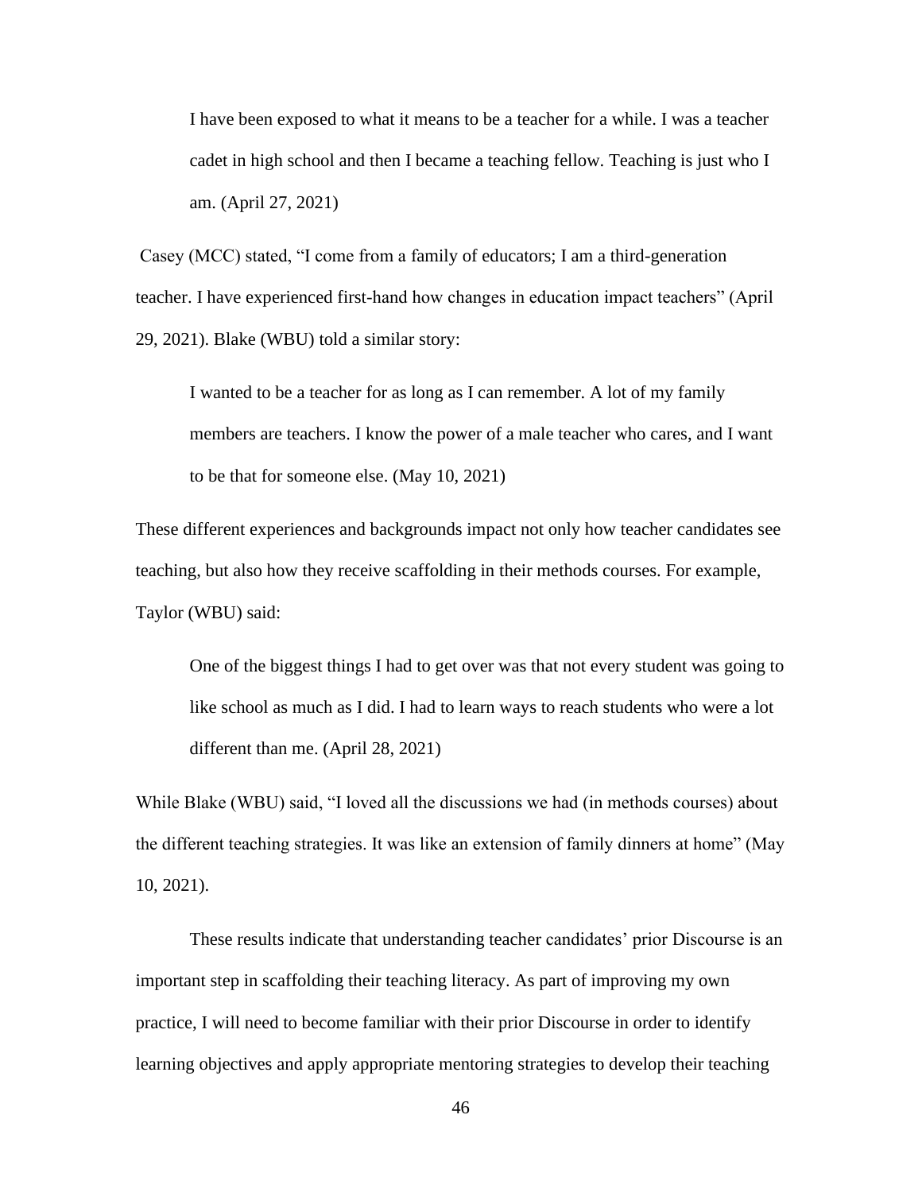> I have been exposed to what it means to be a teacher for a while. I was a teacher cadet in high school and then I became a teaching fellow. Teaching is just who I am. (April 27, 2021)

Casey (MCC) stated, "I come from a family of educators; I am a third-generation teacher. I have experienced first-hand how changes in education impact teachers" (April 29, 2021). Blake (WBU) told a similar story:

> I wanted to be a teacher for as long as I can remember. A lot of my family members are teachers. I know the power of a male teacher who cares, and I want to be that for someone else. (May 10, 2021)

These different experiences and backgrounds impact not only how teacher candidates see teaching, but also how they receive scaffolding in their methods courses. For example, Taylor (WBU) said:

> One of the biggest things I had to get over was that not every student was going to like school as much as I did. I had to learn ways to reach students who were a lot different than me. (April 28, 2021)

While Blake (WBU) said, "I loved all the discussions we had (in methods courses) about the different teaching strategies. It was like an extension of family dinners at home" (May 10, 2021).

These results indicate that understanding teacher candidates' prior Discourse is an important step in scaffolding their teaching literacy. As part of improving my own practice, I will need to become familiar with their prior Discourse in order to identify learning objectives and apply appropriate mentoring strategies to develop their teaching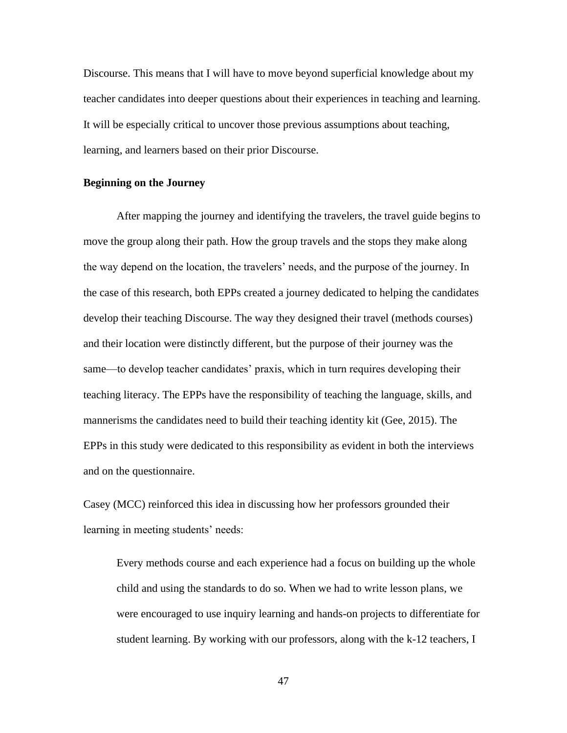Discourse. This means that I will have to move beyond superficial knowledge about my teacher candidates into deeper questions about their experiences in teaching and learning. It will be especially critical to uncover those previous assumptions about teaching, learning, and learners based on their prior Discourse.

### Beginning on the Journey

After mapping the journey and identifying the travelers, the travel guide begins to move the group along their path. How the group travels and the stops they make along the way depend on the location, the travelers' needs, and the purpose of the journey. In the case of this research, both EPPs created a journey dedicated to helping the candidates develop their teaching Discourse. The way they designed their travel (methods courses) and their location were distinctly different, but the purpose of their journey was the same—to develop teacher candidates' praxis, which in turn requires developing their teaching literacy. The EPPs have the responsibility of teaching the language, skills, and mannerisms the candidates need to build their teaching identity kit (Gee, 2015). The EPPs in this study were dedicated to this responsibility as evident in both the interviews and on the questionnaire.

Casey (MCC) reinforced this idea in discussing how her professors grounded their learning in meeting students' needs:

> Every methods course and each experience had a focus on building up the whole child and using the standards to do so. When we had to write lesson plans, we were encouraged to use inquiry learning and hands-on projects to differentiate for student learning. By working with our professors, along with the k-12 teachers, I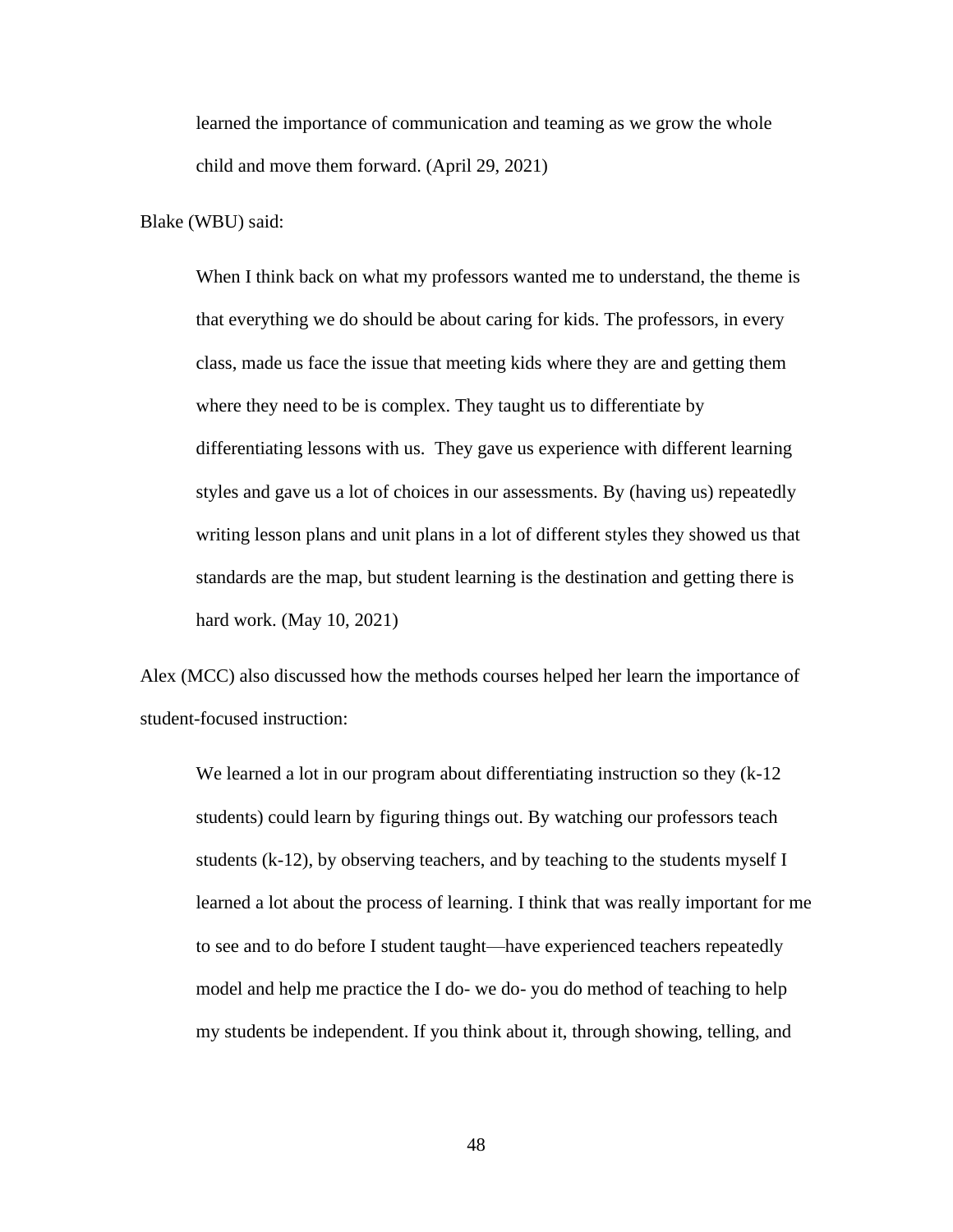> learned the importance of communication and teaming as we grow the whole child and move them forward. (April 29, 2021)

Blake (WBU) said:

> When I think back on what my professors wanted me to understand, the theme is that everything we do should be about caring for kids. The professors, in every class, made us face the issue that meeting kids where they are and getting them where they need to be is complex. They taught us to differentiate by differentiating lessons with us. They gave us experience with different learning styles and gave us a lot of choices in our assessments. By (having us) repeatedly writing lesson plans and unit plans in a lot of different styles they showed us that standards are the map, but student learning is the destination and getting there is hard work. (May 10, 2021)

Alex (MCC) also discussed how the methods courses helped her learn the importance of student-focused instruction:

> We learned a lot in our program about differentiating instruction so they (k-12 students) could learn by figuring things out. By watching our professors teach students (k-12), by observing teachers, and by teaching to the students myself I learned a lot about the process of learning. I think that was really important for me to see and to do before I student taught—have experienced teachers repeatedly model and help me practice the I do- we do- you do method of teaching to help my students be independent. If you think about it, through showing, telling, and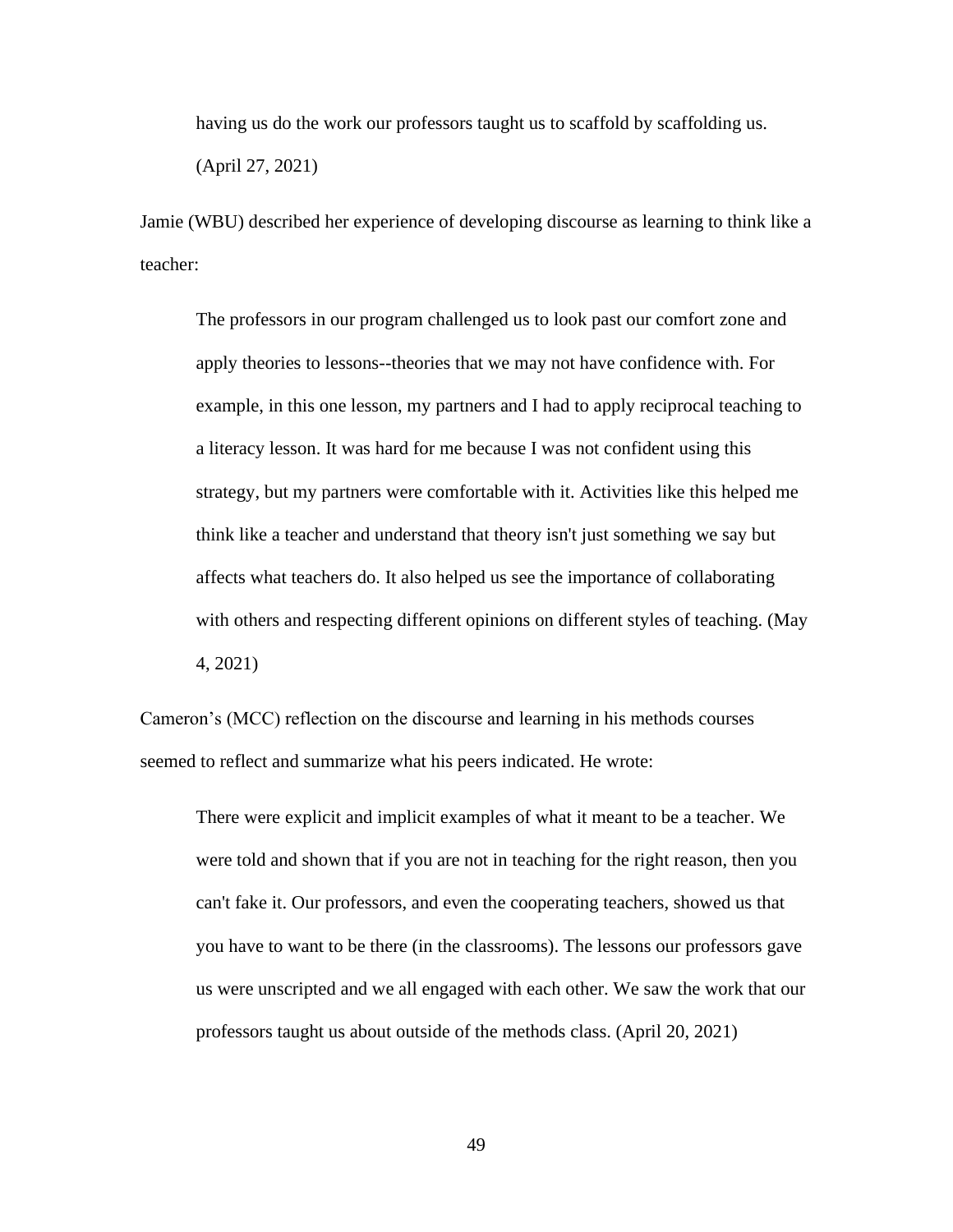> having us do the work our professors taught us to scaffold by scaffolding us. (April 27, 2021)

Jamie (WBU) described her experience of developing discourse as learning to think like a teacher:

> The professors in our program challenged us to look past our comfort zone and apply theories to lessons--theories that we may not have confidence with. For example, in this one lesson, my partners and I had to apply reciprocal teaching to a literacy lesson. It was hard for me because I was not confident using this strategy, but my partners were comfortable with it. Activities like this helped me think like a teacher and understand that theory isn't just something we say but affects what teachers do. It also helped us see the importance of collaborating with others and respecting different opinions on different styles of teaching. (May 4, 2021)

Cameron's (MCC) reflection on the discourse and learning in his methods courses seemed to reflect and summarize what his peers indicated. He wrote:

> There were explicit and implicit examples of what it meant to be a teacher. We were told and shown that if you are not in teaching for the right reason, then you can't fake it. Our professors, and even the cooperating teachers, showed us that you have to want to be there (in the classrooms). The lessons our professors gave us were unscripted and we all engaged with each other. We saw the work that our professors taught us about outside of the methods class. (April 20, 2021)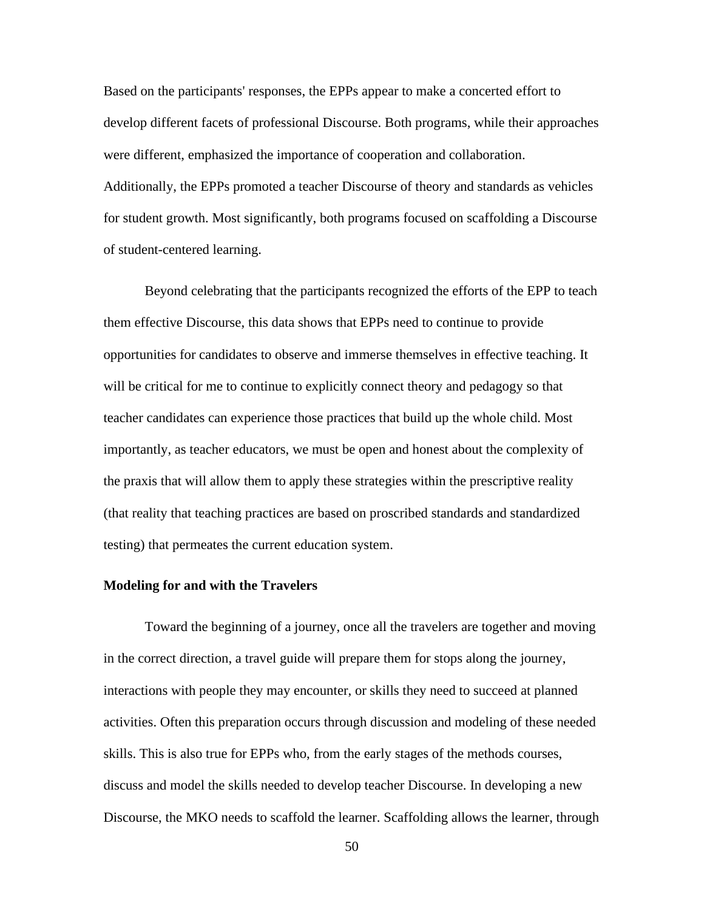Based on the participants' responses, the EPPs appear to make a concerted effort to develop different facets of professional Discourse. Both programs, while their approaches were different, emphasized the importance of cooperation and collaboration. Additionally, the EPPs promoted a teacher Discourse of theory and standards as vehicles for student growth. Most significantly, both programs focused on scaffolding a Discourse of student-centered learning.

Beyond celebrating that the participants recognized the efforts of the EPP to teach them effective Discourse, this data shows that EPPs need to continue to provide opportunities for candidates to observe and immerse themselves in effective teaching. It will be critical for me to continue to explicitly connect theory and pedagogy so that teacher candidates can experience those practices that build up the whole child. Most importantly, as teacher educators, we must be open and honest about the complexity of the praxis that will allow them to apply these strategies within the prescriptive reality (that reality that teaching practices are based on proscribed standards and standardized testing) that permeates the current education system.

**Modeling for and with the Travelers**

Toward the beginning of a journey, once all the travelers are together and moving in the correct direction, a travel guide will prepare them for stops along the journey, interactions with people they may encounter, or skills they need to succeed at planned activities. Often this preparation occurs through discussion and modeling of these needed skills. This is also true for EPPs who, from the early stages of the methods courses, discuss and model the skills needed to develop teacher Discourse. In developing a new Discourse, the MKO needs to scaffold the learner. Scaffolding allows the learner, through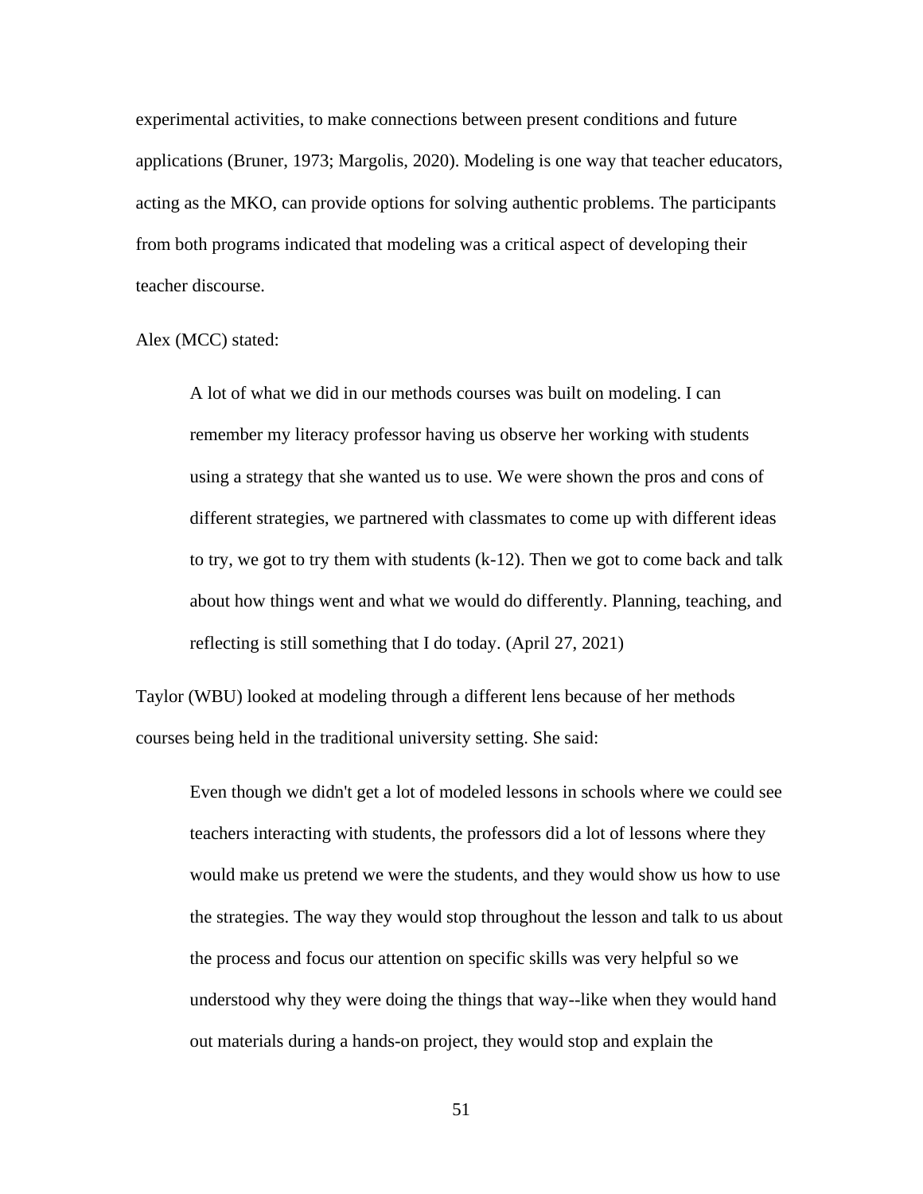experimental activities, to make connections between present conditions and future applications (Bruner, 1973; Margolis, 2020). Modeling is one way that teacher educators, acting as the MKO, can provide options for solving authentic problems. The participants from both programs indicated that modeling was a critical aspect of developing their teacher discourse.

Alex (MCC) stated:

> A lot of what we did in our methods courses was built on modeling. I can remember my literacy professor having us observe her working with students using a strategy that she wanted us to use. We were shown the pros and cons of different strategies, we partnered with classmates to come up with different ideas to try, we got to try them with students (k-12). Then we got to come back and talk about how things went and what we would do differently. Planning, teaching, and reflecting is still something that I do today. (April 27, 2021)

Taylor (WBU) looked at modeling through a different lens because of her methods courses being held in the traditional university setting. She said:

> Even though we didn't get a lot of modeled lessons in schools where we could see teachers interacting with students, the professors did a lot of lessons where they would make us pretend we were the students, and they would show us how to use the strategies. The way they would stop throughout the lesson and talk to us about the process and focus our attention on specific skills was very helpful so we understood why they were doing the things that way--like when they would hand out materials during a hands-on project, they would stop and explain the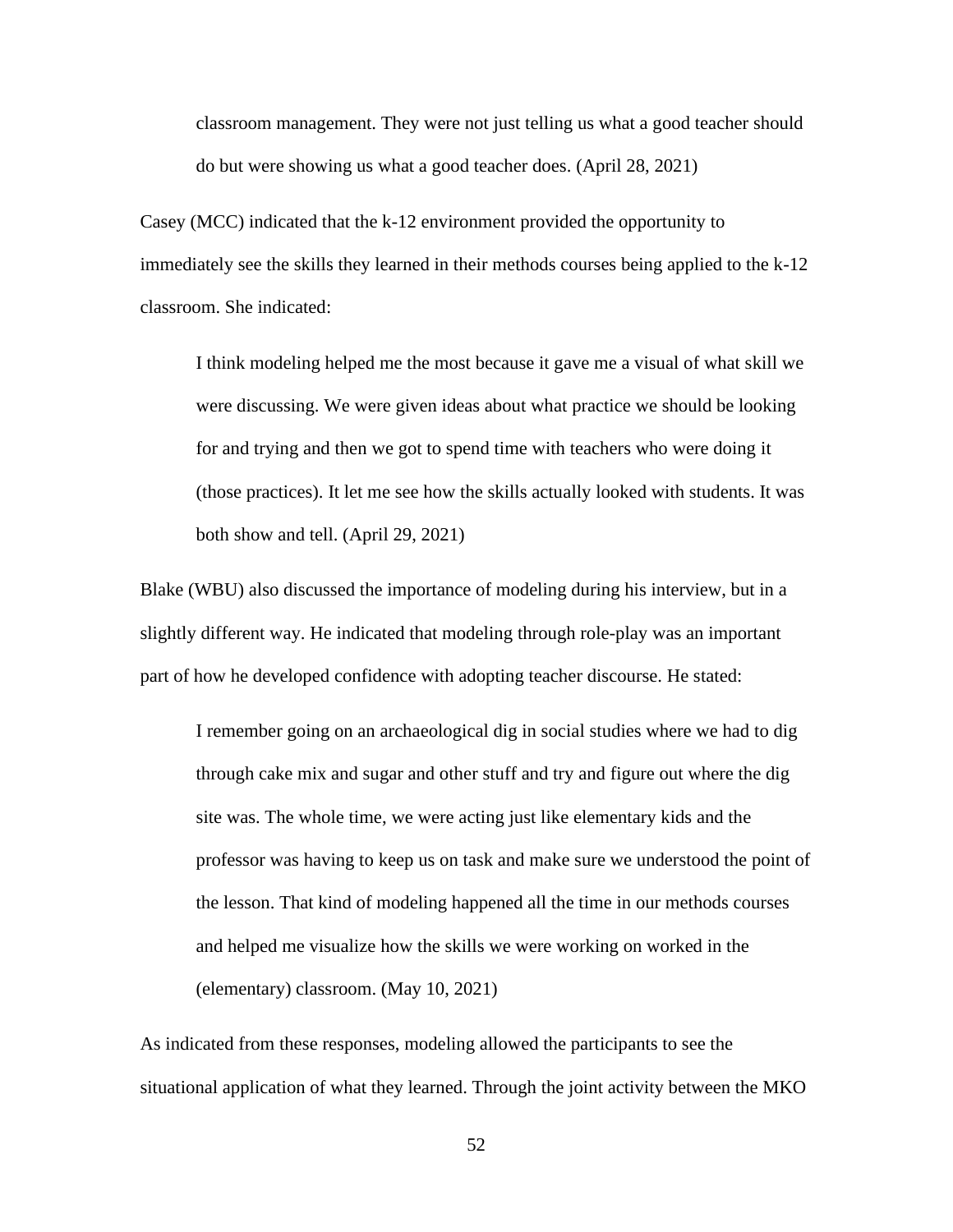> classroom management. They were not just telling us what a good teacher should do but were showing us what a good teacher does. (April 28, 2021)

Casey (MCC) indicated that the k-12 environment provided the opportunity to immediately see the skills they learned in their methods courses being applied to the k-12 classroom. She indicated:

> I think modeling helped me the most because it gave me a visual of what skill we were discussing. We were given ideas about what practice we should be looking for and trying and then we got to spend time with teachers who were doing it (those practices). It let me see how the skills actually looked with students. It was both show and tell. (April 29, 2021)

Blake (WBU) also discussed the importance of modeling during his interview, but in a slightly different way. He indicated that modeling through role-play was an important part of how he developed confidence with adopting teacher discourse. He stated:

> I remember going on an archaeological dig in social studies where we had to dig through cake mix and sugar and other stuff and try and figure out where the dig site was. The whole time, we were acting just like elementary kids and the professor was having to keep us on task and make sure we understood the point of the lesson. That kind of modeling happened all the time in our methods courses and helped me visualize how the skills we were working on worked in the (elementary) classroom. (May 10, 2021)

As indicated from these responses, modeling allowed the participants to see the situational application of what they learned. Through the joint activity between the MKO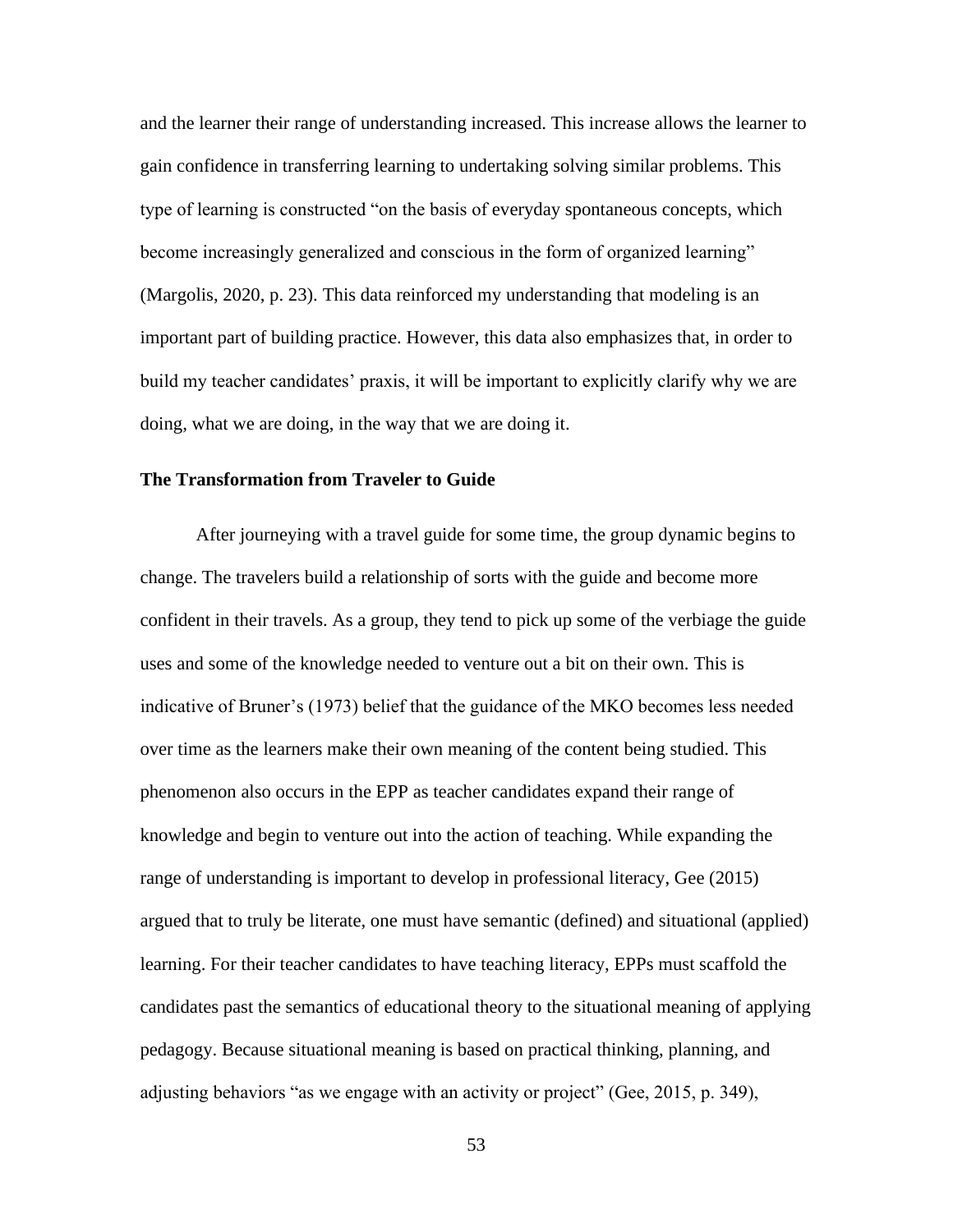and the learner their range of understanding increased. This increase allows the learner to gain confidence in transferring learning to undertaking solving similar problems. This type of learning is constructed "on the basis of everyday spontaneous concepts, which become increasingly generalized and conscious in the form of organized learning" (Margolis, 2020, p. 23). This data reinforced my understanding that modeling is an important part of building practice. However, this data also emphasizes that, in order to build my teacher candidates' praxis, it will be important to explicitly clarify why we are doing, what we are doing, in the way that we are doing it.

### The Transformation from Traveler to Guide

After journeying with a travel guide for some time, the group dynamic begins to change. The travelers build a relationship of sorts with the guide and become more confident in their travels. As a group, they tend to pick up some of the verbiage the guide uses and some of the knowledge needed to venture out a bit on their own. This is indicative of Bruner's (1973) belief that the guidance of the MKO becomes less needed over time as the learners make their own meaning of the content being studied. This phenomenon also occurs in the EPP as teacher candidates expand their range of knowledge and begin to venture out into the action of teaching. While expanding the range of understanding is important to develop in professional literacy, Gee (2015) argued that to truly be literate, one must have semantic (defined) and situational (applied) learning. For their teacher candidates to have teaching literacy, EPPs must scaffold the candidates past the semantics of educational theory to the situational meaning of applying pedagogy. Because situational meaning is based on practical thinking, planning, and adjusting behaviors "as we engage with an activity or project" (Gee, 2015, p. 349),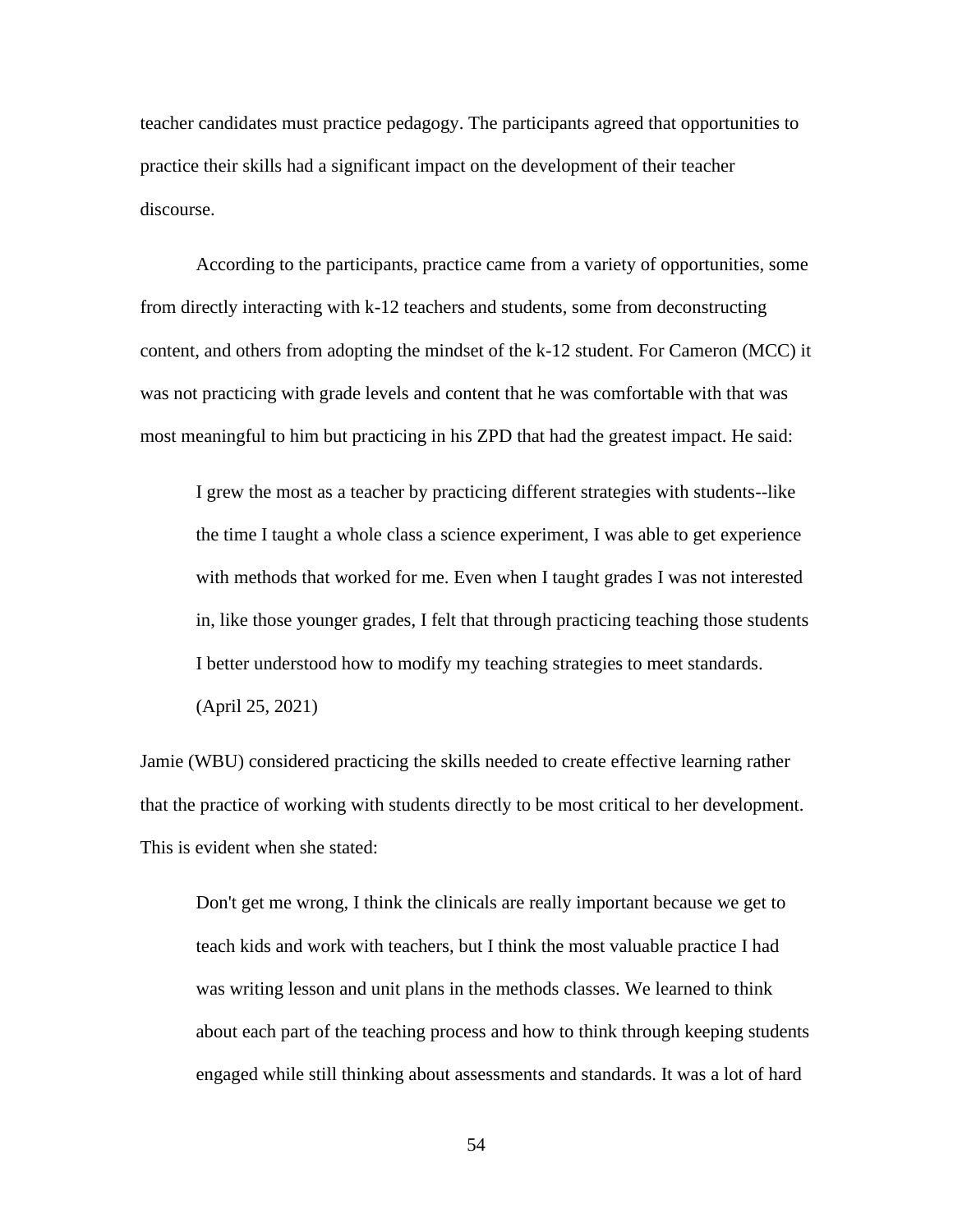teacher candidates must practice pedagogy. The participants agreed that opportunities to practice their skills had a significant impact on the development of their teacher discourse.

According to the participants, practice came from a variety of opportunities, some from directly interacting with k-12 teachers and students, some from deconstructing content, and others from adopting the mindset of the k-12 student. For Cameron (MCC) it was not practicing with grade levels and content that he was comfortable with that was most meaningful to him but practicing in his ZPD that had the greatest impact. He said:

> I grew the most as a teacher by practicing different strategies with students--like the time I taught a whole class a science experiment, I was able to get experience with methods that worked for me. Even when I taught grades I was not interested in, like those younger grades, I felt that through practicing teaching those students I better understood how to modify my teaching strategies to meet standards. (April 25, 2021)

Jamie (WBU) considered practicing the skills needed to create effective learning rather that the practice of working with students directly to be most critical to her development. This is evident when she stated:

> Don't get me wrong, I think the clinicals are really important because we get to teach kids and work with teachers, but I think the most valuable practice I had was writing lesson and unit plans in the methods classes. We learned to think about each part of the teaching process and how to think through keeping students engaged while still thinking about assessments and standards. It was a lot of hard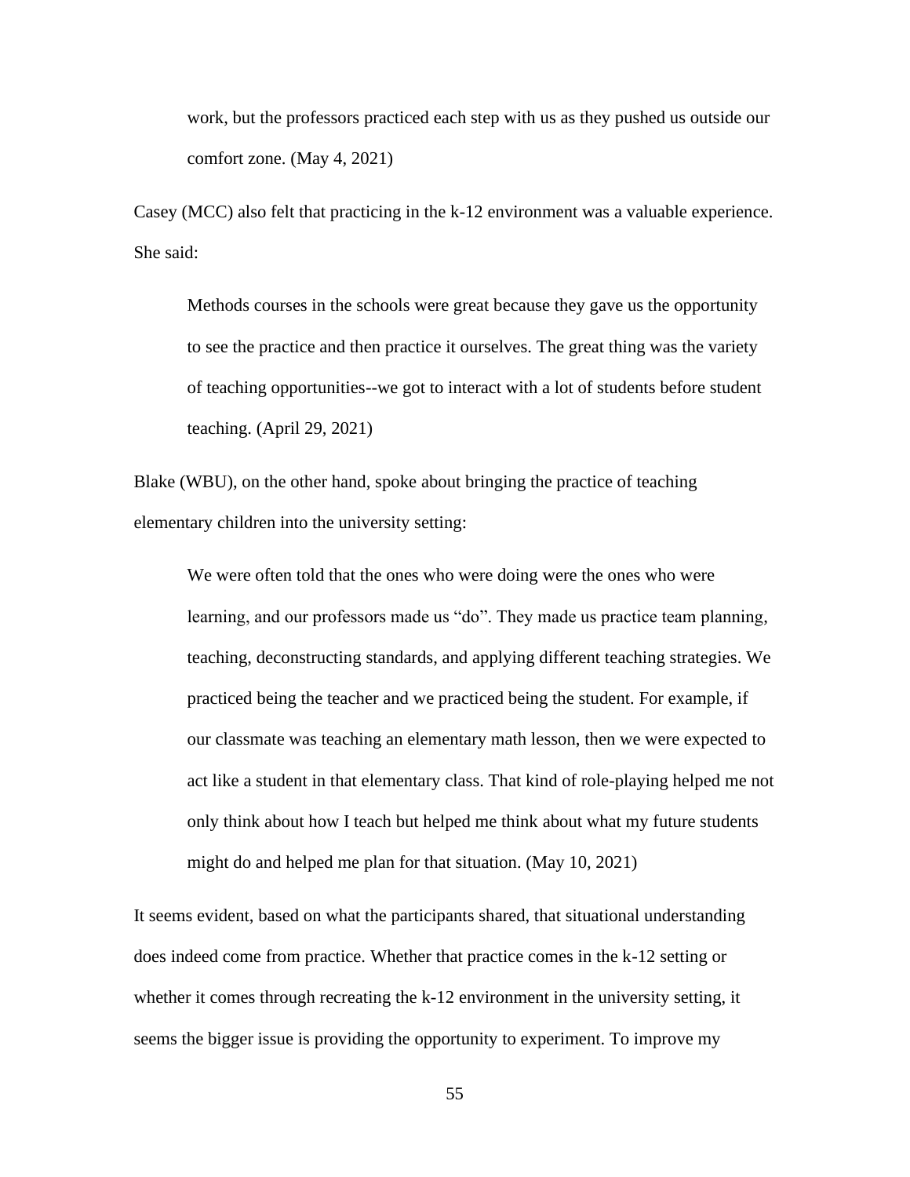> work, but the professors practiced each step with us as they pushed us outside our comfort zone. (May 4, 2021)

Casey (MCC) also felt that practicing in the k-12 environment was a valuable experience. She said:

> Methods courses in the schools were great because they gave us the opportunity to see the practice and then practice it ourselves. The great thing was the variety of teaching opportunities--we got to interact with a lot of students before student teaching. (April 29, 2021)

Blake (WBU), on the other hand, spoke about bringing the practice of teaching elementary children into the university setting:

> We were often told that the ones who were doing were the ones who were learning, and our professors made us "do". They made us practice team planning, teaching, deconstructing standards, and applying different teaching strategies. We practiced being the teacher and we practiced being the student. For example, if our classmate was teaching an elementary math lesson, then we were expected to act like a student in that elementary class. That kind of role-playing helped me not only think about how I teach but helped me think about what my future students might do and helped me plan for that situation. (May 10, 2021)

It seems evident, based on what the participants shared, that situational understanding does indeed come from practice. Whether that practice comes in the k-12 setting or whether it comes through recreating the k-12 environment in the university setting, it seems the bigger issue is providing the opportunity to experiment. To improve my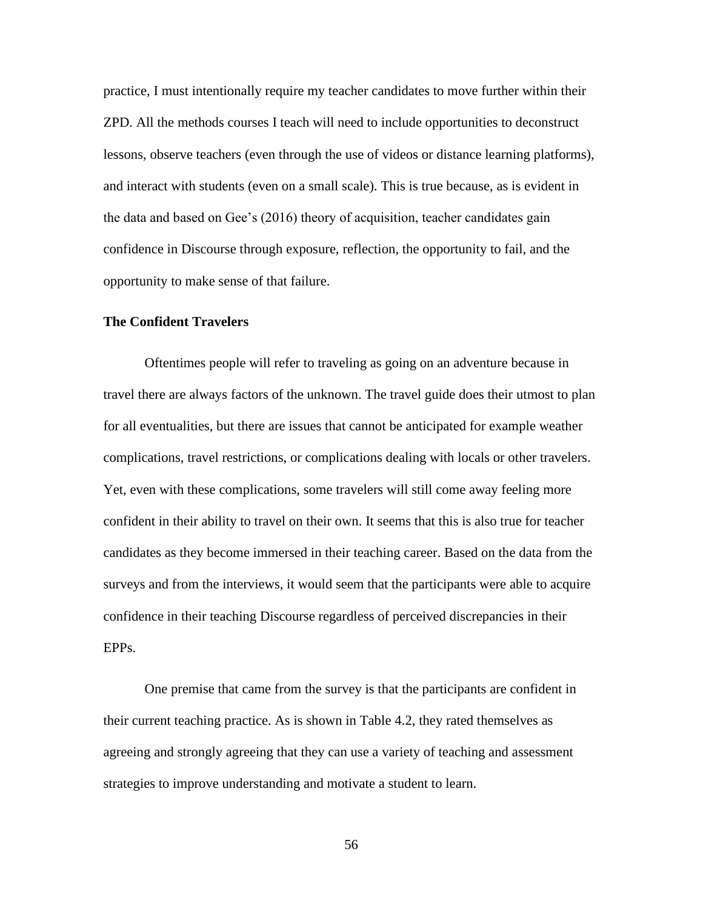practice, I must intentionally require my teacher candidates to move further within their ZPD. All the methods courses I teach will need to include opportunities to deconstruct lessons, observe teachers (even through the use of videos or distance learning platforms), and interact with students (even on a small scale). This is true because, as is evident in the data and based on Gee's (2016) theory of acquisition, teacher candidates gain confidence in Discourse through exposure, reflection, the opportunity to fail, and the opportunity to make sense of that failure.

**The Confident Travelers**

Oftentimes people will refer to traveling as going on an adventure because in travel there are always factors of the unknown. The travel guide does their utmost to plan for all eventualities, but there are issues that cannot be anticipated for example weather complications, travel restrictions, or complications dealing with locals or other travelers. Yet, even with these complications, some travelers will still come away feeling more confident in their ability to travel on their own. It seems that this is also true for teacher candidates as they become immersed in their teaching career. Based on the data from the surveys and from the interviews, it would seem that the participants were able to acquire confidence in their teaching Discourse regardless of perceived discrepancies in their EPPs.

One premise that came from the survey is that the participants are confident in their current teaching practice. As is shown in Table 4.2, they rated themselves as agreeing and strongly agreeing that they can use a variety of teaching and assessment strategies to improve understanding and motivate a student to learn.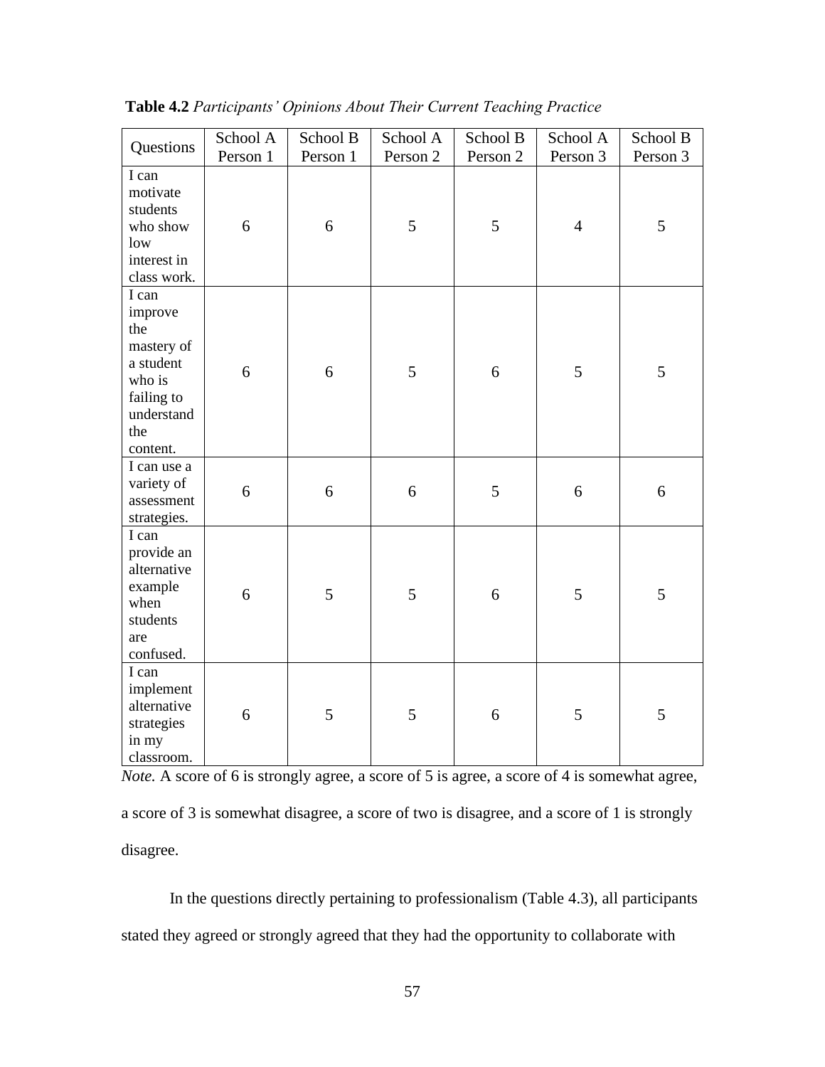**Table 4.2** *Participants' Opinions About Their Current Teaching Practice*

| Questions | School A Person 1 | School B Person 1 | School A Person 2 | School B Person 2 | School A Person 3 | School B Person 3 |
|---|---|---|---|---|---|---|
| I can motivate students who show low interest in class work. | 6 | 6 | 5 | 5 | 4 | 5 |
| I can improve the mastery of a student who is failing to understand the content. | 6 | 6 | 5 | 6 | 5 | 5 |
| I can use a variety of assessment strategies. | 6 | 6 | 6 | 5 | 6 | 6 |
| I can provide an alternative example when students are confused. | 6 | 5 | 5 | 6 | 5 | 5 |
| I can implement alternative strategies in my classroom. | 6 | 5 | 5 | 6 | 5 | 5 |

*Note.* A score of 6 is strongly agree, a score of 5 is agree, a score of 4 is somewhat agree, a score of 3 is somewhat disagree, a score of two is disagree, and a score of 1 is strongly disagree.

In the questions directly pertaining to professionalism (Table 4.3), all participants stated they agreed or strongly agreed that they had the opportunity to collaborate with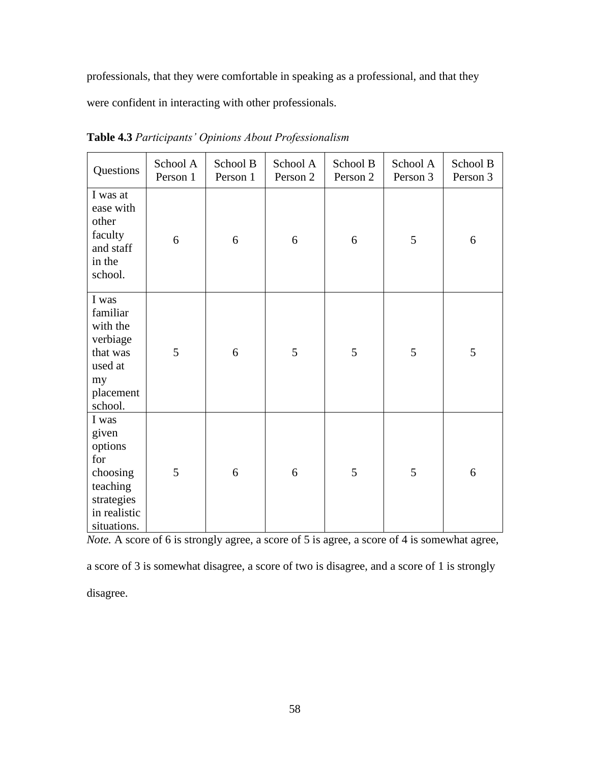professionals, that they were comfortable in speaking as a professional, and that they were confident in interacting with other professionals.

**Table 4.3** *Participants' Opinions About Professionalism*

| Questions | School A Person 1 | School B Person 1 | School A Person 2 | School B Person 2 | School A Person 3 | School B Person 3 |
|---|---|---|---|---|---|---|
| I was at ease with other faculty and staff in the school. | 6 | 6 | 6 | 6 | 5 | 6 |
| I was familiar with the verbiage that was used at my placement school. | 5 | 6 | 5 | 5 | 5 | 5 |
| I was given options for choosing teaching strategies in realistic situations. | 5 | 6 | 6 | 5 | 5 | 6 |

*Note.* A score of 6 is strongly agree, a score of 5 is agree, a score of 4 is somewhat agree, a score of 3 is somewhat disagree, a score of two is disagree, and a score of 1 is strongly disagree.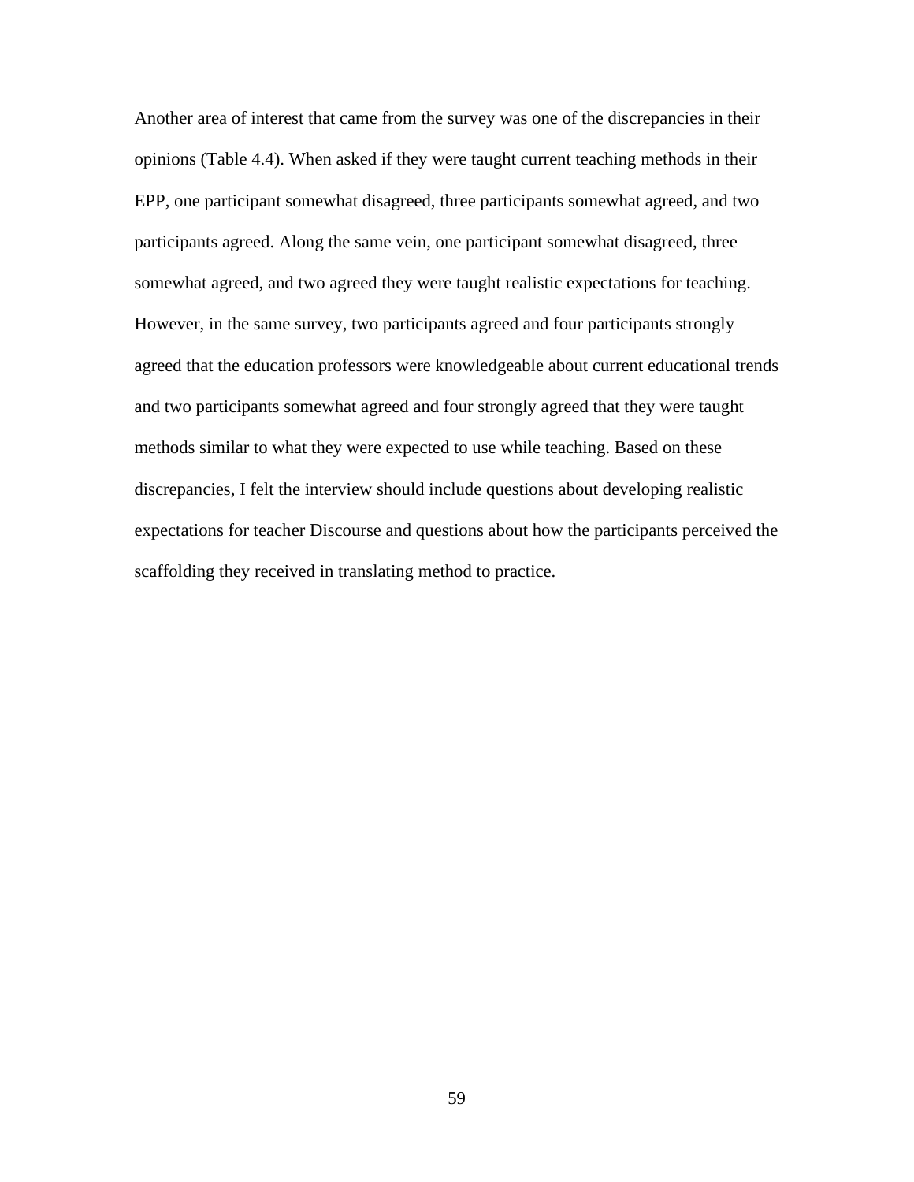Another area of interest that came from the survey was one of the discrepancies in their opinions (Table 4.4). When asked if they were taught current teaching methods in their EPP, one participant somewhat disagreed, three participants somewhat agreed, and two participants agreed. Along the same vein, one participant somewhat disagreed, three somewhat agreed, and two agreed they were taught realistic expectations for teaching. However, in the same survey, two participants agreed and four participants strongly agreed that the education professors were knowledgeable about current educational trends and two participants somewhat agreed and four strongly agreed that they were taught methods similar to what they were expected to use while teaching. Based on these discrepancies, I felt the interview should include questions about developing realistic expectations for teacher Discourse and questions about how the participants perceived the scaffolding they received in translating method to practice.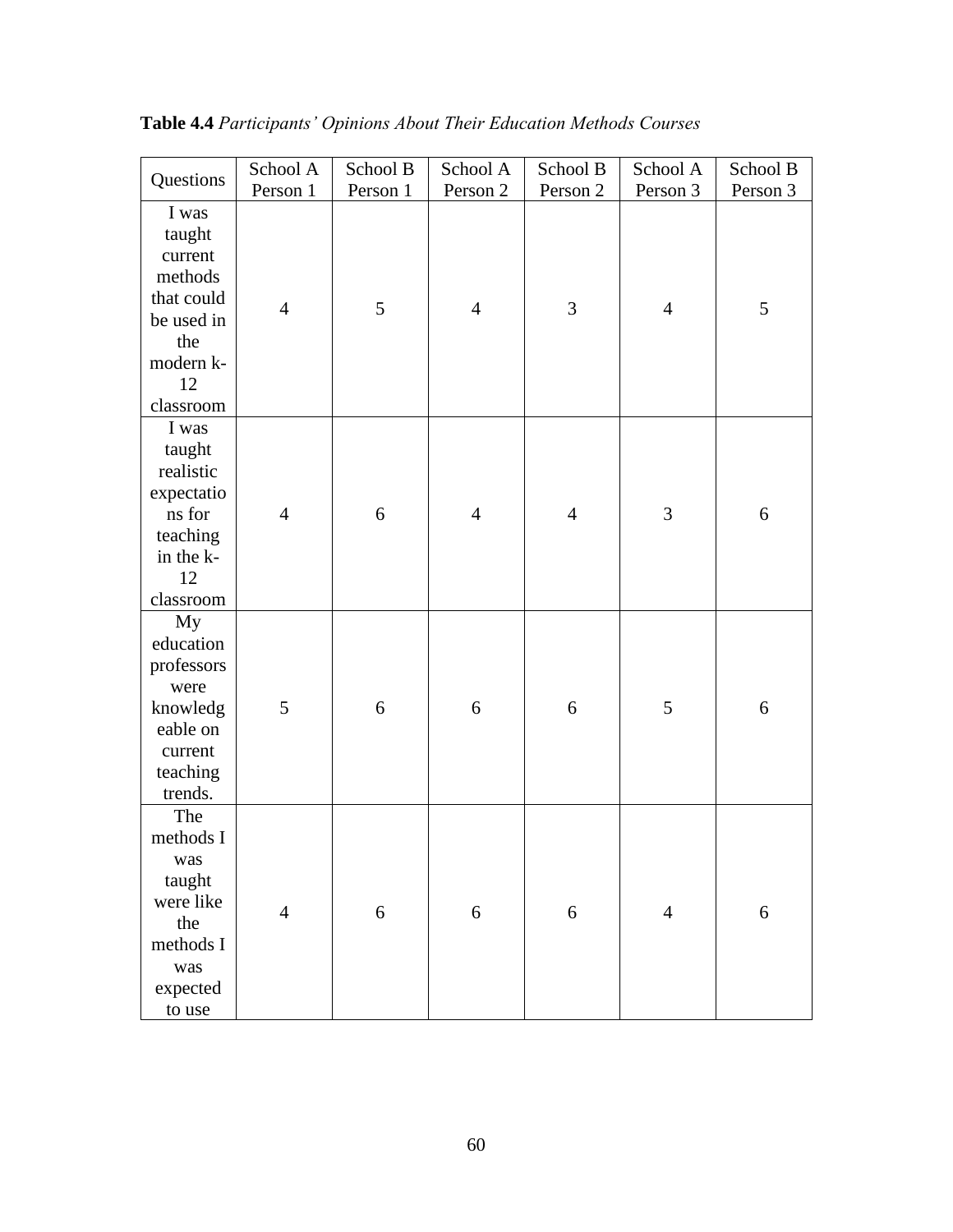**Table 4.4** *Participants' Opinions About Their Education Methods Courses*

| Questions | School A Person 1 | School B Person 1 | School A Person 2 | School B Person 2 | School A Person 3 | School B Person 3 |
|---|---|---|---|---|---|---|
| I was taught current methods that could be used in the modern k-12 classroom | 4 | 5 | 4 | 3 | 4 | 5 |
| I was taught realistic expectations for teaching in the k-12 classroom | 4 | 6 | 4 | 4 | 3 | 6 |
| My education professors were knowledgeable on current teaching trends. | 5 | 6 | 6 | 6 | 5 | 6 |
| The methods I was taught were like the methods I was expected to use | 4 | 6 | 6 | 6 | 4 | 6 |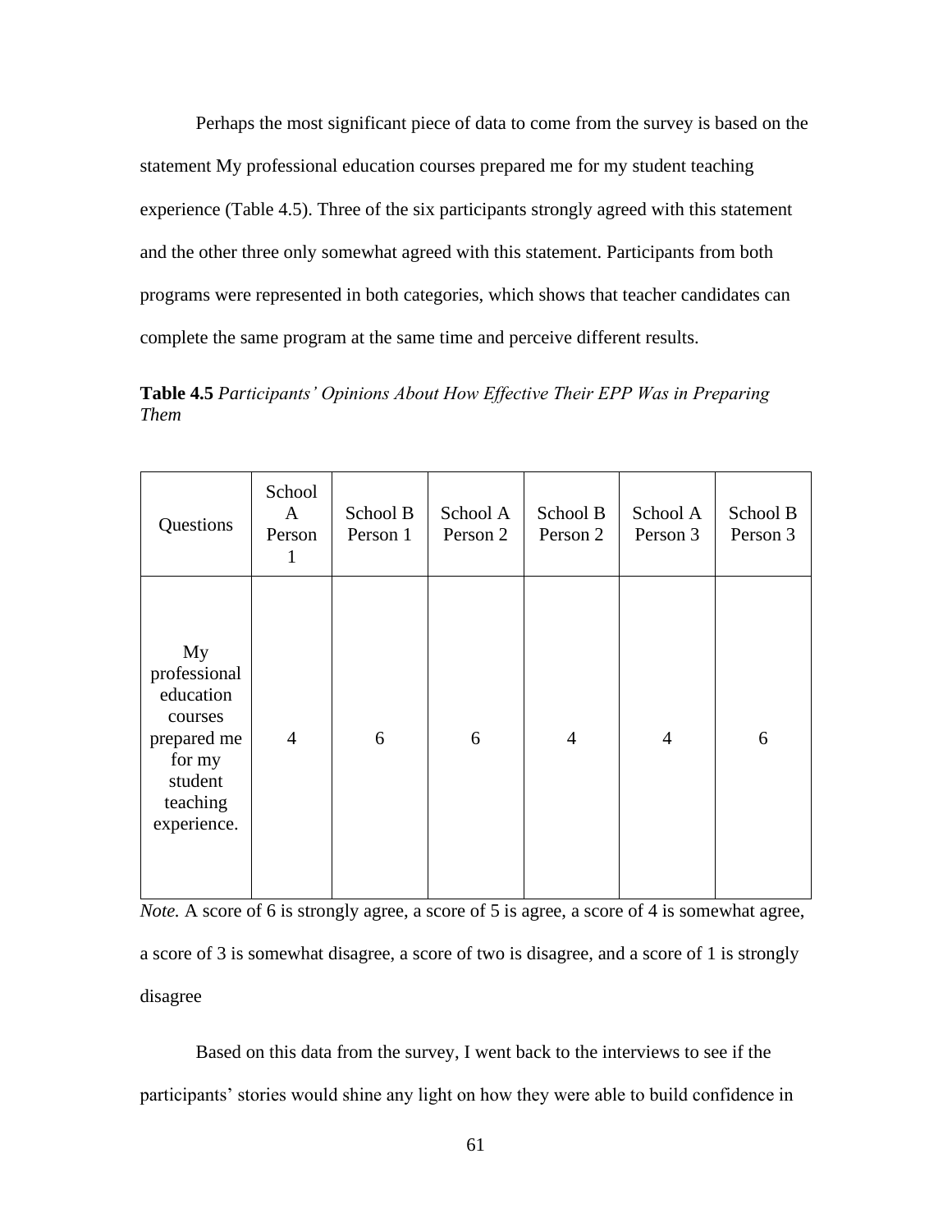Perhaps the most significant piece of data to come from the survey is based on the statement My professional education courses prepared me for my student teaching experience (Table 4.5). Three of the six participants strongly agreed with this statement and the other three only somewhat agreed with this statement. Participants from both programs were represented in both categories, which shows that teacher candidates can complete the same program at the same time and perceive different results.

**Table 4.5** *Participants' Opinions About How Effective Their EPP Was in Preparing Them*

| Questions | School A Person 1 | School B Person 1 | School A Person 2 | School B Person 2 | School A Person 3 | School B Person 3 |
|---|---|---|---|---|---|---|
| My professional education courses prepared me for my student teaching experience. | 4 | 6 | 6 | 4 | 4 | 6 |

*Note.* A score of 6 is strongly agree, a score of 5 is agree, a score of 4 is somewhat agree, a score of 3 is somewhat disagree, a score of two is disagree, and a score of 1 is strongly disagree

Based on this data from the survey, I went back to the interviews to see if the participants' stories would shine any light on how they were able to build confidence in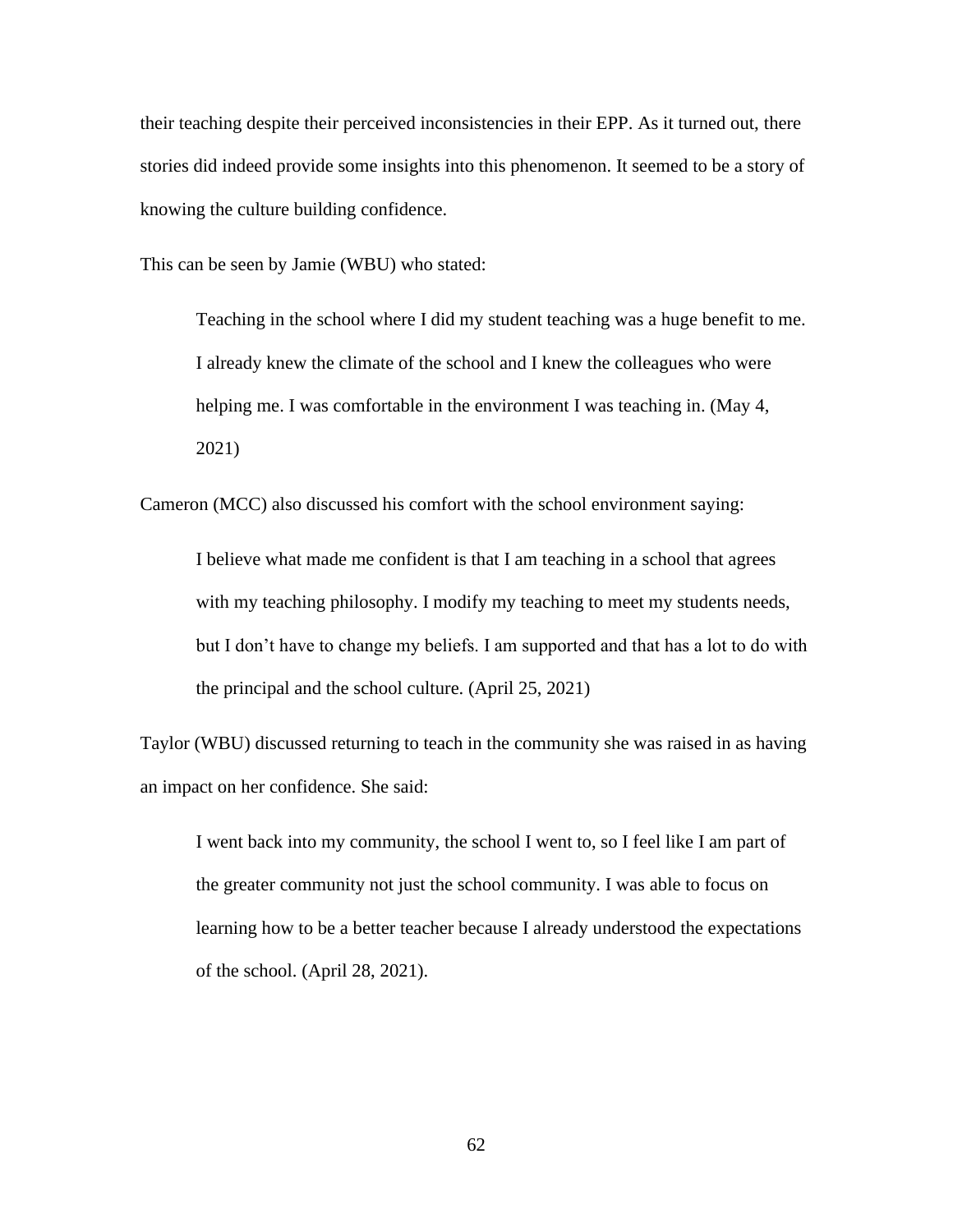their teaching despite their perceived inconsistencies in their EPP. As it turned out, there stories did indeed provide some insights into this phenomenon. It seemed to be a story of knowing the culture building confidence.

This can be seen by Jamie (WBU) who stated:

> Teaching in the school where I did my student teaching was a huge benefit to me. I already knew the climate of the school and I knew the colleagues who were helping me. I was comfortable in the environment I was teaching in. (May 4, 2021)

Cameron (MCC) also discussed his comfort with the school environment saying:

> I believe what made me confident is that I am teaching in a school that agrees with my teaching philosophy. I modify my teaching to meet my students needs, but I don't have to change my beliefs. I am supported and that has a lot to do with the principal and the school culture. (April 25, 2021)

Taylor (WBU) discussed returning to teach in the community she was raised in as having an impact on her confidence. She said:

> I went back into my community, the school I went to, so I feel like I am part of the greater community not just the school community. I was able to focus on learning how to be a better teacher because I already understood the expectations of the school. (April 28, 2021).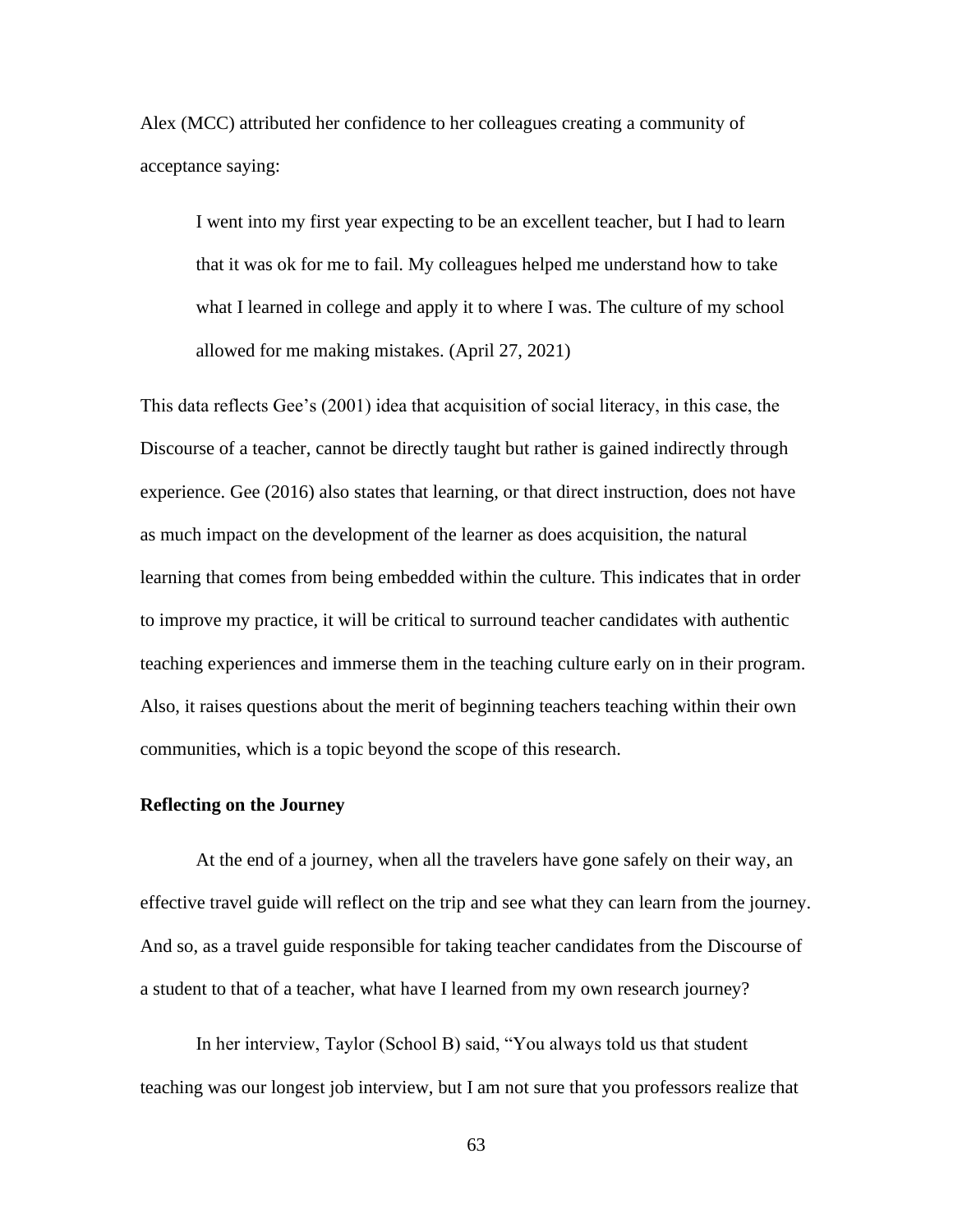Alex (MCC) attributed her confidence to her colleagues creating a community of acceptance saying:

> I went into my first year expecting to be an excellent teacher, but I had to learn that it was ok for me to fail. My colleagues helped me understand how to take what I learned in college and apply it to where I was. The culture of my school allowed for me making mistakes. (April 27, 2021)

This data reflects Gee's (2001) idea that acquisition of social literacy, in this case, the Discourse of a teacher, cannot be directly taught but rather is gained indirectly through experience. Gee (2016) also states that learning, or that direct instruction, does not have as much impact on the development of the learner as does acquisition, the natural learning that comes from being embedded within the culture. This indicates that in order to improve my practice, it will be critical to surround teacher candidates with authentic teaching experiences and immerse them in the teaching culture early on in their program. Also, it raises questions about the merit of beginning teachers teaching within their own communities, which is a topic beyond the scope of this research.

**Reflecting on the Journey**

At the end of a journey, when all the travelers have gone safely on their way, an effective travel guide will reflect on the trip and see what they can learn from the journey. And so, as a travel guide responsible for taking teacher candidates from the Discourse of a student to that of a teacher, what have I learned from my own research journey?

In her interview, Taylor (School B) said, "You always told us that student teaching was our longest job interview, but I am not sure that you professors realize that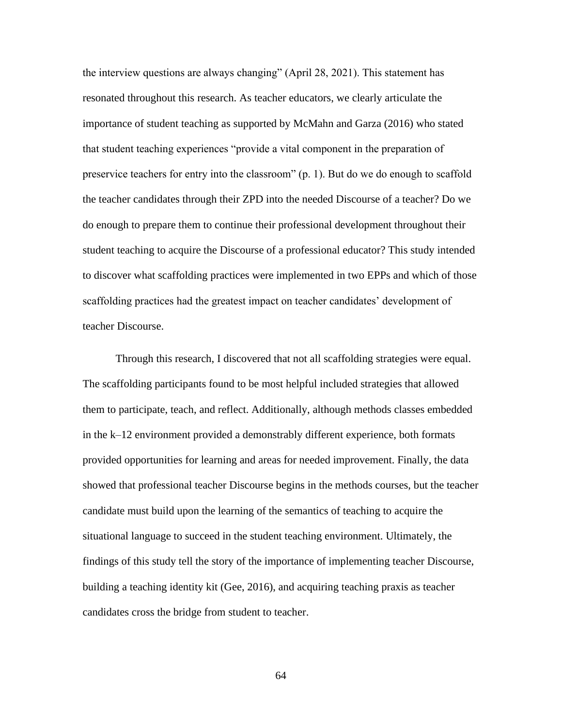the interview questions are always changing" (April 28, 2021). This statement has resonated throughout this research. As teacher educators, we clearly articulate the importance of student teaching as supported by McMahn and Garza (2016) who stated that student teaching experiences "provide a vital component in the preparation of preservice teachers for entry into the classroom" (p. 1). But do we do enough to scaffold the teacher candidates through their ZPD into the needed Discourse of a teacher? Do we do enough to prepare them to continue their professional development throughout their student teaching to acquire the Discourse of a professional educator? This study intended to discover what scaffolding practices were implemented in two EPPs and which of those scaffolding practices had the greatest impact on teacher candidates' development of teacher Discourse.

Through this research, I discovered that not all scaffolding strategies were equal. The scaffolding participants found to be most helpful included strategies that allowed them to participate, teach, and reflect. Additionally, although methods classes embedded in the k–12 environment provided a demonstrably different experience, both formats provided opportunities for learning and areas for needed improvement. Finally, the data showed that professional teacher Discourse begins in the methods courses, but the teacher candidate must build upon the learning of the semantics of teaching to acquire the situational language to succeed in the student teaching environment. Ultimately, the findings of this study tell the story of the importance of implementing teacher Discourse, building a teaching identity kit (Gee, 2016), and acquiring teaching praxis as teacher candidates cross the bridge from student to teacher.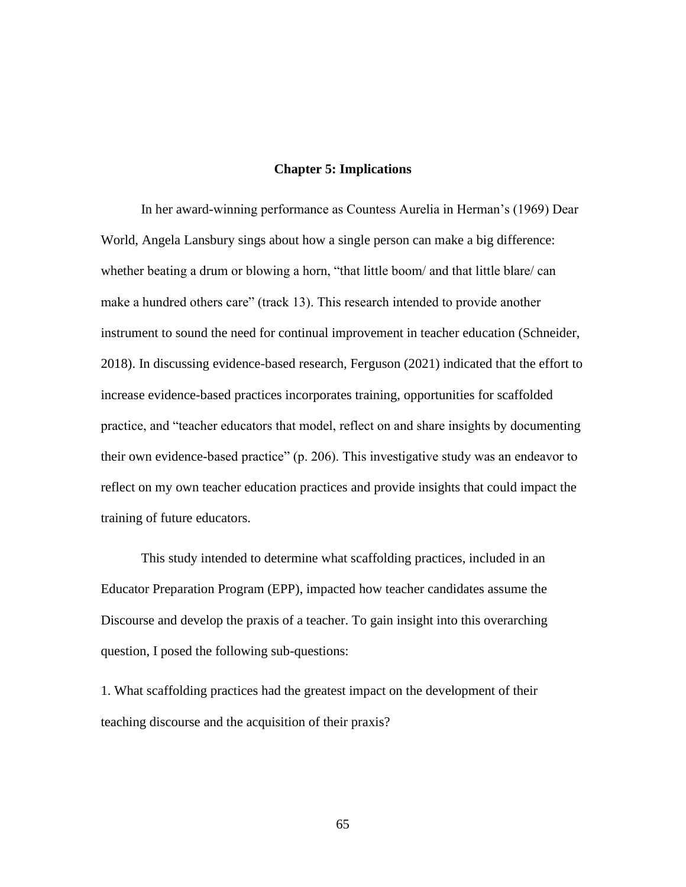# Chapter 5: Implications

In her award-winning performance as Countess Aurelia in Herman's (1969) Dear World, Angela Lansbury sings about how a single person can make a big difference: whether beating a drum or blowing a horn, "that little boom/ and that little blare/ can make a hundred others care" (track 13). This research intended to provide another instrument to sound the need for continual improvement in teacher education (Schneider, 2018). In discussing evidence-based research, Ferguson (2021) indicated that the effort to increase evidence-based practices incorporates training, opportunities for scaffolded practice, and "teacher educators that model, reflect on and share insights by documenting their own evidence-based practice" (p. 206). This investigative study was an endeavor to reflect on my own teacher education practices and provide insights that could impact the training of future educators.

This study intended to determine what scaffolding practices, included in an Educator Preparation Program (EPP), impacted how teacher candidates assume the Discourse and develop the praxis of a teacher. To gain insight into this overarching question, I posed the following sub-questions:

1. What scaffolding practices had the greatest impact on the development of their teaching discourse and the acquisition of their praxis?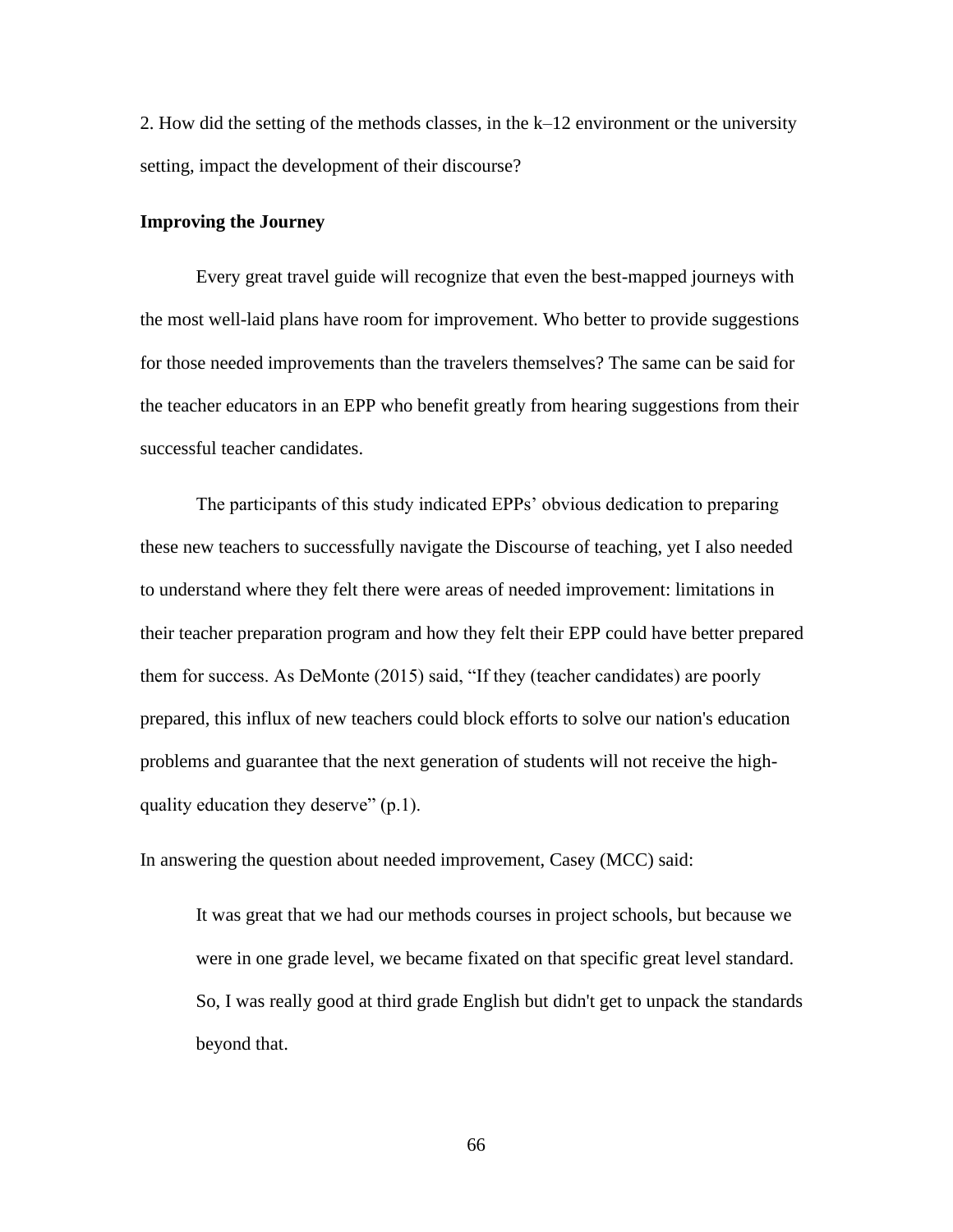2. How did the setting of the methods classes, in the k–12 environment or the university setting, impact the development of their discourse?

**Improving the Journey**

Every great travel guide will recognize that even the best-mapped journeys with the most well-laid plans have room for improvement. Who better to provide suggestions for those needed improvements than the travelers themselves? The same can be said for the teacher educators in an EPP who benefit greatly from hearing suggestions from their successful teacher candidates.

The participants of this study indicated EPPs' obvious dedication to preparing these new teachers to successfully navigate the Discourse of teaching, yet I also needed to understand where they felt there were areas of needed improvement: limitations in their teacher preparation program and how they felt their EPP could have better prepared them for success. As DeMonte (2015) said, "If they (teacher candidates) are poorly prepared, this influx of new teachers could block efforts to solve our nation's education problems and guarantee that the next generation of students will not receive the high-quality education they deserve" (p.1).

In answering the question about needed improvement, Casey (MCC) said:

> It was great that we had our methods courses in project schools, but because we were in one grade level, we became fixated on that specific great level standard. So, I was really good at third grade English but didn't get to unpack the standards beyond that.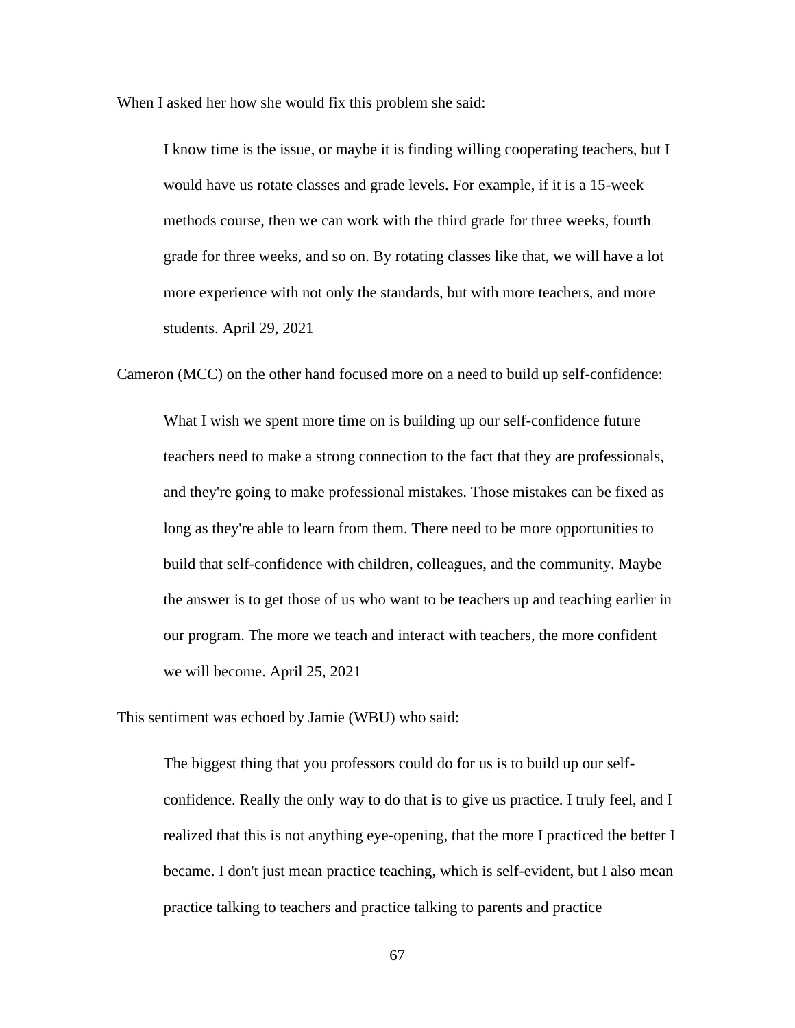When I asked her how she would fix this problem she said:

> I know time is the issue, or maybe it is finding willing cooperating teachers, but I would have us rotate classes and grade levels. For example, if it is a 15-week methods course, then we can work with the third grade for three weeks, fourth grade for three weeks, and so on. By rotating classes like that, we will have a lot more experience with not only the standards, but with more teachers, and more students. April 29, 2021

Cameron (MCC) on the other hand focused more on a need to build up self-confidence:

> What I wish we spent more time on is building up our self-confidence future teachers need to make a strong connection to the fact that they are professionals, and they're going to make professional mistakes. Those mistakes can be fixed as long as they're able to learn from them. There need to be more opportunities to build that self-confidence with children, colleagues, and the community. Maybe the answer is to get those of us who want to be teachers up and teaching earlier in our program. The more we teach and interact with teachers, the more confident we will become. April 25, 2021

This sentiment was echoed by Jamie (WBU) who said:

> The biggest thing that you professors could do for us is to build up our self-confidence. Really the only way to do that is to give us practice. I truly feel, and I realized that this is not anything eye-opening, that the more I practiced the better I became. I don't just mean practice teaching, which is self-evident, but I also mean practice talking to teachers and practice talking to parents and practice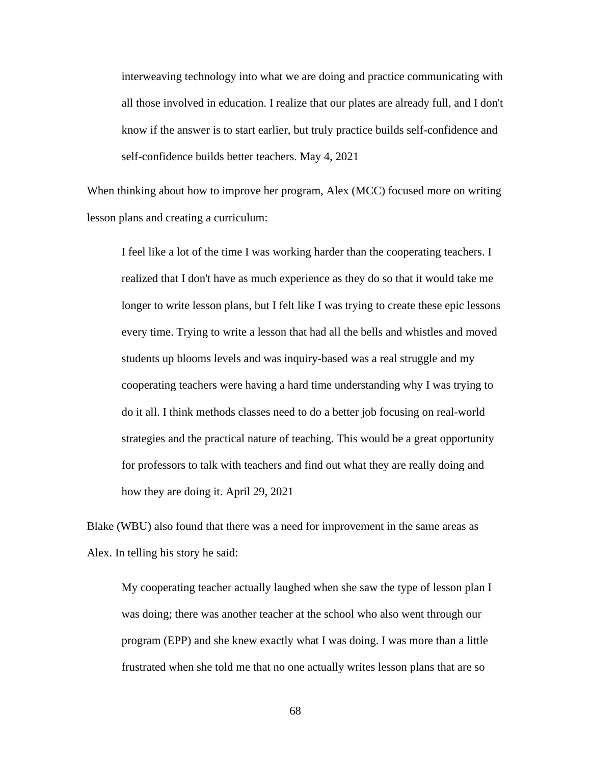> interweaving technology into what we are doing and practice communicating with all those involved in education. I realize that our plates are already full, and I don't know if the answer is to start earlier, but truly practice builds self-confidence and self-confidence builds better teachers. May 4, 2021

When thinking about how to improve her program, Alex (MCC) focused more on writing lesson plans and creating a curriculum:

> I feel like a lot of the time I was working harder than the cooperating teachers. I realized that I don't have as much experience as they do so that it would take me longer to write lesson plans, but I felt like I was trying to create these epic lessons every time. Trying to write a lesson that had all the bells and whistles and moved students up blooms levels and was inquiry-based was a real struggle and my cooperating teachers were having a hard time understanding why I was trying to do it all. I think methods classes need to do a better job focusing on real-world strategies and the practical nature of teaching. This would be a great opportunity for professors to talk with teachers and find out what they are really doing and how they are doing it. April 29, 2021

Blake (WBU) also found that there was a need for improvement in the same areas as Alex. In telling his story he said:

> My cooperating teacher actually laughed when she saw the type of lesson plan I was doing; there was another teacher at the school who also went through our program (EPP) and she knew exactly what I was doing. I was more than a little frustrated when she told me that no one actually writes lesson plans that are so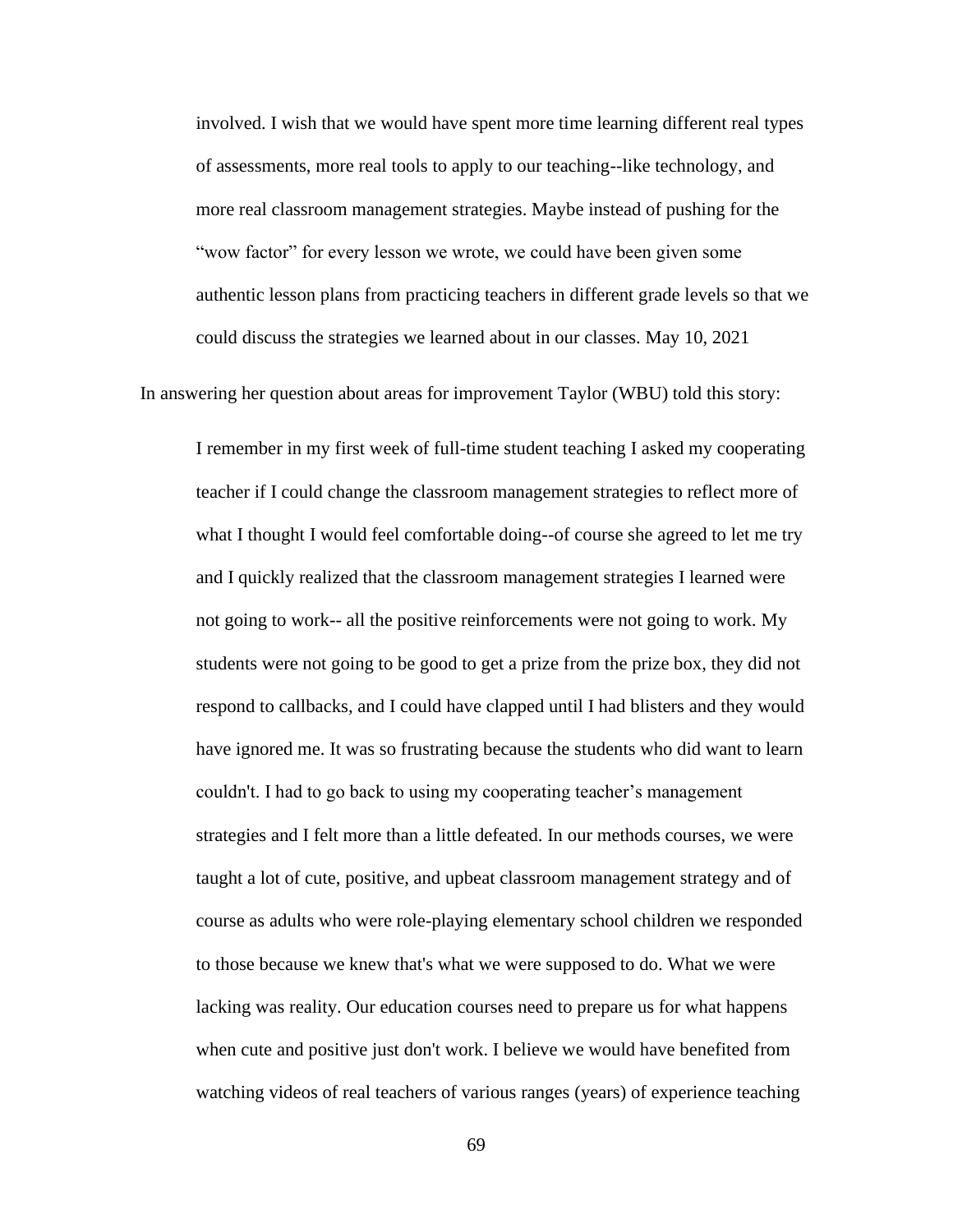> involved. I wish that we would have spent more time learning different real types of assessments, more real tools to apply to our teaching--like technology, and more real classroom management strategies. Maybe instead of pushing for the "wow factor" for every lesson we wrote, we could have been given some authentic lesson plans from practicing teachers in different grade levels so that we could discuss the strategies we learned about in our classes. May 10, 2021

In answering her question about areas for improvement Taylor (WBU) told this story:

> I remember in my first week of full-time student teaching I asked my cooperating teacher if I could change the classroom management strategies to reflect more of what I thought I would feel comfortable doing--of course she agreed to let me try and I quickly realized that the classroom management strategies I learned were not going to work-- all the positive reinforcements were not going to work. My students were not going to be good to get a prize from the prize box, they did not respond to callbacks, and I could have clapped until I had blisters and they would have ignored me. It was so frustrating because the students who did want to learn couldn't. I had to go back to using my cooperating teacher's management strategies and I felt more than a little defeated. In our methods courses, we were taught a lot of cute, positive, and upbeat classroom management strategy and of course as adults who were role-playing elementary school children we responded to those because we knew that's what we were supposed to do. What we were lacking was reality. Our education courses need to prepare us for what happens when cute and positive just don't work. I believe we would have benefited from watching videos of real teachers of various ranges (years) of experience teaching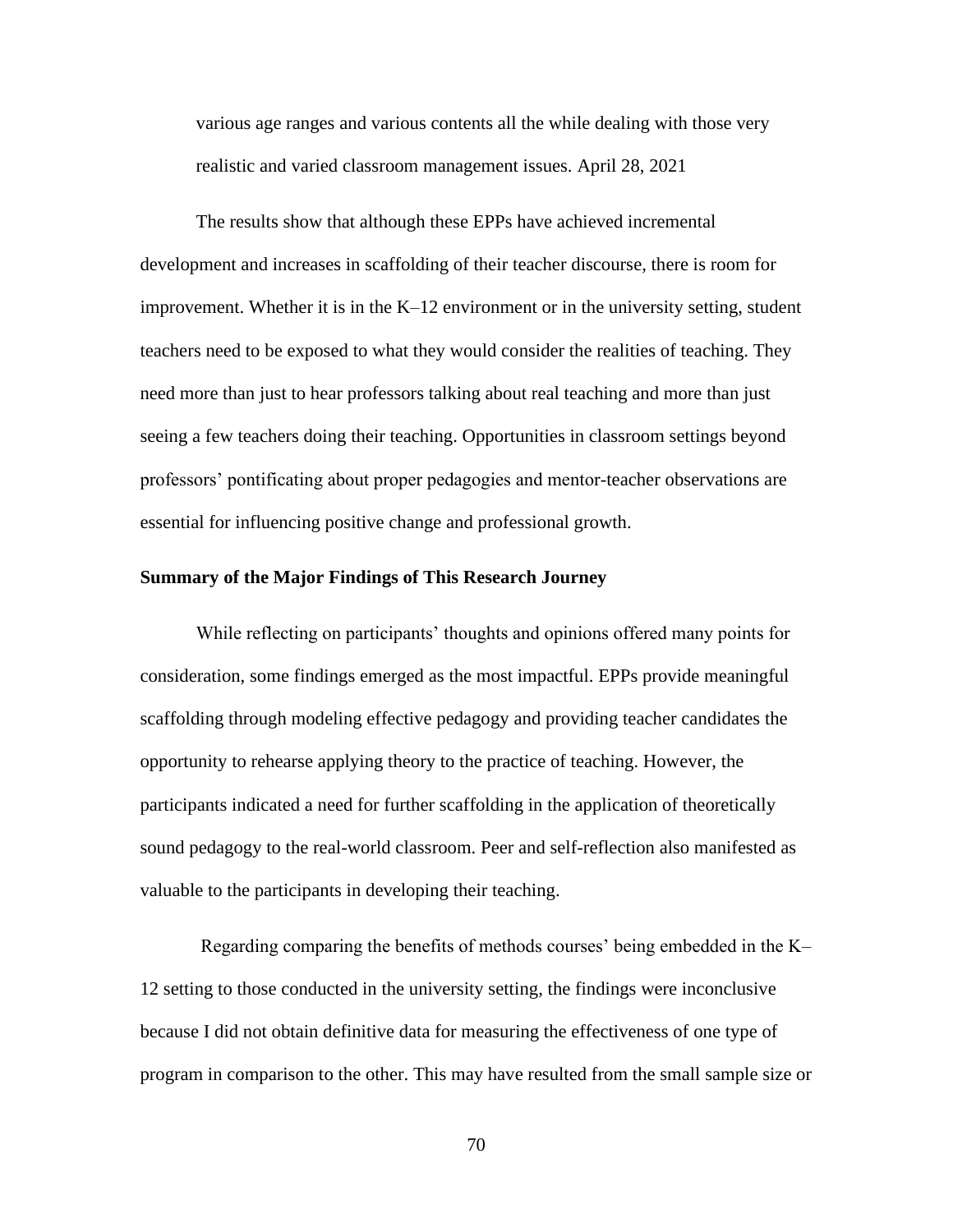> various age ranges and various contents all the while dealing with those very realistic and varied classroom management issues. April 28, 2021

The results show that although these EPPs have achieved incremental development and increases in scaffolding of their teacher discourse, there is room for improvement. Whether it is in the K–12 environment or in the university setting, student teachers need to be exposed to what they would consider the realities of teaching. They need more than just to hear professors talking about real teaching and more than just seeing a few teachers doing their teaching. Opportunities in classroom settings beyond professors' pontificating about proper pedagogies and mentor-teacher observations are essential for influencing positive change and professional growth.

**Summary of the Major Findings of This Research Journey**

While reflecting on participants' thoughts and opinions offered many points for consideration, some findings emerged as the most impactful. EPPs provide meaningful scaffolding through modeling effective pedagogy and providing teacher candidates the opportunity to rehearse applying theory to the practice of teaching. However, the participants indicated a need for further scaffolding in the application of theoretically sound pedagogy to the real-world classroom. Peer and self-reflection also manifested as valuable to the participants in developing their teaching.

Regarding comparing the benefits of methods courses' being embedded in the K–12 setting to those conducted in the university setting, the findings were inconclusive because I did not obtain definitive data for measuring the effectiveness of one type of program in comparison to the other. This may have resulted from the small sample size or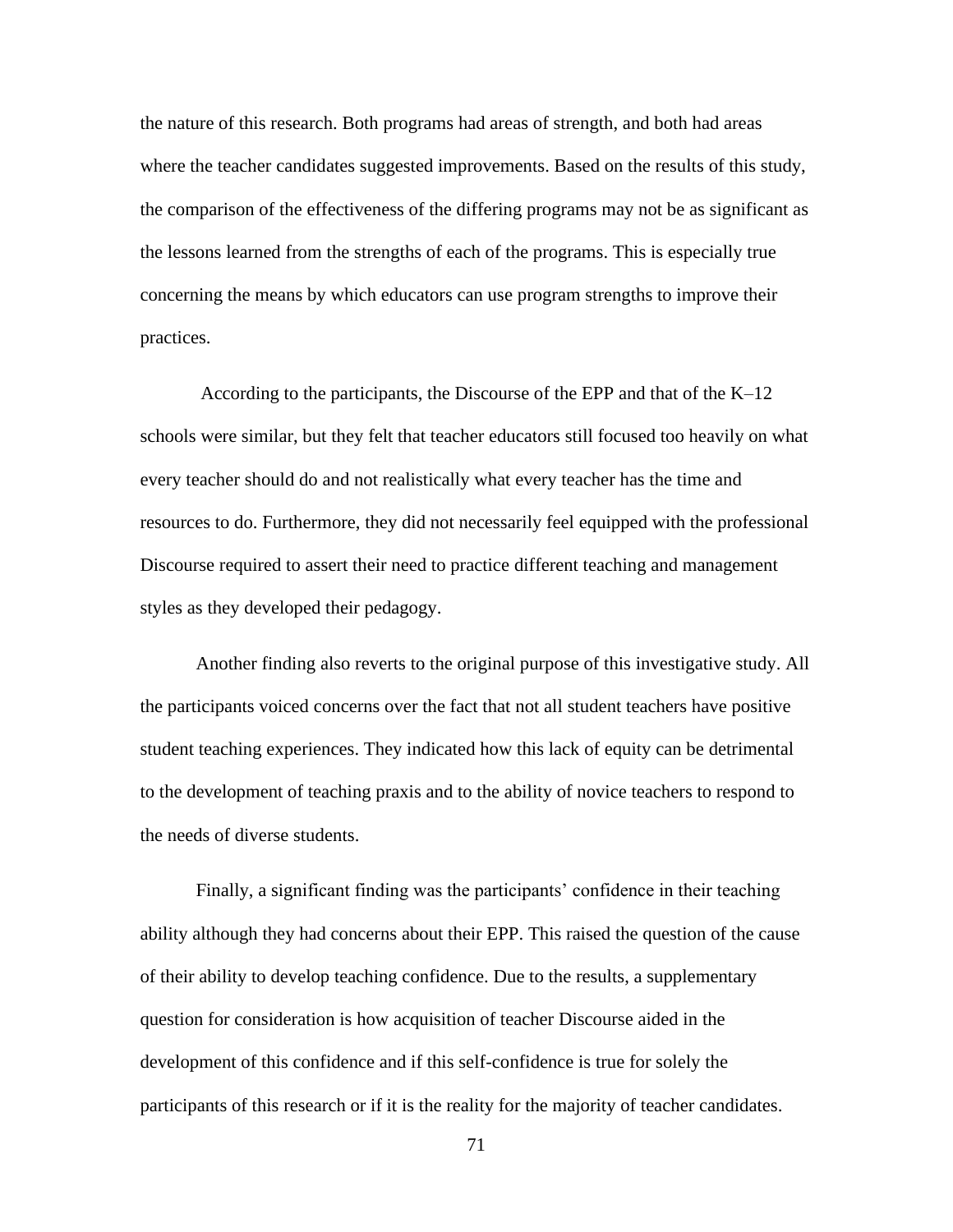the nature of this research. Both programs had areas of strength, and both had areas where the teacher candidates suggested improvements. Based on the results of this study, the comparison of the effectiveness of the differing programs may not be as significant as the lessons learned from the strengths of each of the programs. This is especially true concerning the means by which educators can use program strengths to improve their practices.

According to the participants, the Discourse of the EPP and that of the K–12 schools were similar, but they felt that teacher educators still focused too heavily on what every teacher should do and not realistically what every teacher has the time and resources to do. Furthermore, they did not necessarily feel equipped with the professional Discourse required to assert their need to practice different teaching and management styles as they developed their pedagogy.

Another finding also reverts to the original purpose of this investigative study. All the participants voiced concerns over the fact that not all student teachers have positive student teaching experiences. They indicated how this lack of equity can be detrimental to the development of teaching praxis and to the ability of novice teachers to respond to the needs of diverse students.

Finally, a significant finding was the participants' confidence in their teaching ability although they had concerns about their EPP. This raised the question of the cause of their ability to develop teaching confidence. Due to the results, a supplementary question for consideration is how acquisition of teacher Discourse aided in the development of this confidence and if this self-confidence is true for solely the participants of this research or if it is the reality for the majority of teacher candidates.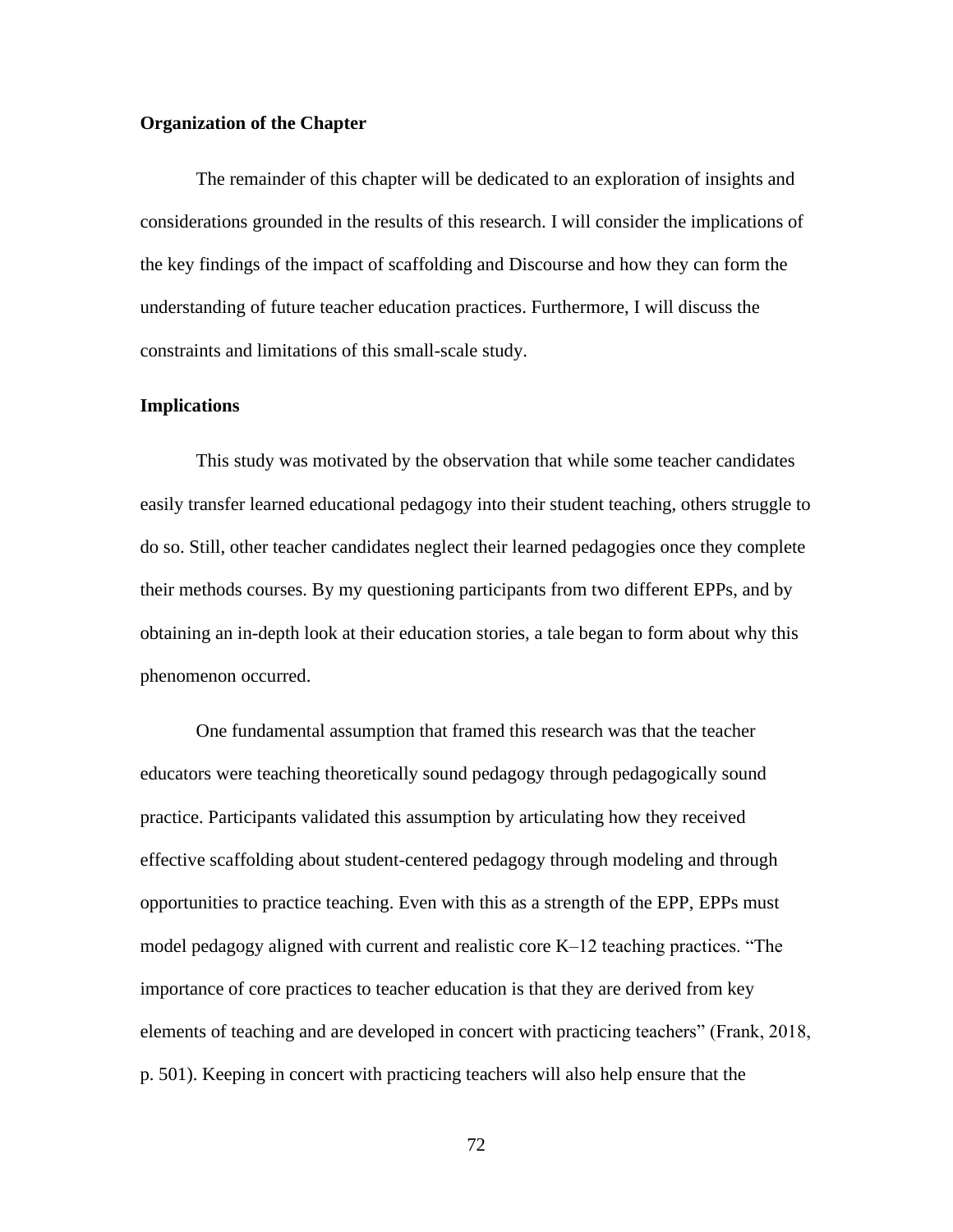### Organization of the Chapter

The remainder of this chapter will be dedicated to an exploration of insights and considerations grounded in the results of this research. I will consider the implications of the key findings of the impact of scaffolding and Discourse and how they can form the understanding of future teacher education practices. Furthermore, I will discuss the constraints and limitations of this small-scale study.

### Implications

This study was motivated by the observation that while some teacher candidates easily transfer learned educational pedagogy into their student teaching, others struggle to do so. Still, other teacher candidates neglect their learned pedagogies once they complete their methods courses. By my questioning participants from two different EPPs, and by obtaining an in-depth look at their education stories, a tale began to form about why this phenomenon occurred.

One fundamental assumption that framed this research was that the teacher educators were teaching theoretically sound pedagogy through pedagogically sound practice. Participants validated this assumption by articulating how they received effective scaffolding about student-centered pedagogy through modeling and through opportunities to practice teaching. Even with this as a strength of the EPP, EPPs must model pedagogy aligned with current and realistic core K–12 teaching practices. "The importance of core practices to teacher education is that they are derived from key elements of teaching and are developed in concert with practicing teachers" (Frank, 2018, p. 501). Keeping in concert with practicing teachers will also help ensure that the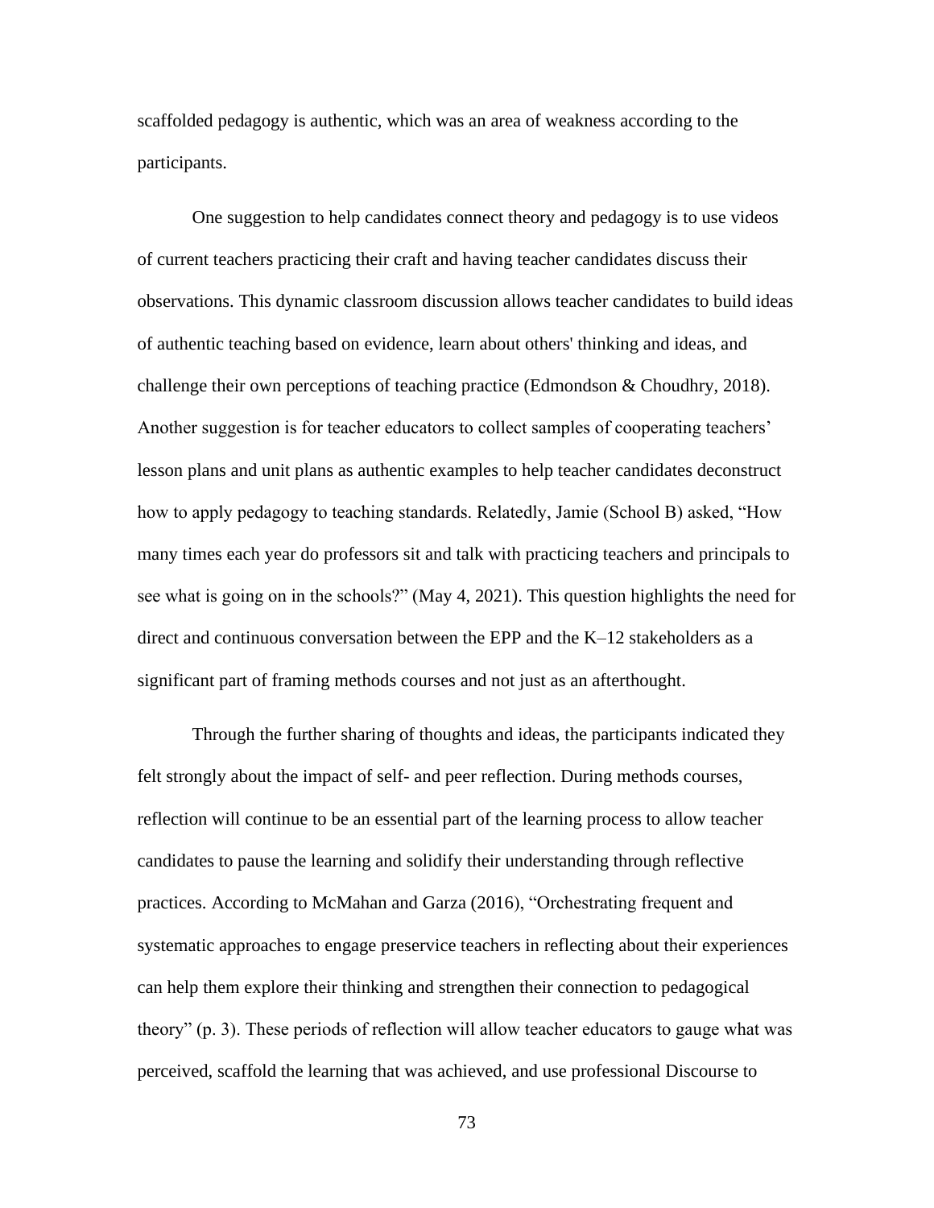scaffolded pedagogy is authentic, which was an area of weakness according to the participants.

One suggestion to help candidates connect theory and pedagogy is to use videos of current teachers practicing their craft and having teacher candidates discuss their observations. This dynamic classroom discussion allows teacher candidates to build ideas of authentic teaching based on evidence, learn about others' thinking and ideas, and challenge their own perceptions of teaching practice (Edmondson & Choudhry, 2018). Another suggestion is for teacher educators to collect samples of cooperating teachers' lesson plans and unit plans as authentic examples to help teacher candidates deconstruct how to apply pedagogy to teaching standards. Relatedly, Jamie (School B) asked, "How many times each year do professors sit and talk with practicing teachers and principals to see what is going on in the schools?" (May 4, 2021). This question highlights the need for direct and continuous conversation between the EPP and the K–12 stakeholders as a significant part of framing methods courses and not just as an afterthought.

Through the further sharing of thoughts and ideas, the participants indicated they felt strongly about the impact of self- and peer reflection. During methods courses, reflection will continue to be an essential part of the learning process to allow teacher candidates to pause the learning and solidify their understanding through reflective practices. According to McMahan and Garza (2016), "Orchestrating frequent and systematic approaches to engage preservice teachers in reflecting about their experiences can help them explore their thinking and strengthen their connection to pedagogical theory" (p. 3). These periods of reflection will allow teacher educators to gauge what was perceived, scaffold the learning that was achieved, and use professional Discourse to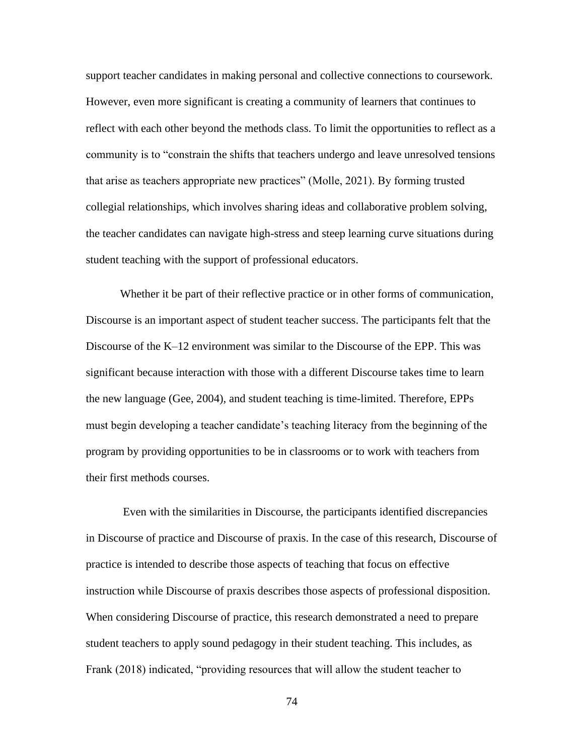support teacher candidates in making personal and collective connections to coursework. However, even more significant is creating a community of learners that continues to reflect with each other beyond the methods class. To limit the opportunities to reflect as a community is to "constrain the shifts that teachers undergo and leave unresolved tensions that arise as teachers appropriate new practices" (Molle, 2021). By forming trusted collegial relationships, which involves sharing ideas and collaborative problem solving, the teacher candidates can navigate high-stress and steep learning curve situations during student teaching with the support of professional educators.

Whether it be part of their reflective practice or in other forms of communication, Discourse is an important aspect of student teacher success. The participants felt that the Discourse of the K–12 environment was similar to the Discourse of the EPP. This was significant because interaction with those with a different Discourse takes time to learn the new language (Gee, 2004), and student teaching is time-limited. Therefore, EPPs must begin developing a teacher candidate's teaching literacy from the beginning of the program by providing opportunities to be in classrooms or to work with teachers from their first methods courses.

Even with the similarities in Discourse, the participants identified discrepancies in Discourse of practice and Discourse of praxis. In the case of this research, Discourse of practice is intended to describe those aspects of teaching that focus on effective instruction while Discourse of praxis describes those aspects of professional disposition. When considering Discourse of practice, this research demonstrated a need to prepare student teachers to apply sound pedagogy in their student teaching. This includes, as Frank (2018) indicated, "providing resources that will allow the student teacher to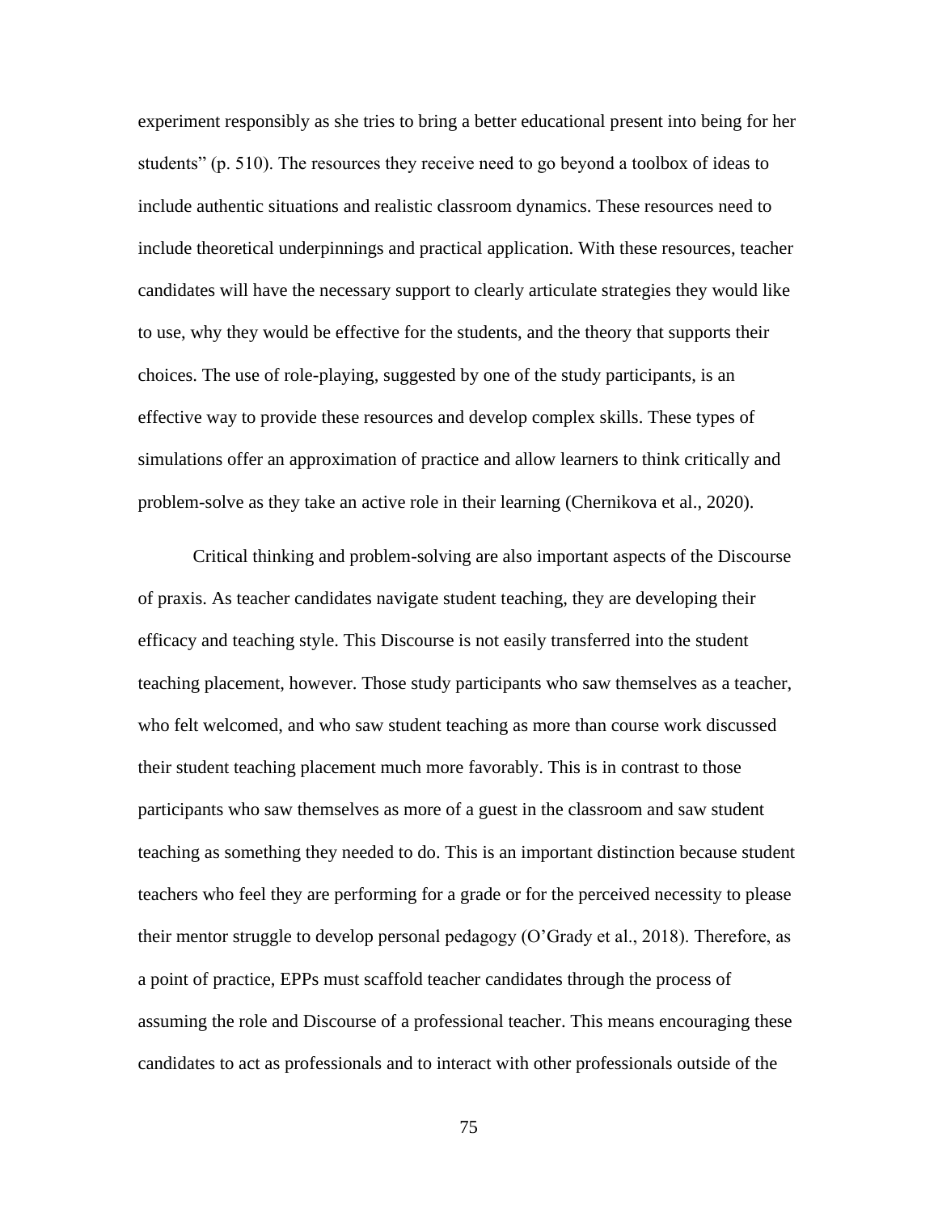experiment responsibly as she tries to bring a better educational present into being for her students" (p. 510). The resources they receive need to go beyond a toolbox of ideas to include authentic situations and realistic classroom dynamics. These resources need to include theoretical underpinnings and practical application. With these resources, teacher candidates will have the necessary support to clearly articulate strategies they would like to use, why they would be effective for the students, and the theory that supports their choices. The use of role-playing, suggested by one of the study participants, is an effective way to provide these resources and develop complex skills. These types of simulations offer an approximation of practice and allow learners to think critically and problem-solve as they take an active role in their learning (Chernikova et al., 2020).

Critical thinking and problem-solving are also important aspects of the Discourse of praxis. As teacher candidates navigate student teaching, they are developing their efficacy and teaching style. This Discourse is not easily transferred into the student teaching placement, however. Those study participants who saw themselves as a teacher, who felt welcomed, and who saw student teaching as more than course work discussed their student teaching placement much more favorably. This is in contrast to those participants who saw themselves as more of a guest in the classroom and saw student teaching as something they needed to do. This is an important distinction because student teachers who feel they are performing for a grade or for the perceived necessity to please their mentor struggle to develop personal pedagogy (O'Grady et al., 2018). Therefore, as a point of practice, EPPs must scaffold teacher candidates through the process of assuming the role and Discourse of a professional teacher. This means encouraging these candidates to act as professionals and to interact with other professionals outside of the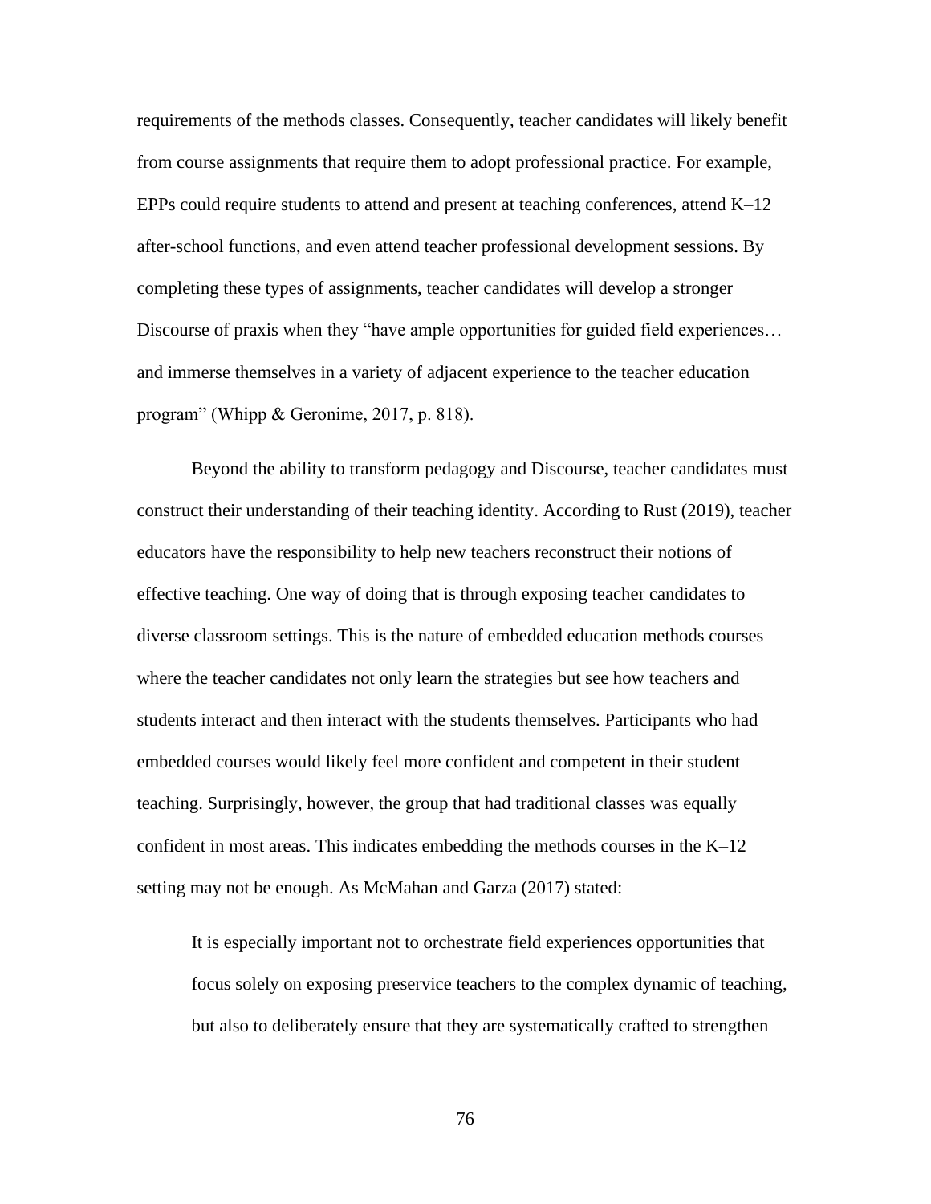requirements of the methods classes. Consequently, teacher candidates will likely benefit from course assignments that require them to adopt professional practice. For example, EPPs could require students to attend and present at teaching conferences, attend K–12 after-school functions, and even attend teacher professional development sessions. By completing these types of assignments, teacher candidates will develop a stronger Discourse of praxis when they "have ample opportunities for guided field experiences… and immerse themselves in a variety of adjacent experience to the teacher education program" (Whipp & Geronime, 2017, p. 818).

Beyond the ability to transform pedagogy and Discourse, teacher candidates must construct their understanding of their teaching identity. According to Rust (2019), teacher educators have the responsibility to help new teachers reconstruct their notions of effective teaching. One way of doing that is through exposing teacher candidates to diverse classroom settings. This is the nature of embedded education methods courses where the teacher candidates not only learn the strategies but see how teachers and students interact and then interact with the students themselves. Participants who had embedded courses would likely feel more confident and competent in their student teaching. Surprisingly, however, the group that had traditional classes was equally confident in most areas. This indicates embedding the methods courses in the K–12 setting may not be enough. As McMahan and Garza (2017) stated:

> It is especially important not to orchestrate field experiences opportunities that focus solely on exposing preservice teachers to the complex dynamic of teaching, but also to deliberately ensure that they are systematically crafted to strengthen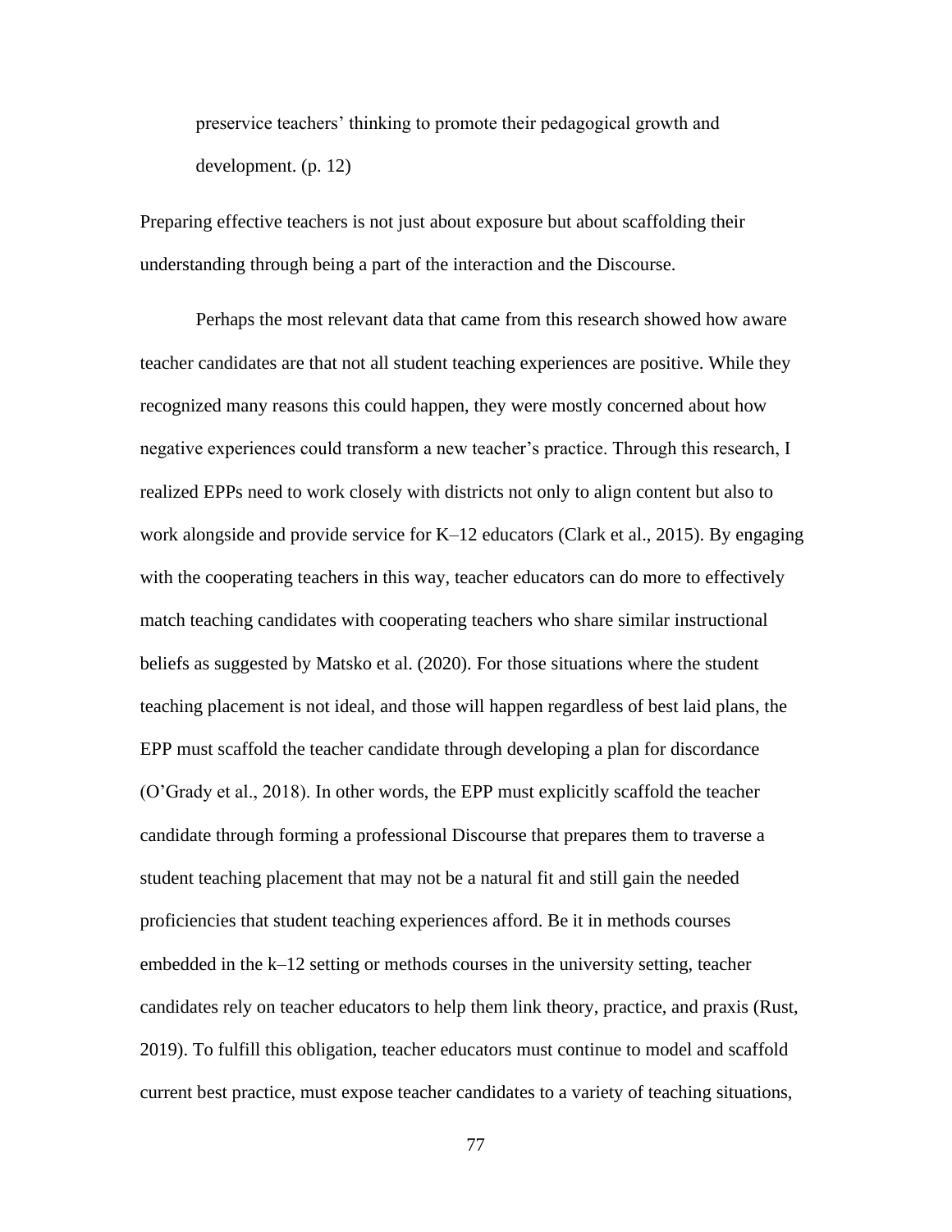> preservice teachers' thinking to promote their pedagogical growth and development. (p. 12)

Preparing effective teachers is not just about exposure but about scaffolding their understanding through being a part of the interaction and the Discourse.

Perhaps the most relevant data that came from this research showed how aware teacher candidates are that not all student teaching experiences are positive. While they recognized many reasons this could happen, they were mostly concerned about how negative experiences could transform a new teacher's practice. Through this research, I realized EPPs need to work closely with districts not only to align content but also to work alongside and provide service for K–12 educators (Clark et al., 2015). By engaging with the cooperating teachers in this way, teacher educators can do more to effectively match teaching candidates with cooperating teachers who share similar instructional beliefs as suggested by Matsko et al. (2020). For those situations where the student teaching placement is not ideal, and those will happen regardless of best laid plans, the EPP must scaffold the teacher candidate through developing a plan for discordance (O'Grady et al., 2018). In other words, the EPP must explicitly scaffold the teacher candidate through forming a professional Discourse that prepares them to traverse a student teaching placement that may not be a natural fit and still gain the needed proficiencies that student teaching experiences afford. Be it in methods courses embedded in the k–12 setting or methods courses in the university setting, teacher candidates rely on teacher educators to help them link theory, practice, and praxis (Rust, 2019). To fulfill this obligation, teacher educators must continue to model and scaffold current best practice, must expose teacher candidates to a variety of teaching situations,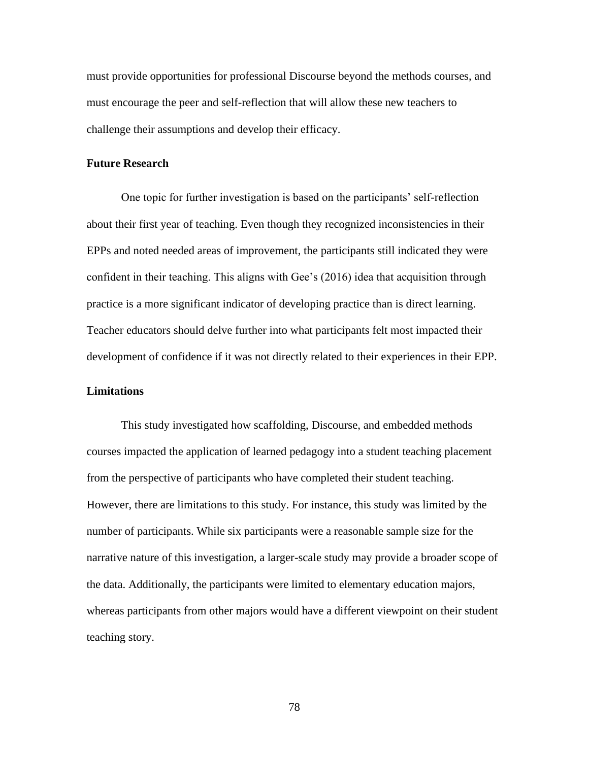must provide opportunities for professional Discourse beyond the methods courses, and must encourage the peer and self-reflection that will allow these new teachers to challenge their assumptions and develop their efficacy.

### Future Research

One topic for further investigation is based on the participants' self-reflection about their first year of teaching. Even though they recognized inconsistencies in their EPPs and noted needed areas of improvement, the participants still indicated they were confident in their teaching. This aligns with Gee's (2016) idea that acquisition through practice is a more significant indicator of developing practice than is direct learning. Teacher educators should delve further into what participants felt most impacted their development of confidence if it was not directly related to their experiences in their EPP.

### Limitations

This study investigated how scaffolding, Discourse, and embedded methods courses impacted the application of learned pedagogy into a student teaching placement from the perspective of participants who have completed their student teaching. However, there are limitations to this study. For instance, this study was limited by the number of participants. While six participants were a reasonable sample size for the narrative nature of this investigation, a larger-scale study may provide a broader scope of the data. Additionally, the participants were limited to elementary education majors, whereas participants from other majors would have a different viewpoint on their student teaching story.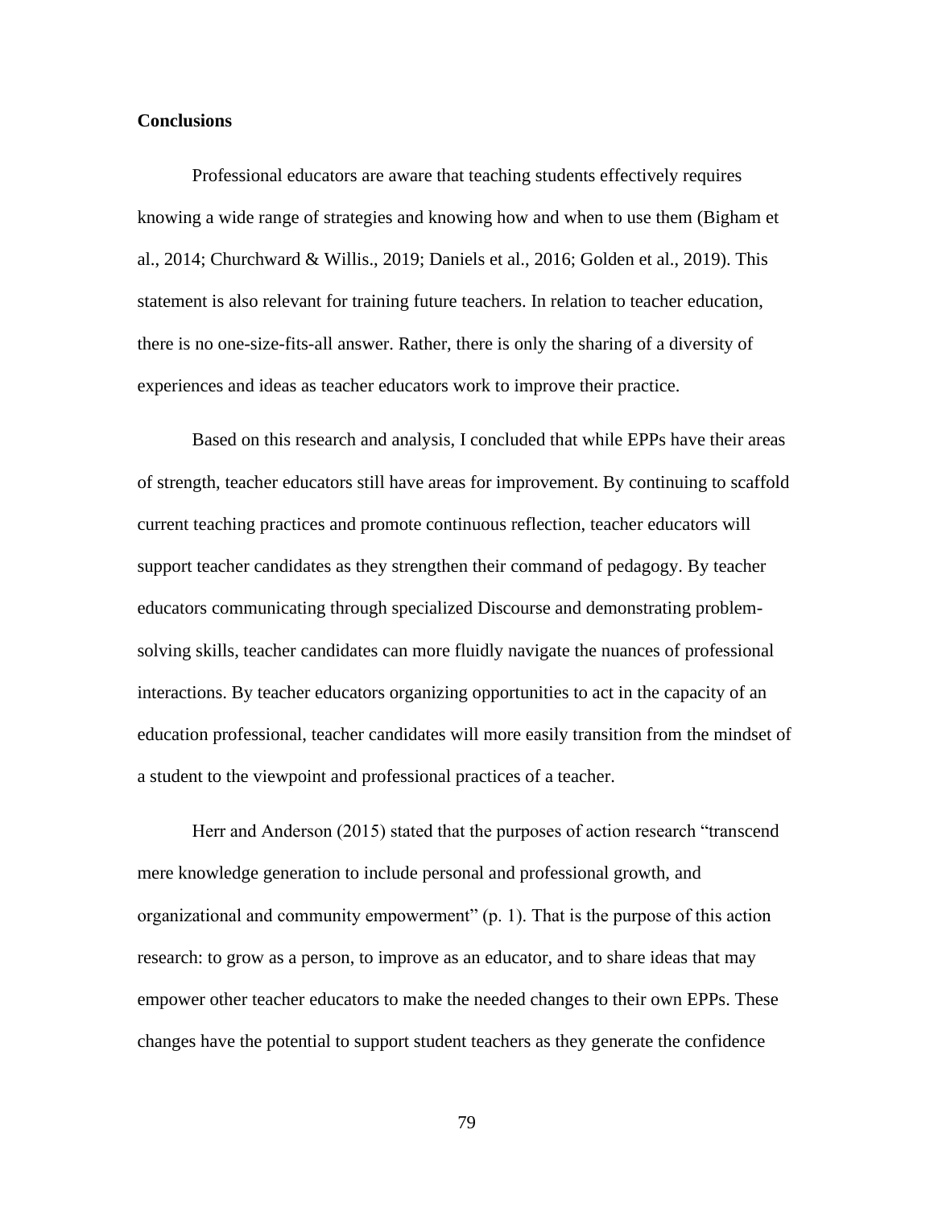**Conclusions**

Professional educators are aware that teaching students effectively requires knowing a wide range of strategies and knowing how and when to use them (Bigham et al., 2014; Churchward & Willis., 2019; Daniels et al., 2016; Golden et al., 2019). This statement is also relevant for training future teachers. In relation to teacher education, there is no one-size-fits-all answer. Rather, there is only the sharing of a diversity of experiences and ideas as teacher educators work to improve their practice.

Based on this research and analysis, I concluded that while EPPs have their areas of strength, teacher educators still have areas for improvement. By continuing to scaffold current teaching practices and promote continuous reflection, teacher educators will support teacher candidates as they strengthen their command of pedagogy. By teacher educators communicating through specialized Discourse and demonstrating problem-solving skills, teacher candidates can more fluidly navigate the nuances of professional interactions. By teacher educators organizing opportunities to act in the capacity of an education professional, teacher candidates will more easily transition from the mindset of a student to the viewpoint and professional practices of a teacher.

Herr and Anderson (2015) stated that the purposes of action research "transcend mere knowledge generation to include personal and professional growth, and organizational and community empowerment" (p. 1). That is the purpose of this action research: to grow as a person, to improve as an educator, and to share ideas that may empower other teacher educators to make the needed changes to their own EPPs. These changes have the potential to support student teachers as they generate the confidence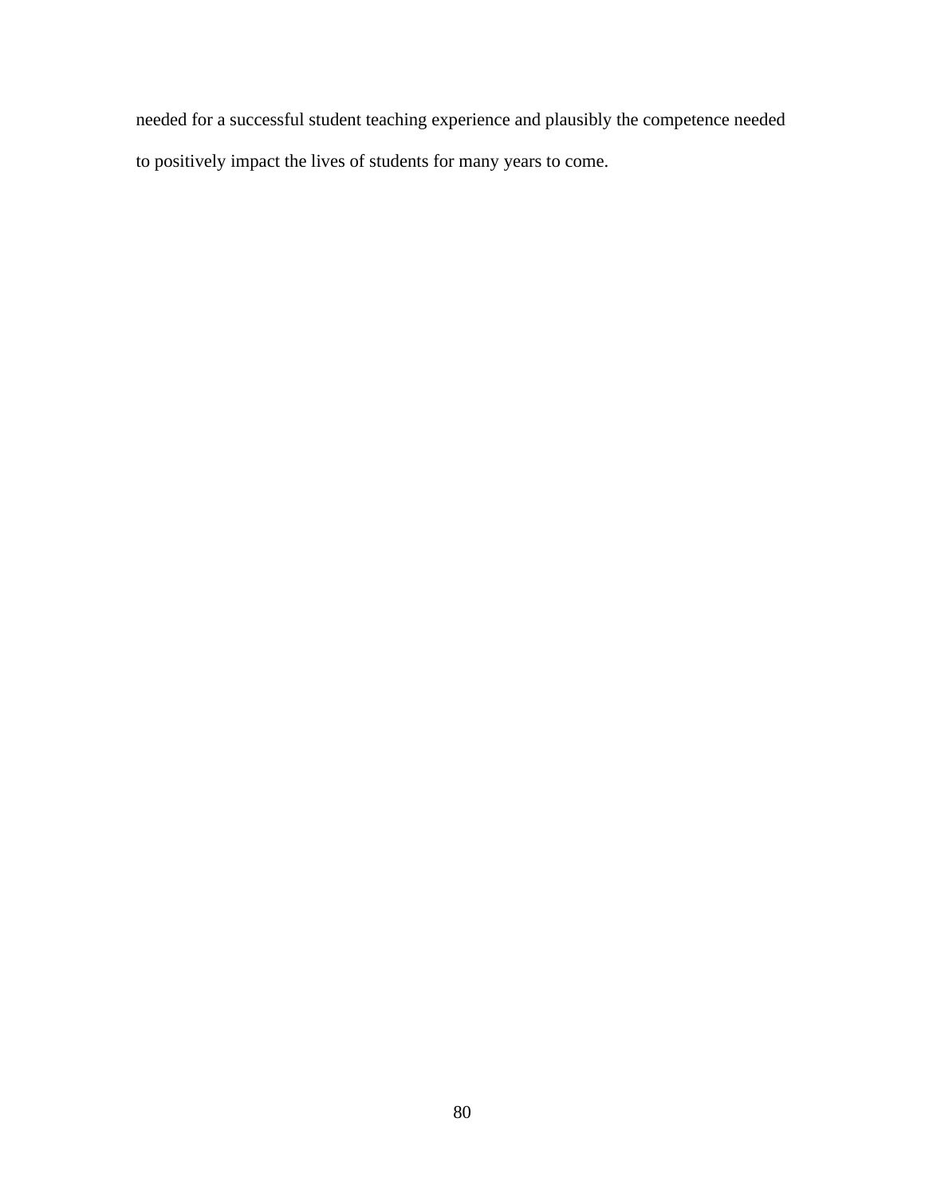needed for a successful student teaching experience and plausibly the competence needed to positively impact the lives of students for many years to come.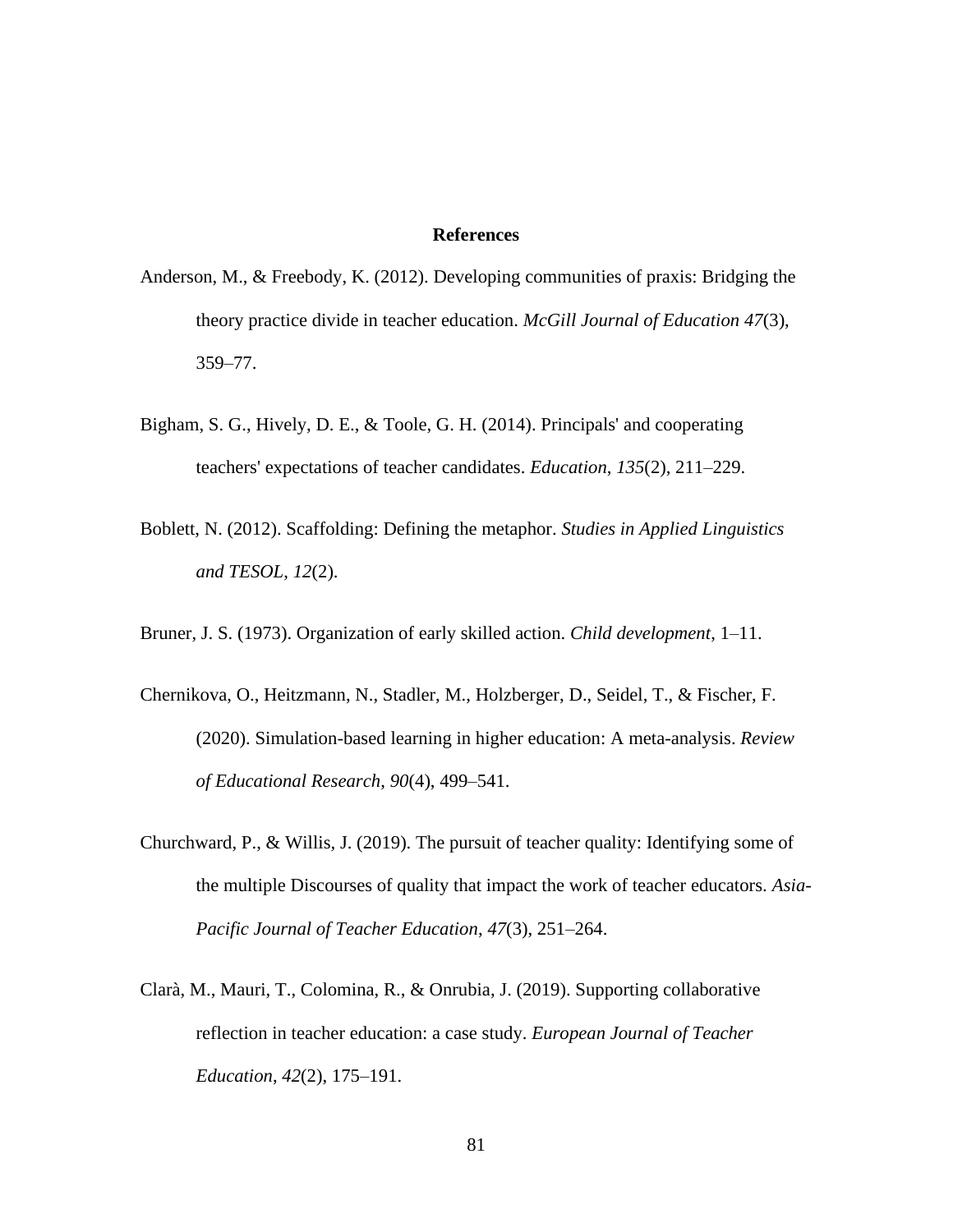# References

Anderson, M., & Freebody, K. (2012). Developing communities of praxis: Bridging the theory practice divide in teacher education. *McGill Journal of Education 47*(3), 359–77.

Bigham, S. G., Hively, D. E., & Toole, G. H. (2014). Principals' and cooperating teachers' expectations of teacher candidates. *Education*, *135*(2), 211–229.

Boblett, N. (2012). Scaffolding: Defining the metaphor. *Studies in Applied Linguistics and TESOL*, *12*(2).

Bruner, J. S. (1973). Organization of early skilled action. *Child development*, 1–11.

Chernikova, O., Heitzmann, N., Stadler, M., Holzberger, D., Seidel, T., & Fischer, F. (2020). Simulation-based learning in higher education: A meta-analysis. *Review of Educational Research*, *90*(4), 499–541.

Churchward, P., & Willis, J. (2019). The pursuit of teacher quality: Identifying some of the multiple Discourses of quality that impact the work of teacher educators. *Asia-Pacific Journal of Teacher Education*, *47*(3), 251–264.

Clarà, M., Mauri, T., Colomina, R., & Onrubia, J. (2019). Supporting collaborative reflection in teacher education: a case study. *European Journal of Teacher Education*, *42*(2), 175–191.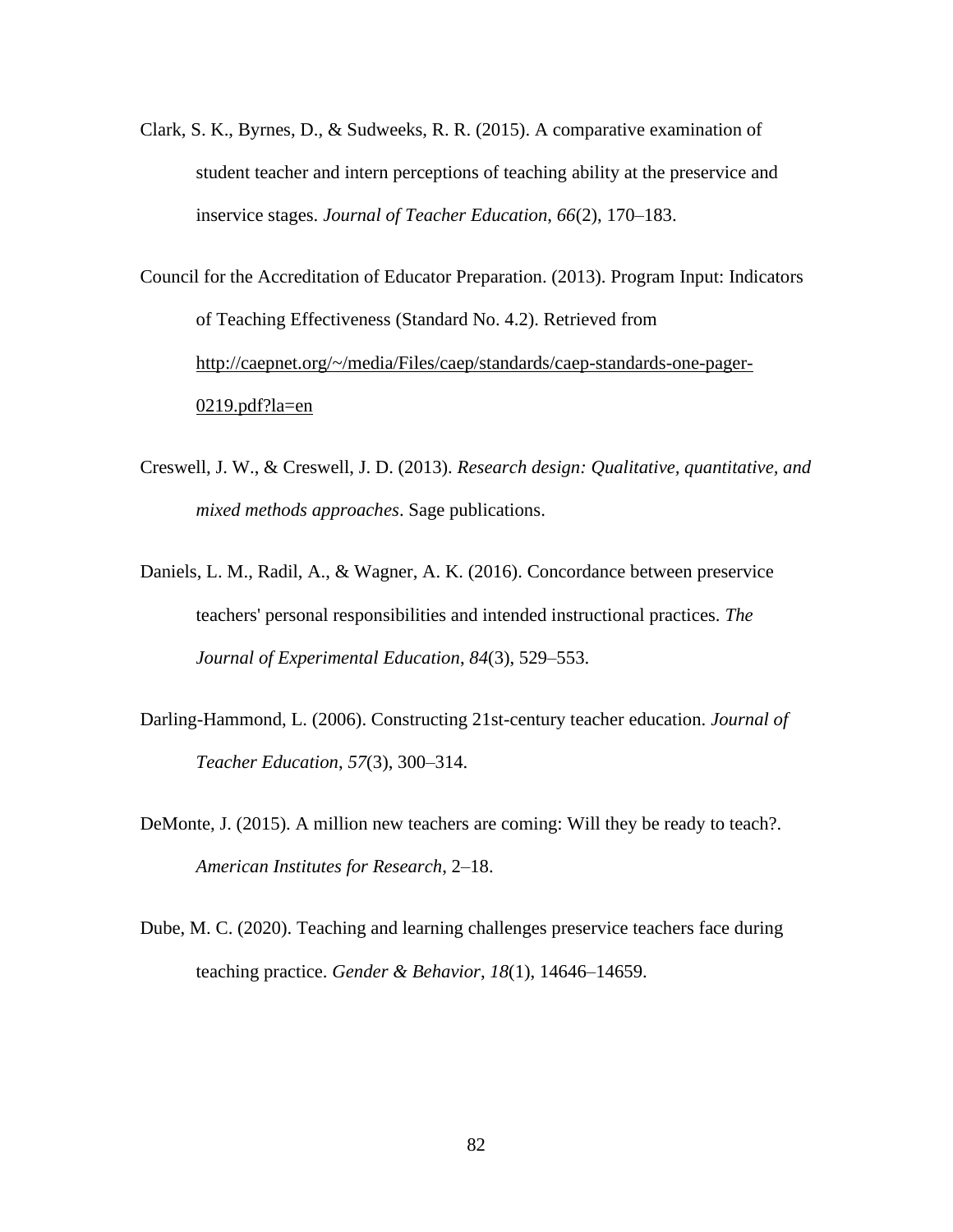Clark, S. K., Byrnes, D., & Sudweeks, R. R. (2015). A comparative examination of student teacher and intern perceptions of teaching ability at the preservice and inservice stages. *Journal of Teacher Education*, *66*(2), 170–183.

Council for the Accreditation of Educator Preparation. (2013). Program Input: Indicators of Teaching Effectiveness (Standard No. 4.2). Retrieved from http://caepnet.org/~/media/Files/caep/standards/caep-standards-one-pager-0219.pdf?la=en

Creswell, J. W., & Creswell, J. D. (2013). *Research design: Qualitative, quantitative, and mixed methods approaches*. Sage publications.

Daniels, L. M., Radil, A., & Wagner, A. K. (2016). Concordance between preservice teachers' personal responsibilities and intended instructional practices. *The Journal of Experimental Education*, *84*(3), 529–553.

Darling-Hammond, L. (2006). Constructing 21st-century teacher education. *Journal of Teacher Education*, *57*(3), 300–314.

DeMonte, J. (2015). A million new teachers are coming: Will they be ready to teach?. *American Institutes for Research*, 2–18.

Dube, M. C. (2020). Teaching and learning challenges preservice teachers face during teaching practice. *Gender & Behavior*, *18*(1), 14646–14659.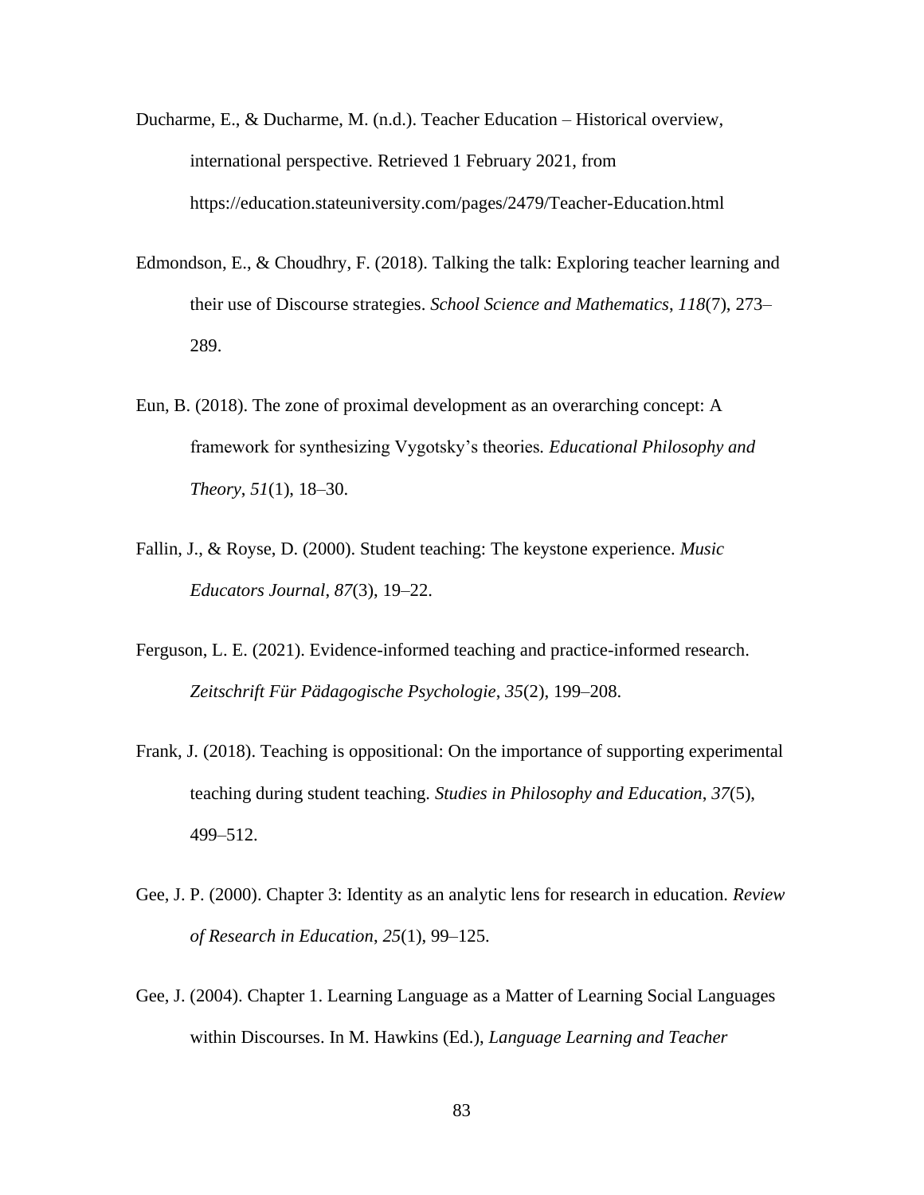Ducharme, E., & Ducharme, M. (n.d.). Teacher Education – Historical overview, international perspective. Retrieved 1 February 2021, from https://education.stateuniversity.com/pages/2479/Teacher-Education.html

Edmondson, E., & Choudhry, F. (2018). Talking the talk: Exploring teacher learning and their use of Discourse strategies. *School Science and Mathematics*, *118*(7), 273–289.

Eun, B. (2018). The zone of proximal development as an overarching concept: A framework for synthesizing Vygotsky's theories. *Educational Philosophy and Theory*, *51*(1), 18–30.

Fallin, J., & Royse, D. (2000). Student teaching: The keystone experience. *Music Educators Journal*, *87*(3), 19–22.

Ferguson, L. E. (2021). Evidence-informed teaching and practice-informed research. *Zeitschrift Für Pädagogische Psychologie*, *35*(2), 199–208.

Frank, J. (2018). Teaching is oppositional: On the importance of supporting experimental teaching during student teaching. *Studies in Philosophy and Education*, *37*(5), 499–512.

Gee, J. P. (2000). Chapter 3: Identity as an analytic lens for research in education. *Review of Research in Education*, *25*(1), 99–125.

Gee, J. (2004). Chapter 1. Learning Language as a Matter of Learning Social Languages within Discourses. In M. Hawkins (Ed.), *Language Learning and Teacher*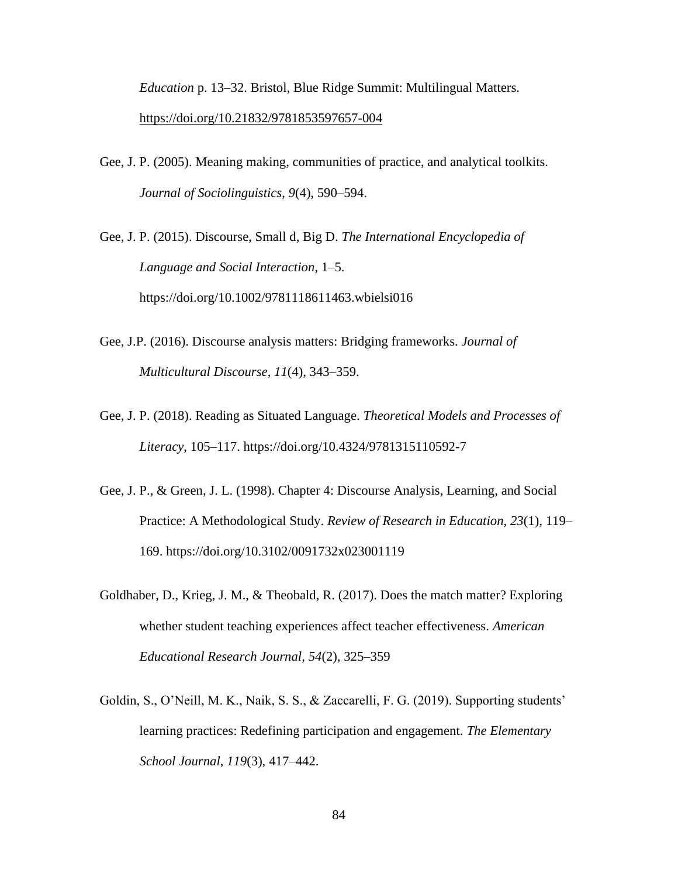*Education* p. 13–32. Bristol, Blue Ridge Summit: Multilingual Matters. https://doi.org/10.21832/9781853597657-004

Gee, J. P. (2005). Meaning making, communities of practice, and analytical toolkits. *Journal of Sociolinguistics*, *9*(4), 590–594.

Gee, J. P. (2015). Discourse, Small d, Big D. *The International Encyclopedia of Language and Social Interaction*, 1–5. https://doi.org/10.1002/9781118611463.wbielsi016

Gee, J.P. (2016). Discourse analysis matters: Bridging frameworks. *Journal of Multicultural Discourse*, *11*(4), 343–359.

Gee, J. P. (2018). Reading as Situated Language. *Theoretical Models and Processes of Literacy*, 105–117. https://doi.org/10.4324/9781315110592-7

Gee, J. P., & Green, J. L. (1998). Chapter 4: Discourse Analysis, Learning, and Social Practice: A Methodological Study. *Review of Research in Education*, *23*(1), 119–169. https://doi.org/10.3102/0091732x023001119

Goldhaber, D., Krieg, J. M., & Theobald, R. (2017). Does the match matter? Exploring whether student teaching experiences affect teacher effectiveness. *American Educational Research Journal*, *54*(2), 325–359

Goldin, S., O'Neill, M. K., Naik, S. S., & Zaccarelli, F. G. (2019). Supporting students' learning practices: Redefining participation and engagement. *The Elementary School Journal*, *119*(3), 417–442.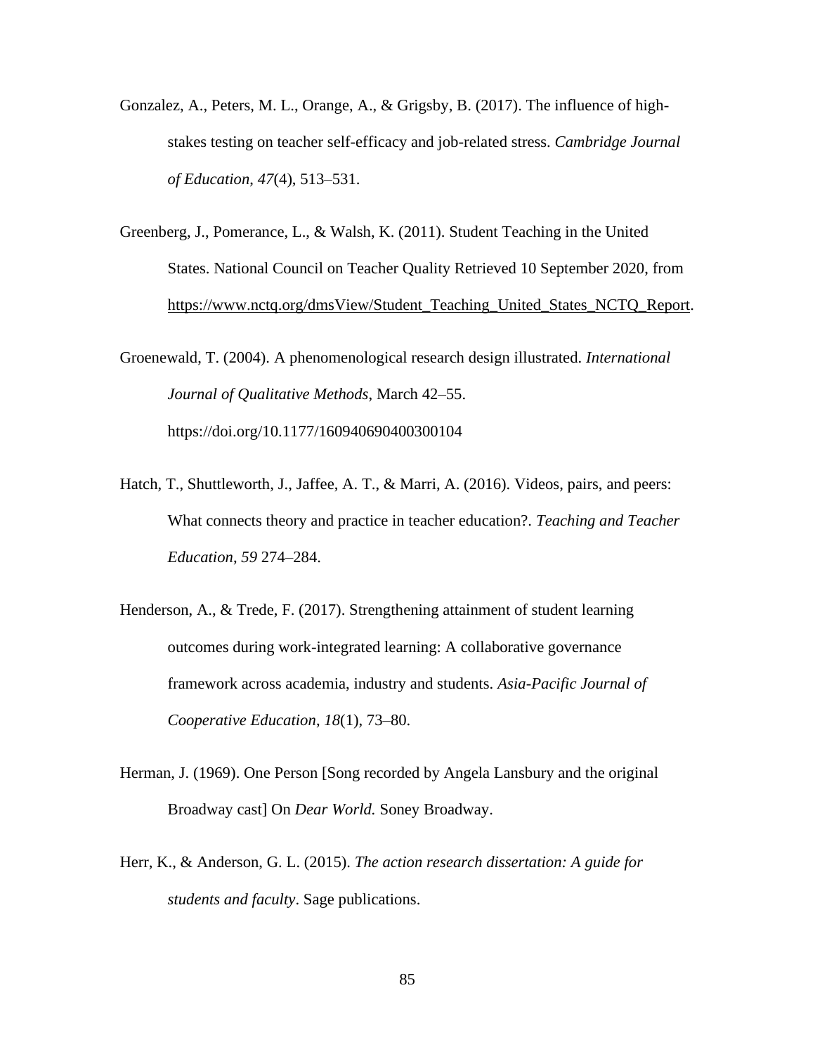Gonzalez, A., Peters, M. L., Orange, A., & Grigsby, B. (2017). The influence of high-stakes testing on teacher self-efficacy and job-related stress. *Cambridge Journal of Education*, *47*(4), 513–531.

Greenberg, J., Pomerance, L., & Walsh, K. (2011). Student Teaching in the United States. National Council on Teacher Quality Retrieved 10 September 2020, from https://www.nctq.org/dmsView/Student_Teaching_United_States_NCTQ_Report.

Groenewald, T. (2004). A phenomenological research design illustrated. *International Journal of Qualitative Methods*, March 42–55. https://doi.org/10.1177/160940690400300104

Hatch, T., Shuttleworth, J., Jaffee, A. T., & Marri, A. (2016). Videos, pairs, and peers: What connects theory and practice in teacher education?. *Teaching and Teacher Education*, *59* 274–284.

Henderson, A., & Trede, F. (2017). Strengthening attainment of student learning outcomes during work-integrated learning: A collaborative governance framework across academia, industry and students. *Asia-Pacific Journal of Cooperative Education*, *18*(1), 73–80.

Herman, J. (1969). One Person [Song recorded by Angela Lansbury and the original Broadway cast] On *Dear World.* Soney Broadway.

Herr, K., & Anderson, G. L. (2015). *The action research dissertation: A guide for students and faculty*. Sage publications.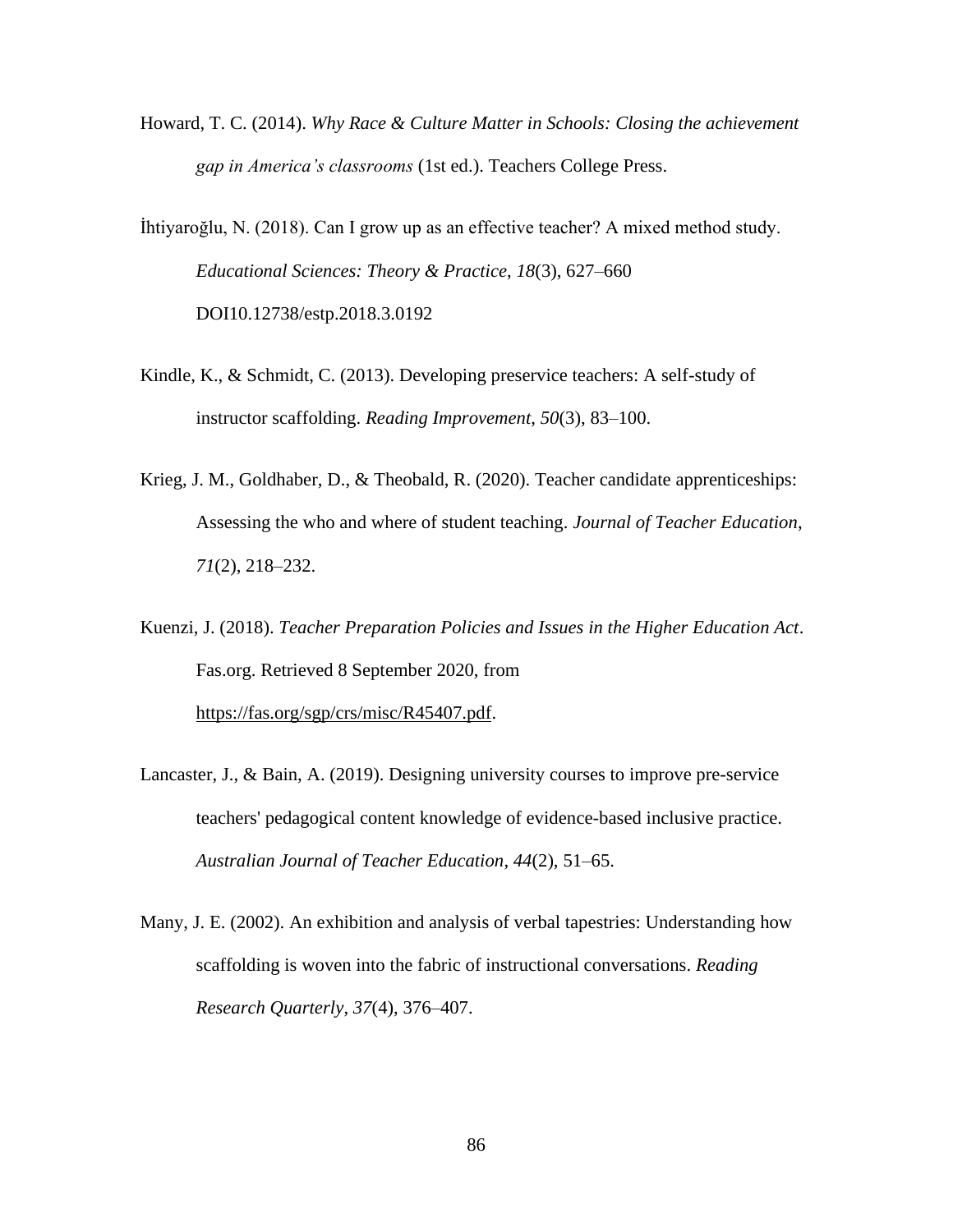Howard, T. C. (2014). *Why Race & Culture Matter in Schools: Closing the achievement gap in America's classrooms* (1st ed.). Teachers College Press.

İhtiyaroğlu, N. (2018). Can I grow up as an effective teacher? A mixed method study. *Educational Sciences: Theory & Practice*, *18*(3), 627–660 DOI10.12738/estp.2018.3.0192

Kindle, K., & Schmidt, C. (2013). Developing preservice teachers: A self-study of instructor scaffolding. *Reading Improvement*, *50*(3), 83–100.

Krieg, J. M., Goldhaber, D., & Theobald, R. (2020). Teacher candidate apprenticeships: Assessing the who and where of student teaching. *Journal of Teacher Education*, *71*(2), 218–232.

Kuenzi, J. (2018). *Teacher Preparation Policies and Issues in the Higher Education Act*. Fas.org. Retrieved 8 September 2020, from https://fas.org/sgp/crs/misc/R45407.pdf.

Lancaster, J., & Bain, A. (2019). Designing university courses to improve pre-service teachers' pedagogical content knowledge of evidence-based inclusive practice. *Australian Journal of Teacher Education*, *44*(2), 51–65.

Many, J. E. (2002). An exhibition and analysis of verbal tapestries: Understanding how scaffolding is woven into the fabric of instructional conversations. *Reading Research Quarterly*, *37*(4), 376–407.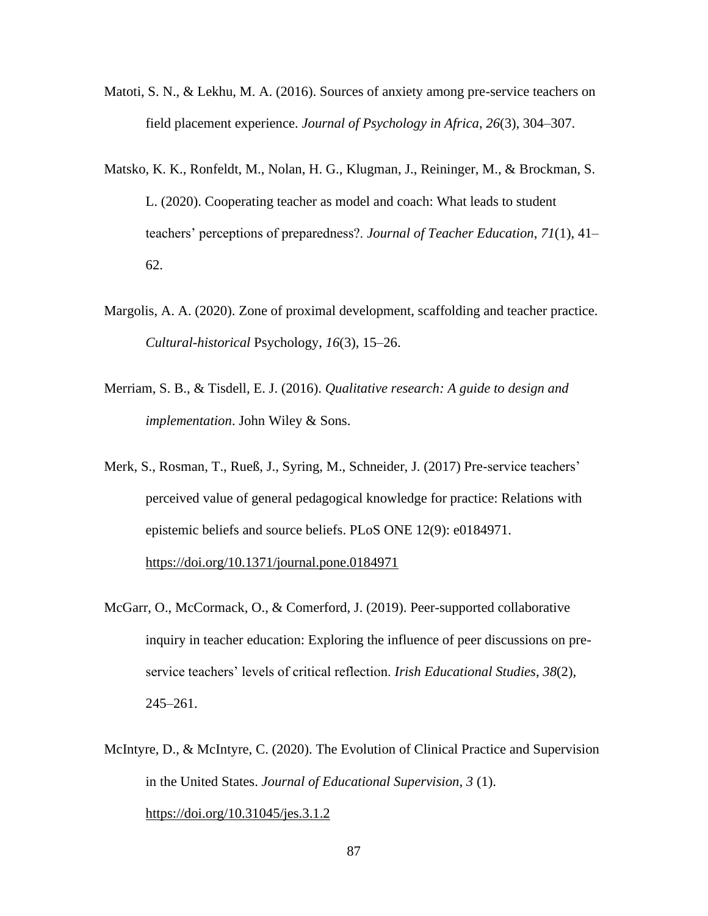Matoti, S. N., & Lekhu, M. A. (2016). Sources of anxiety among pre-service teachers on field placement experience. *Journal of Psychology in Africa*, *26*(3), 304–307.

Matsko, K. K., Ronfeldt, M., Nolan, H. G., Klugman, J., Reininger, M., & Brockman, S. L. (2020). Cooperating teacher as model and coach: What leads to student teachers' perceptions of preparedness?. *Journal of Teacher Education*, *71*(1), 41–62.

Margolis, A. A. (2020). Zone of proximal development, scaffolding and teacher practice. *Cultural-historical* Psychology, *16*(3), 15–26.

Merriam, S. B., & Tisdell, E. J. (2016). *Qualitative research: A guide to design and implementation*. John Wiley & Sons.

Merk, S., Rosman, T., Rueß, J., Syring, M., Schneider, J. (2017) Pre-service teachers' perceived value of general pedagogical knowledge for practice: Relations with epistemic beliefs and source beliefs. PLoS ONE 12(9): e0184971. https://doi.org/10.1371/journal.pone.0184971

McGarr, O., McCormack, O., & Comerford, J. (2019). Peer-supported collaborative inquiry in teacher education: Exploring the influence of peer discussions on pre-service teachers' levels of critical reflection. *Irish Educational Studies*, *38*(2), 245–261.

McIntyre, D., & McIntyre, C. (2020). The Evolution of Clinical Practice and Supervision in the United States. *Journal of Educational Supervision, 3* (1). https://doi.org/10.31045/jes.3.1.2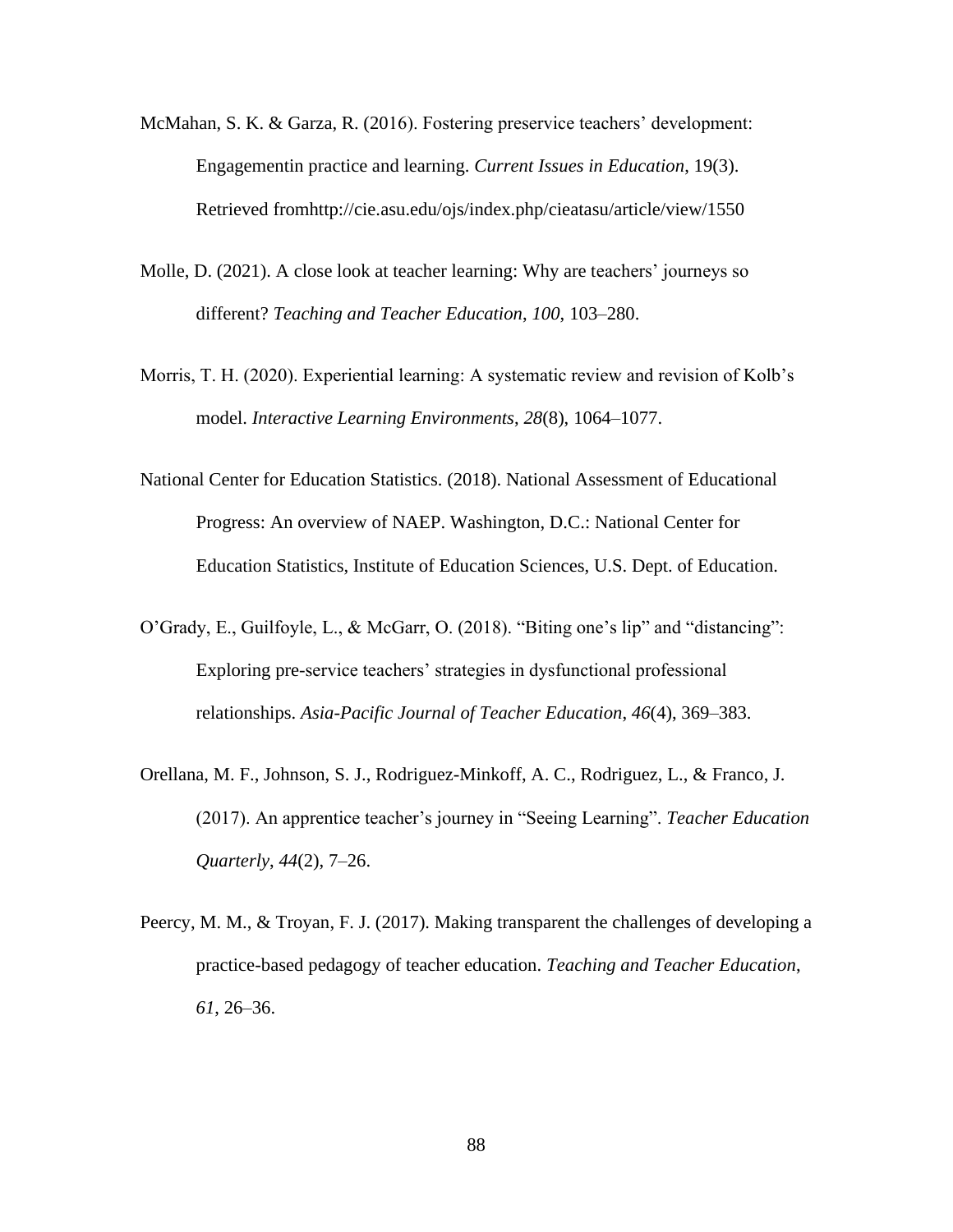McMahan, S. K. & Garza, R. (2016). Fostering preservice teachers' development: Engagementin practice and learning. *Current Issues in Education*, 19(3). Retrieved fromhttp://cie.asu.edu/ojs/index.php/cieatasu/article/view/1550

Molle, D. (2021). A close look at teacher learning: Why are teachers' journeys so different? *Teaching and Teacher Education*, *100*, 103–280.

Morris, T. H. (2020). Experiential learning: A systematic review and revision of Kolb's model. *Interactive Learning Environments*, *28*(8), 1064–1077.

National Center for Education Statistics. (2018). National Assessment of Educational Progress: An overview of NAEP. Washington, D.C.: National Center for Education Statistics, Institute of Education Sciences, U.S. Dept. of Education.

O'Grady, E., Guilfoyle, L., & McGarr, O. (2018). "Biting one's lip" and "distancing": Exploring pre-service teachers' strategies in dysfunctional professional relationships. *Asia-Pacific Journal of Teacher Education*, *46*(4), 369–383.

Orellana, M. F., Johnson, S. J., Rodriguez-Minkoff, A. C., Rodriguez, L., & Franco, J. (2017). An apprentice teacher's journey in "Seeing Learning". *Teacher Education Quarterly*, *44*(2), 7–26.

Peercy, M. M., & Troyan, F. J. (2017). Making transparent the challenges of developing a practice-based pedagogy of teacher education. *Teaching and Teacher Education*, *61*, 26–36.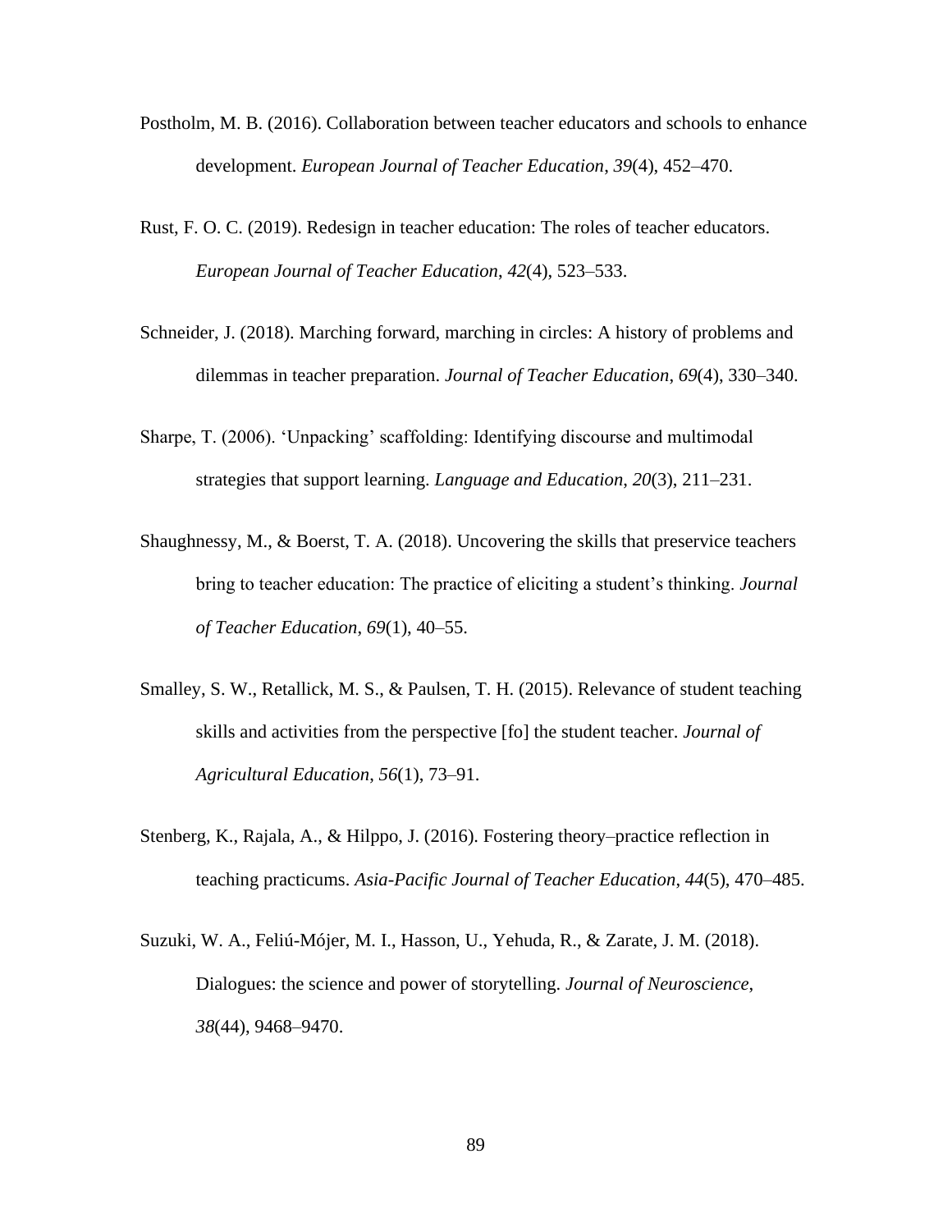Postholm, M. B. (2016). Collaboration between teacher educators and schools to enhance development. *European Journal of Teacher Education*, *39*(4), 452–470.

Rust, F. O. C. (2019). Redesign in teacher education: The roles of teacher educators. *European Journal of Teacher Education*, *42*(4), 523–533.

Schneider, J. (2018). Marching forward, marching in circles: A history of problems and dilemmas in teacher preparation. *Journal of Teacher Education*, *69*(4), 330–340.

Sharpe, T. (2006). 'Unpacking' scaffolding: Identifying discourse and multimodal strategies that support learning. *Language and Education*, *20*(3), 211–231.

Shaughnessy, M., & Boerst, T. A. (2018). Uncovering the skills that preservice teachers bring to teacher education: The practice of eliciting a student's thinking. *Journal of Teacher Education*, *69*(1), 40–55.

Smalley, S. W., Retallick, M. S., & Paulsen, T. H. (2015). Relevance of student teaching skills and activities from the perspective [fo] the student teacher. *Journal of Agricultural Education*, *56*(1), 73–91.

Stenberg, K., Rajala, A., & Hilppo, J. (2016). Fostering theory–practice reflection in teaching practicums. *Asia-Pacific Journal of Teacher Education*, *44*(5), 470–485.

Suzuki, W. A., Feliú-Mójer, M. I., Hasson, U., Yehuda, R., & Zarate, J. M. (2018). Dialogues: the science and power of storytelling. *Journal of Neuroscience*, *38*(44), 9468–9470.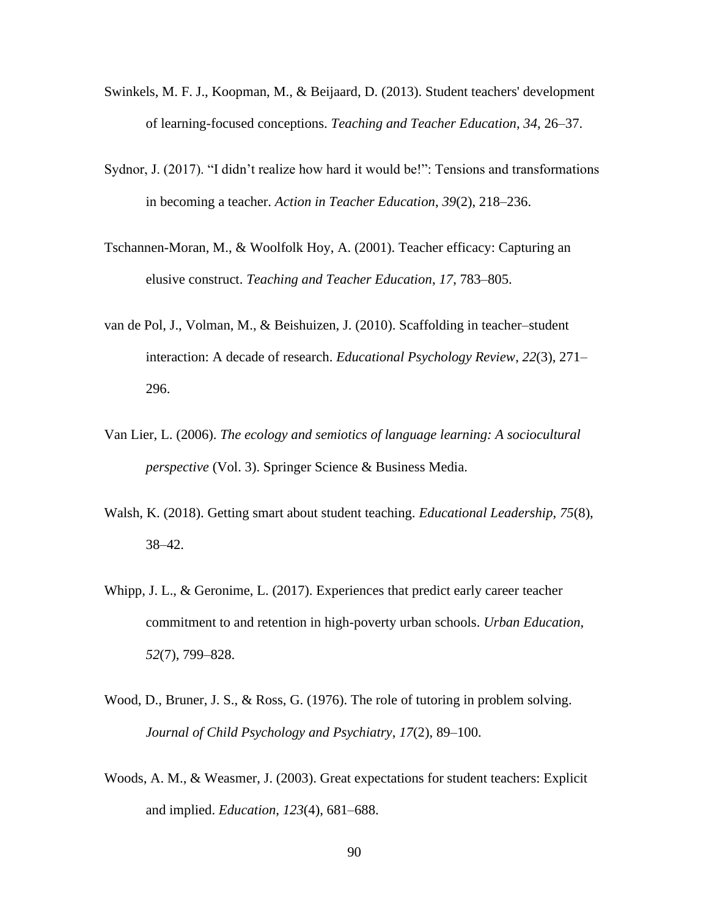Swinkels, M. F. J., Koopman, M., & Beijaard, D. (2013). Student teachers' development of learning-focused conceptions. *Teaching and Teacher Education*, *34*, 26–37.

Sydnor, J. (2017). “I didn’t realize how hard it would be!”: Tensions and transformations in becoming a teacher. *Action in Teacher Education*, *39*(2), 218–236.

Tschannen-Moran, M., & Woolfolk Hoy, A. (2001). Teacher efficacy: Capturing an elusive construct. *Teaching and Teacher Education*, *17*, 783–805.

van de Pol, J., Volman, M., & Beishuizen, J. (2010). Scaffolding in teacher–student interaction: A decade of research. *Educational Psychology Review*, *22*(3), 271–296.

Van Lier, L. (2006). *The ecology and semiotics of language learning: A sociocultural perspective* (Vol. 3). Springer Science & Business Media.

Walsh, K. (2018). Getting smart about student teaching. *Educational Leadership*, *75*(8), 38–42.

Whipp, J. L., & Geronime, L. (2017). Experiences that predict early career teacher commitment to and retention in high-poverty urban schools. *Urban Education*, *52*(7), 799–828.

Wood, D., Bruner, J. S., & Ross, G. (1976). The role of tutoring in problem solving. *Journal of Child Psychology and Psychiatry*, *17*(2), 89–100.

Woods, A. M., & Weasmer, J. (2003). Great expectations for student teachers: Explicit and implied. *Education*, *123*(4), 681–688.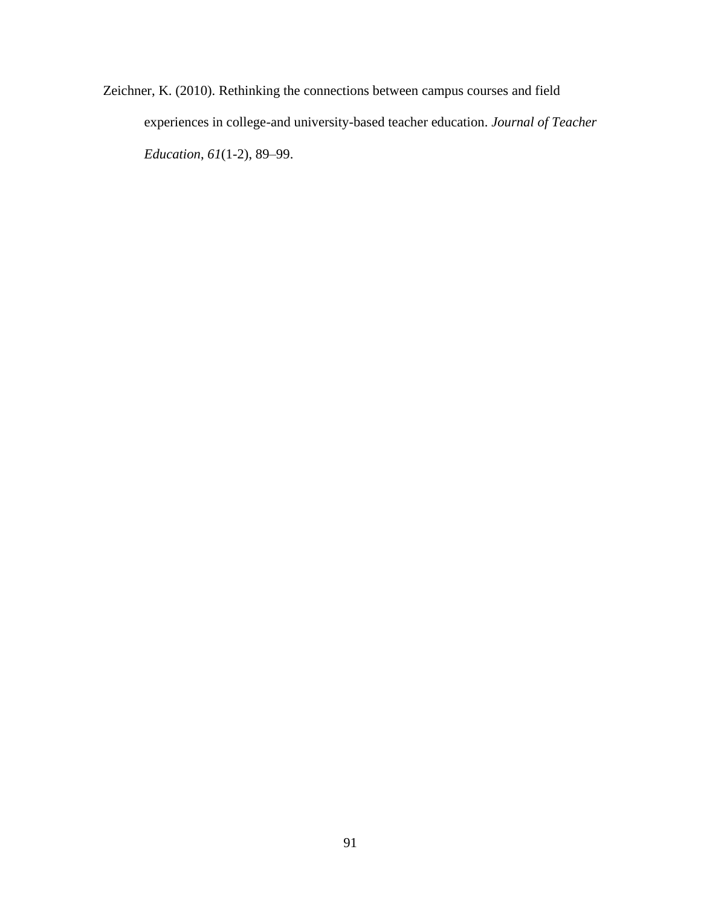Zeichner, K. (2010). Rethinking the connections between campus courses and field experiences in college-and university-based teacher education. *Journal of Teacher Education*, *61*(1-2), 89–99.